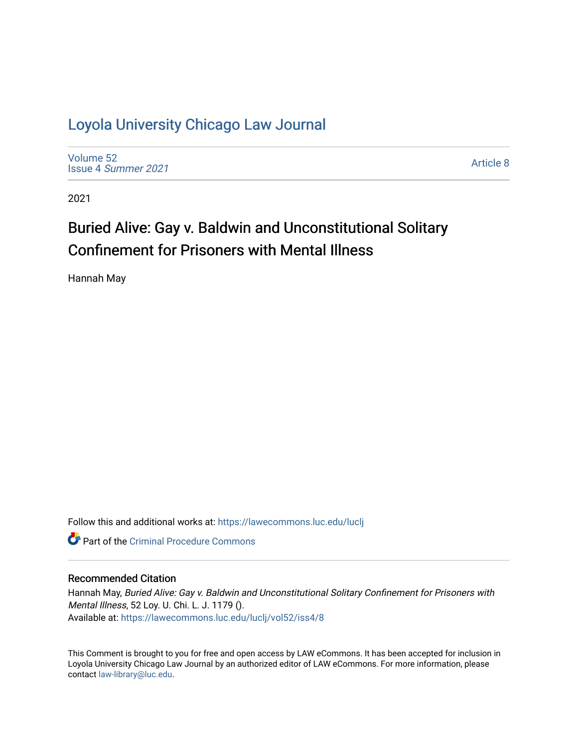# Loyola University Chicago Law Journal

Volume 52
Issue 4 *Summer 2021*

Article 8

2021

## Buried Alive: Gay v. Baldwin and Unconstitutional Solitary Confinement for Prisoners with Mental Illness

Hannah May

Follow this and additional works at: https://lawecommons.luc.edu/luclj

Part of the Criminal Procedure Commons

### Recommended Citation

Hannah May, *Buried Alive: Gay v. Baldwin and Unconstitutional Solitary Confinement for Prisoners with Mental Illness*, 52 Loy. U. Chi. L. J. 1179 ().
Available at: https://lawecommons.luc.edu/luclj/vol52/iss4/8

This Comment is brought to you for free and open access by LAW eCommons. It has been accepted for inclusion in Loyola University Chicago Law Journal by an authorized editor of LAW eCommons. For more information, please contact law-library@luc.edu.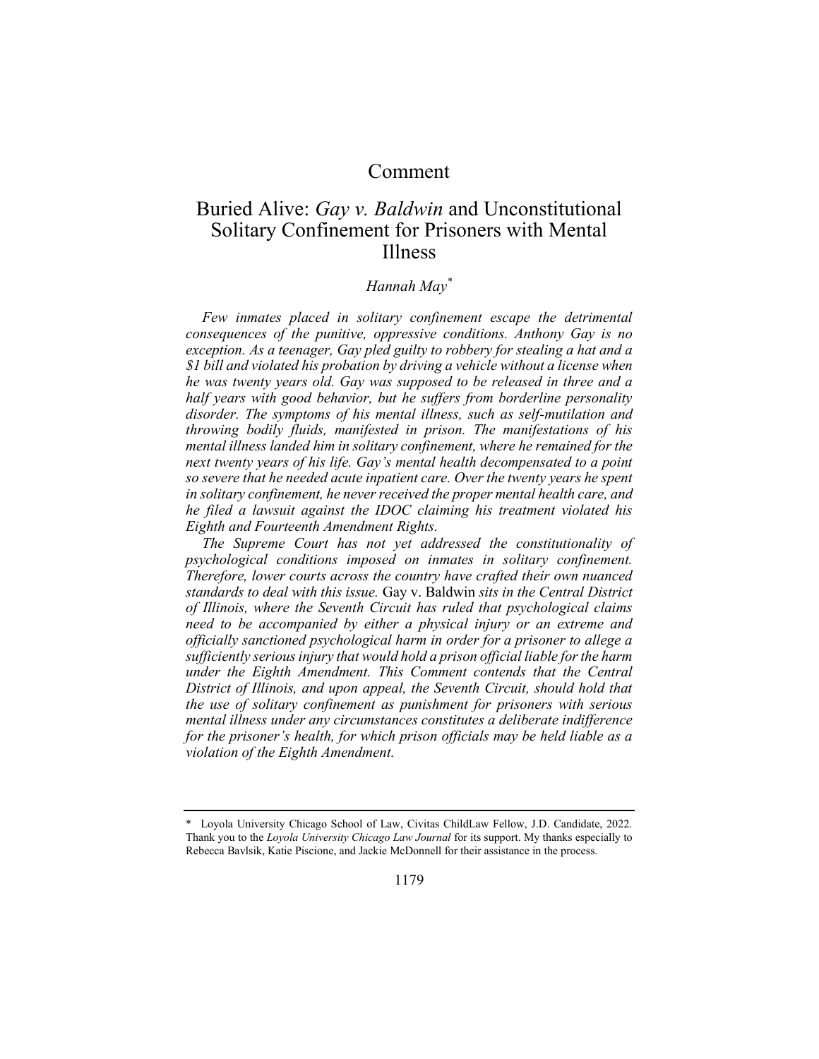# Comment

# Buried Alive: *Gay v. Baldwin* and Unconstitutional Solitary Confinement for Prisoners with Mental Illness

*Hannah May*[*]

*Few inmates placed in solitary confinement escape the detrimental consequences of the punitive, oppressive conditions. Anthony Gay is no exception. As a teenager, Gay pled guilty to robbery for stealing a hat and a $1 bill and violated his probation by driving a vehicle without a license when he was twenty years old. Gay was supposed to be released in three and a half years with good behavior, but he suffers from borderline personality disorder. The symptoms of his mental illness, such as self-mutilation and throwing bodily fluids, manifested in prison. The manifestations of his mental illness landed him in solitary confinement, where he remained for the next twenty years of his life. Gay's mental health decompensated to a point so severe that he needed acute inpatient care. Over the twenty years he spent in solitary confinement, he never received the proper mental health care, and he filed a lawsuit against the IDOC claiming his treatment violated his Eighth and Fourteenth Amendment Rights.*

*The Supreme Court has not yet addressed the constitutionality of psychological conditions imposed on inmates in solitary confinement. Therefore, lower courts across the country have crafted their own nuanced standards to deal with this issue.* Gay v. Baldwin *sits in the Central District of Illinois, where the Seventh Circuit has ruled that psychological claims need to be accompanied by either a physical injury or an extreme and officially sanctioned psychological harm in order for a prisoner to allege a sufficiently serious injury that would hold a prison official liable for the harm under the Eighth Amendment. This Comment contends that the Central District of Illinois, and upon appeal, the Seventh Circuit, should hold that the use of solitary confinement as punishment for prisoners with serious mental illness under any circumstances constitutes a deliberate indifference for the prisoner's health, for which prison officials may be held liable as a violation of the Eighth Amendment.*

---

[*] Loyola University Chicago School of Law, Civitas ChildLaw Fellow, J.D. Candidate, 2022. Thank you to the *Loyola University Chicago Law Journal* for its support. My thanks especially to Rebecca Bavlsik, Katie Piscione, and Jackie McDonnell for their assistance in the process.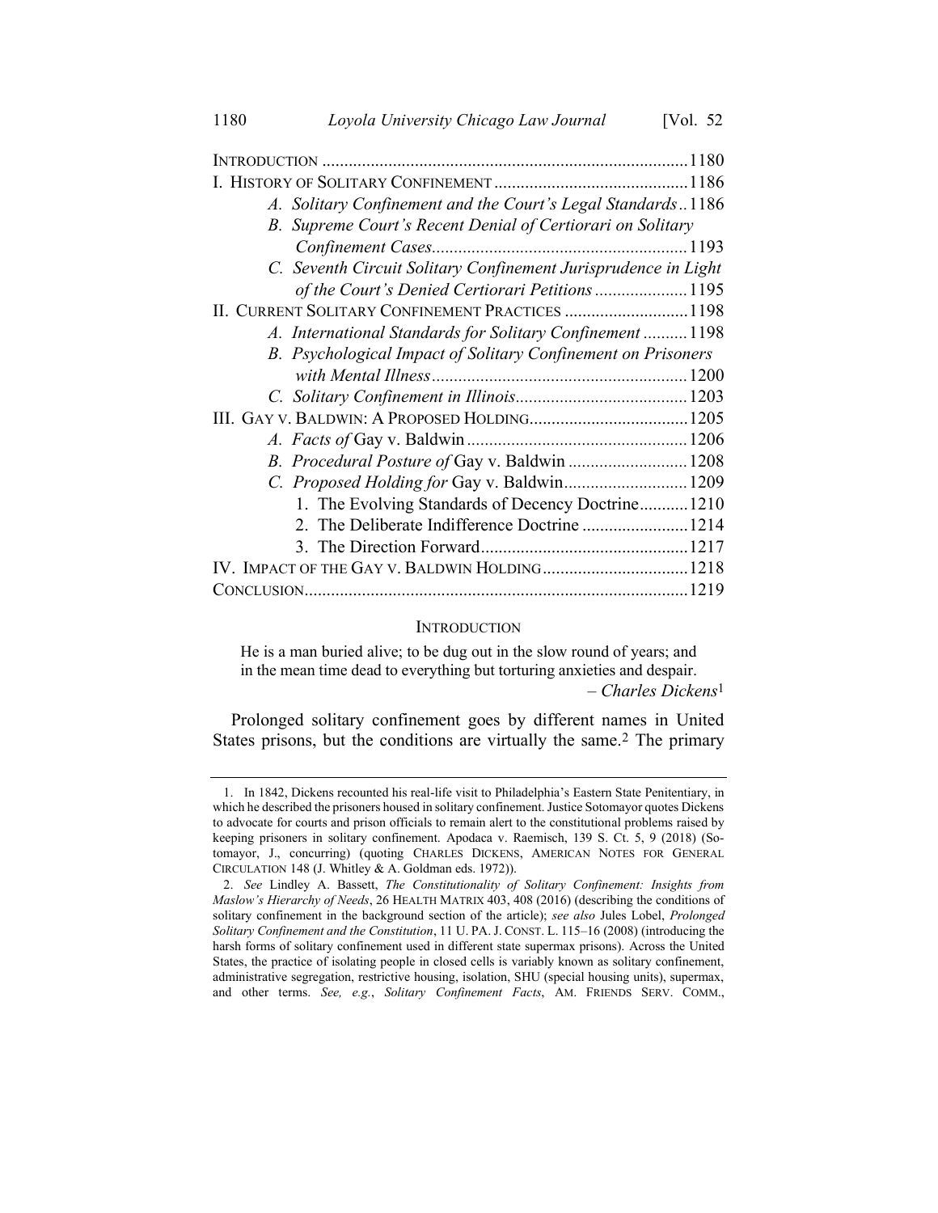| | |
|---|---|
| INTRODUCTION | 1180 |
| I. HISTORY OF SOLITARY CONFINEMENT | 1186 |
| *A. Solitary Confinement and the Court's Legal Standards* | 1186 |
| *B. Supreme Court's Recent Denial of Certiorari on Solitary Confinement Cases* | 1193 |
| *C. Seventh Circuit Solitary Confinement Jurisprudence in Light of the Court's Denied Certiorari Petitions* | 1195 |
| II. CURRENT SOLITARY CONFINEMENT PRACTICES | 1198 |
| *A. International Standards for Solitary Confinement* | 1198 |
| *B. Psychological Impact of Solitary Confinement on Prisoners with Mental Illness* | 1200 |
| *C. Solitary Confinement in Illinois* | 1203 |
| III. GAY V. BALDWIN: A PROPOSED HOLDING | 1205 |
| *A. Facts of* Gay v. Baldwin | 1206 |
| *B. Procedural Posture of* Gay v. Baldwin | 1208 |
| *C. Proposed Holding for* Gay v. Baldwin | 1209 |
| 1. The Evolving Standards of Decency Doctrine | 1210 |
| 2. The Deliberate Indifference Doctrine | 1214 |
| 3. The Direction Forward | 1217 |
| IV. IMPACT OF THE GAY V. BALDWIN HOLDING | 1218 |
| CONCLUSION | 1219 |

## INTRODUCTION

> He is a man buried alive; to be dug out in the slow round of years; and in the mean time dead to everything but torturing anxieties and despair.
>
> – *Charles Dickens*[1]

Prolonged solitary confinement goes by different names in United States prisons, but the conditions are virtually the same.[2] The primary

---

1. In 1842, Dickens recounted his real-life visit to Philadelphia's Eastern State Penitentiary, in which he described the prisoners housed in solitary confinement. Justice Sotomayor quotes Dickens to advocate for courts and prison officials to remain alert to the constitutional problems raised by keeping prisoners in solitary confinement. Apodaca v. Raemisch, 139 S. Ct. 5, 9 (2018) (Sotomayor, J., concurring) (quoting CHARLES DICKENS, AMERICAN NOTES FOR GENERAL CIRCULATION 148 (J. Whitley & A. Goldman eds. 1972)).

2. *See* Lindley A. Bassett, *The Constitutionality of Solitary Confinement: Insights from Maslow's Hierarchy of Needs*, 26 HEALTH MATRIX 403, 408 (2016) (describing the conditions of solitary confinement in the background section of the article); *see also* Jules Lobel, *Prolonged Solitary Confinement and the Constitution*, 11 U. PA. J. CONST. L. 115–16 (2008) (introducing the harsh forms of solitary confinement used in different state supermax prisons). Across the United States, the practice of isolating people in closed cells is variably known as solitary confinement, administrative segregation, restrictive housing, isolation, SHU (special housing units), supermax, and other terms. *See, e.g.*, *Solitary Confinement Facts*, AM. FRIENDS SERV. COMM.,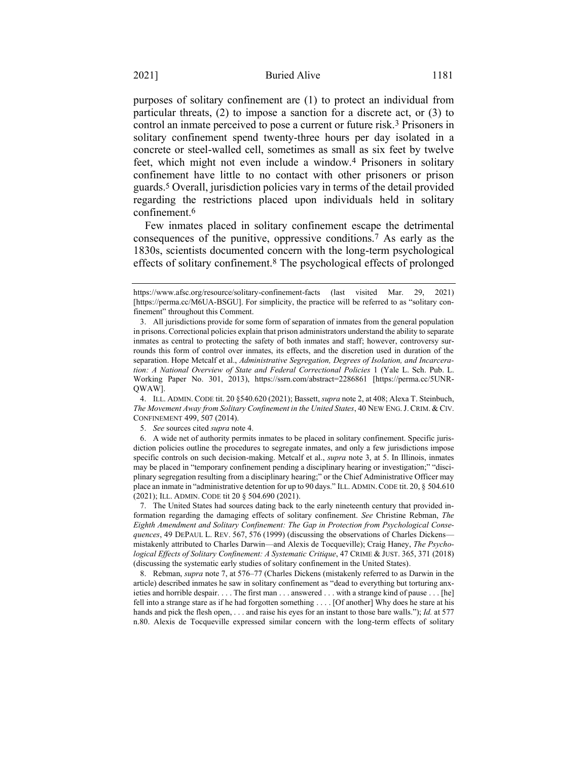purposes of solitary confinement are (1) to protect an individual from particular threats, (2) to impose a sanction for a discrete act, or (3) to control an inmate perceived to pose a current or future risk.[3] Prisoners in solitary confinement spend twenty-three hours per day isolated in a concrete or steel-walled cell, sometimes as small as six feet by twelve feet, which might not even include a window.[4] Prisoners in solitary confinement have little to no contact with other prisoners or prison guards.[5] Overall, jurisdiction policies vary in terms of the detail provided regarding the restrictions placed upon individuals held in solitary confinement.[6]

Few inmates placed in solitary confinement escape the detrimental consequences of the punitive, oppressive conditions.[7] As early as the 1830s, scientists documented concern with the long-term psychological effects of solitary confinement.[8] The psychological effects of prolonged

---

https://www.afsc.org/resource/solitary-confinement-facts (last visited Mar. 29, 2021) [https://perma.cc/M6UA-BSGU]. For simplicity, the practice will be referred to as "solitary confinement" throughout this Comment.

3. All jurisdictions provide for some form of separation of inmates from the general population in prisons. Correctional policies explain that prison administrators understand the ability to separate inmates as central to protecting the safety of both inmates and staff; however, controversy surrounds this form of control over inmates, its effects, and the discretion used in duration of the separation. Hope Metcalf et al., *Administrative Segregation, Degrees of Isolation, and Incarceration: A National Overview of State and Federal Correctional Policies* 1 (Yale L. Sch. Pub. L. Working Paper No. 301, 2013), https://ssrn.com/abstract=2286861 [https://perma.cc/5UNR-QWAW].

4. ILL. ADMIN. CODE tit. 20 §540.620 (2021); Bassett, *supra* note 2, at 408; Alexa T. Steinbuch, *The Movement Away from Solitary Confinement in the United States*, 40 NEW ENG. J. CRIM. & CIV. CONFINEMENT 499, 507 (2014).

5. *See* sources cited *supra* note 4.

6. A wide net of authority permits inmates to be placed in solitary confinement. Specific jurisdiction policies outline the procedures to segregate inmates, and only a few jurisdictions impose specific controls on such decision-making. Metcalf et al., *supra* note 3, at 5. In Illinois, inmates may be placed in "temporary confinement pending a disciplinary hearing or investigation;" "disciplinary segregation resulting from a disciplinary hearing;" or the Chief Administrative Officer may place an inmate in "administrative detention for up to 90 days." ILL. ADMIN. CODE tit. 20, § 504.610 (2021); ILL. ADMIN. CODE tit 20 § 504.690 (2021).

7. The United States had sources dating back to the early nineteenth century that provided information regarding the damaging effects of solitary confinement. *See* Christine Rebman, *The Eighth Amendment and Solitary Confinement: The Gap in Protection from Psychological Consequences*, 49 DEPAUL L. REV. 567, 576 (1999) (discussing the observations of Charles Dickens—mistakenly attributed to Charles Darwin—and Alexis de Tocqueville); Craig Haney, *The Psychological Effects of Solitary Confinement: A Systematic Critique*, 47 CRIME & JUST. 365, 371 (2018) (discussing the systematic early studies of solitary confinement in the United States).

8. Rebman, *supra* note 7, at 576–77 (Charles Dickens (mistakenly referred to as Darwin in the article) described inmates he saw in solitary confinement as "dead to everything but torturing anxieties and horrible despair. . . . The first man . . . answered . . . with a strange kind of pause . . . [he] fell into a strange stare as if he had forgotten something . . . . [Of another] Why does he stare at his hands and pick the flesh open, . . . and raise his eyes for an instant to those bare walls."); *Id.* at 577 n.80. Alexis de Tocqueville expressed similar concern with the long-term effects of solitary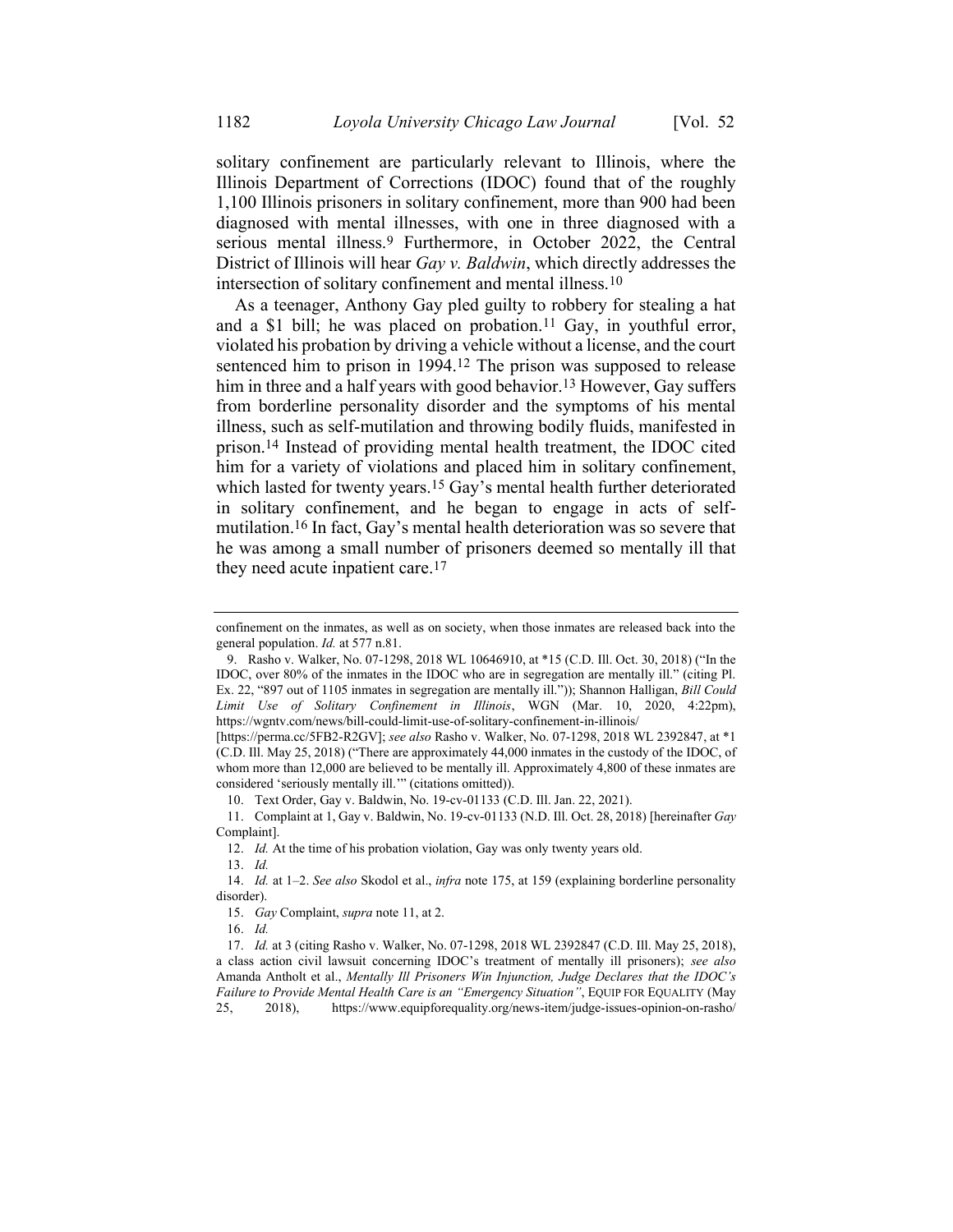solitary confinement are particularly relevant to Illinois, where the Illinois Department of Corrections (IDOC) found that of the roughly 1,100 Illinois prisoners in solitary confinement, more than 900 had been diagnosed with mental illnesses, with one in three diagnosed with a serious mental illness.[9] Furthermore, in October 2022, the Central District of Illinois will hear *Gay v. Baldwin*, which directly addresses the intersection of solitary confinement and mental illness.[10]

As a teenager, Anthony Gay pled guilty to robbery for stealing a hat and a $1 bill; he was placed on probation.[11] Gay, in youthful error, violated his probation by driving a vehicle without a license, and the court sentenced him to prison in 1994.[12] The prison was supposed to release him in three and a half years with good behavior.[13] However, Gay suffers from borderline personality disorder and the symptoms of his mental illness, such as self-mutilation and throwing bodily fluids, manifested in prison.[14] Instead of providing mental health treatment, the IDOC cited him for a variety of violations and placed him in solitary confinement, which lasted for twenty years.[15] Gay's mental health further deteriorated in solitary confinement, and he began to engage in acts of self-mutilation.[16] In fact, Gay's mental health deterioration was so severe that he was among a small number of prisoners deemed so mentally ill that they need acute inpatient care.[17]

---

confinement on the inmates, as well as on society, when those inmates are released back into the general population. *Id.* at 577 n.81.

9. Rasho v. Walker, No. 07-1298, 2018 WL 10646910, at *15 (C.D. Ill. Oct. 30, 2018) ("In the IDOC, over 80% of the inmates in the IDOC who are in segregation are mentally ill." (citing Pl. Ex. 22, "897 out of 1105 inmates in segregation are mentally ill.")); Shannon Halligan, *Bill Could Limit Use of Solitary Confinement in Illinois*, WGN (Mar. 10, 2020, 4:22pm), https://wgntv.com/news/bill-could-limit-use-of-solitary-confinement-in-illinois/ [https://perma.cc/5FB2-R2GV]; *see also* Rasho v. Walker, No. 07-1298, 2018 WL 2392847, at *1 (C.D. Ill. May 25, 2018) ("There are approximately 44,000 inmates in the custody of the IDOC, of whom more than 12,000 are believed to be mentally ill. Approximately 4,800 of these inmates are considered 'seriously mentally ill.'" (citations omitted)).

10. Text Order, Gay v. Baldwin, No. 19-cv-01133 (C.D. Ill. Jan. 22, 2021).

11. Complaint at 1, Gay v. Baldwin, No. 19-cv-01133 (N.D. Ill. Oct. 28, 2018) [hereinafter *Gay* Complaint].

12. *Id.* At the time of his probation violation, Gay was only twenty years old.

13. *Id.*

14. *Id.* at 1–2. *See also* Skodol et al., *infra* note 175, at 159 (explaining borderline personality disorder).

15. *Gay* Complaint, *supra* note 11, at 2.

16. *Id.*

17. *Id.* at 3 (citing Rasho v. Walker, No. 07-1298, 2018 WL 2392847 (C.D. Ill. May 25, 2018), a class action civil lawsuit concerning IDOC's treatment of mentally ill prisoners); *see also* Amanda Antholt et al., *Mentally Ill Prisoners Win Injunction, Judge Declares that the IDOC's Failure to Provide Mental Health Care is an "Emergency Situation"*, EQUIP FOR EQUALITY (May 25, 2018), https://www.equipforequality.org/news-item/judge-issues-opinion-on-rasho/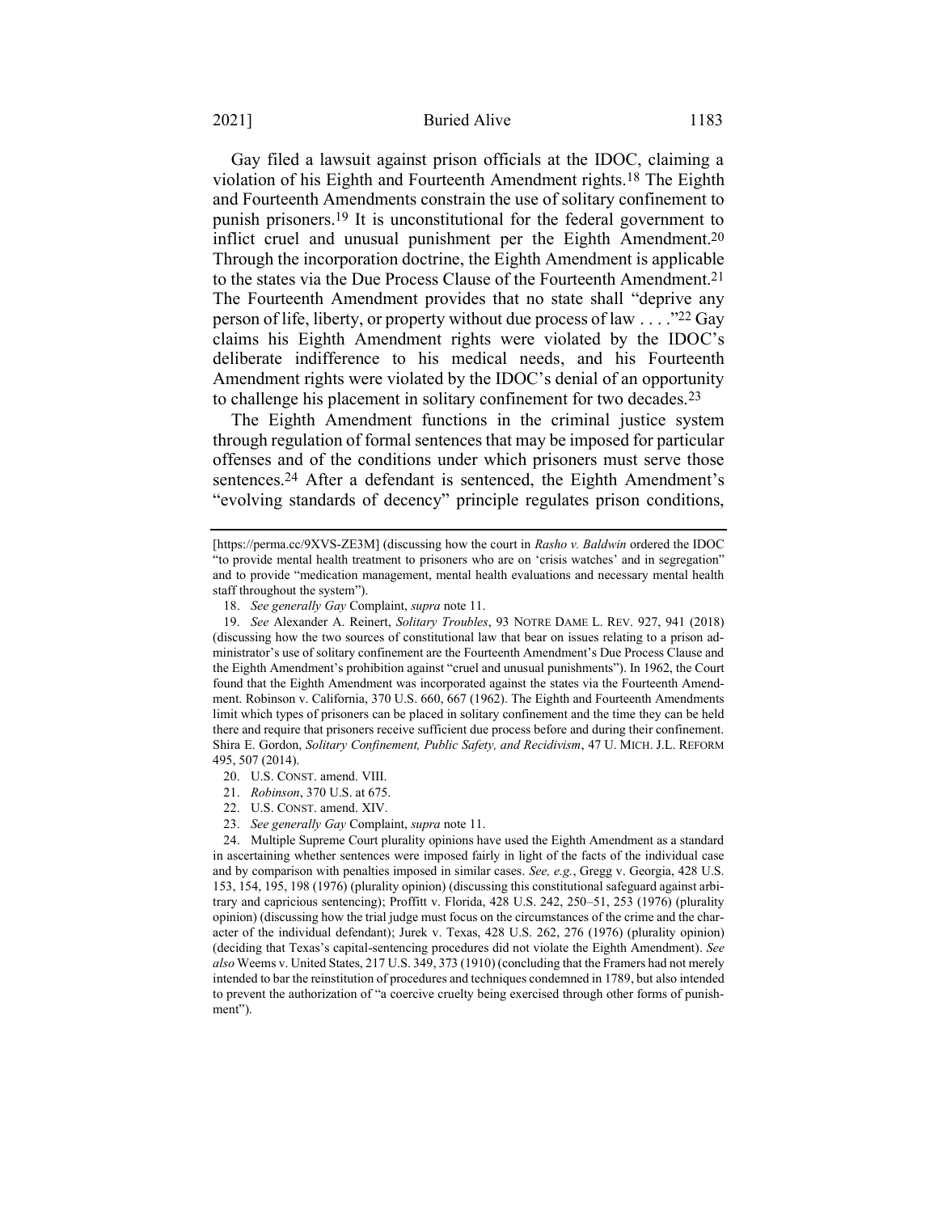Gay filed a lawsuit against prison officials at the IDOC, claiming a violation of his Eighth and Fourteenth Amendment rights.[18] The Eighth and Fourteenth Amendments constrain the use of solitary confinement to punish prisoners.[19] It is unconstitutional for the federal government to inflict cruel and unusual punishment per the Eighth Amendment.[20] Through the incorporation doctrine, the Eighth Amendment is applicable to the states via the Due Process Clause of the Fourteenth Amendment.[21] The Fourteenth Amendment provides that no state shall "deprive any person of life, liberty, or property without due process of law . . . ."[22] Gay claims his Eighth Amendment rights were violated by the IDOC's deliberate indifference to his medical needs, and his Fourteenth Amendment rights were violated by the IDOC's denial of an opportunity to challenge his placement in solitary confinement for two decades.[23]

The Eighth Amendment functions in the criminal justice system through regulation of formal sentences that may be imposed for particular offenses and of the conditions under which prisoners must serve those sentences.[24] After a defendant is sentenced, the Eighth Amendment's "evolving standards of decency" principle regulates prison conditions,

---

[https://perma.cc/9XVS-ZE3M] (discussing how the court in *Rasho v. Baldwin* ordered the IDOC "to provide mental health treatment to prisoners who are on 'crisis watches' and in segregation" and to provide "medication management, mental health evaluations and necessary mental health staff throughout the system").

18. *See generally Gay* Complaint, *supra* note 11.

19. *See* Alexander A. Reinert, *Solitary Troubles*, 93 NOTRE DAME L. REV. 927, 941 (2018) (discussing how the two sources of constitutional law that bear on issues relating to a prison administrator's use of solitary confinement are the Fourteenth Amendment's Due Process Clause and the Eighth Amendment's prohibition against "cruel and unusual punishments"). In 1962, the Court found that the Eighth Amendment was incorporated against the states via the Fourteenth Amendment. Robinson v. California, 370 U.S. 660, 667 (1962). The Eighth and Fourteenth Amendments limit which types of prisoners can be placed in solitary confinement and the time they can be held there and require that prisoners receive sufficient due process before and during their confinement. Shira E. Gordon, *Solitary Confinement, Public Safety, and Recidivism*, 47 U. MICH. J.L. REFORM 495, 507 (2014).

20. U.S. CONST. amend. VIII.

21. *Robinson*, 370 U.S. at 675.

22. U.S. CONST. amend. XIV.

23. *See generally Gay* Complaint, *supra* note 11.

24. Multiple Supreme Court plurality opinions have used the Eighth Amendment as a standard in ascertaining whether sentences were imposed fairly in light of the facts of the individual case and by comparison with penalties imposed in similar cases. *See, e.g.*, Gregg v. Georgia, 428 U.S. 153, 154, 195, 198 (1976) (plurality opinion) (discussing this constitutional safeguard against arbitrary and capricious sentencing); Proffitt v. Florida, 428 U.S. 242, 250–51, 253 (1976) (plurality opinion) (discussing how the trial judge must focus on the circumstances of the crime and the character of the individual defendant); Jurek v. Texas, 428 U.S. 262, 276 (1976) (plurality opinion) (deciding that Texas's capital-sentencing procedures did not violate the Eighth Amendment). *See also* Weems v. United States, 217 U.S. 349, 373 (1910) (concluding that the Framers had not merely intended to bar the reinstitution of procedures and techniques condemned in 1789, but also intended to prevent the authorization of "a coercive cruelty being exercised through other forms of punishment").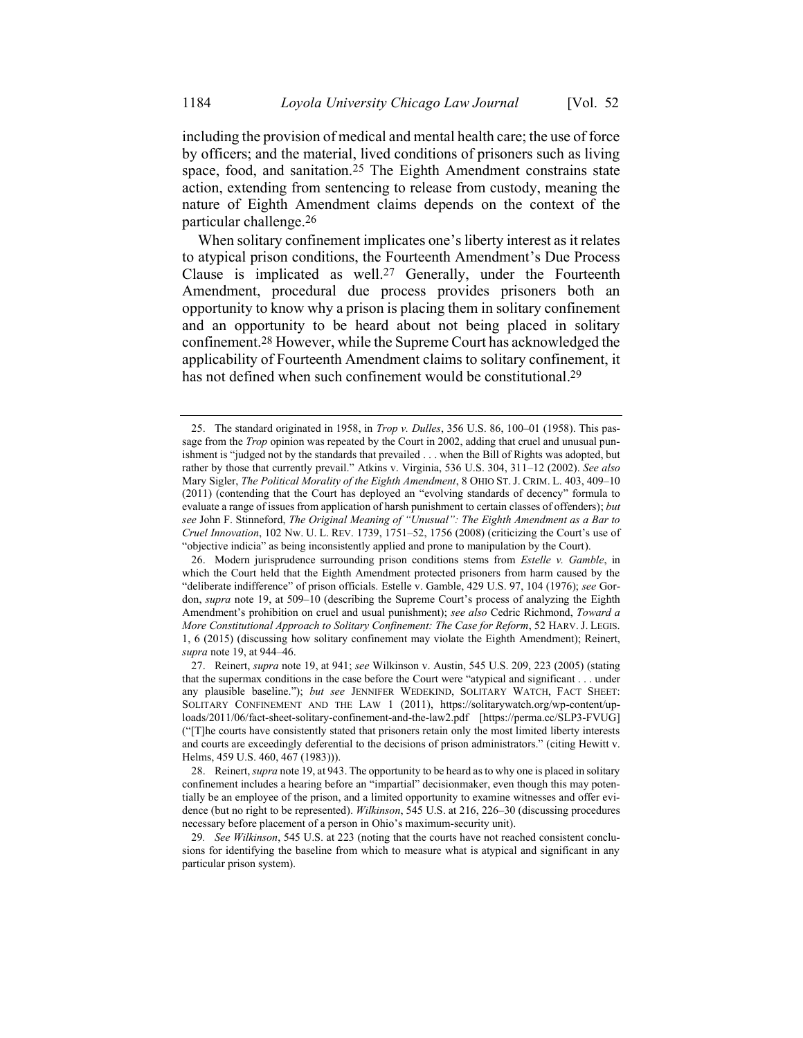including the provision of medical and mental health care; the use of force by officers; and the material, lived conditions of prisoners such as living space, food, and sanitation.[25] The Eighth Amendment constrains state action, extending from sentencing to release from custody, meaning the nature of Eighth Amendment claims depends on the context of the particular challenge.[26]

When solitary confinement implicates one's liberty interest as it relates to atypical prison conditions, the Fourteenth Amendment's Due Process Clause is implicated as well.[27] Generally, under the Fourteenth Amendment, procedural due process provides prisoners both an opportunity to know why a prison is placing them in solitary confinement and an opportunity to be heard about not being placed in solitary confinement.[28] However, while the Supreme Court has acknowledged the applicability of Fourteenth Amendment claims to solitary confinement, it has not defined when such confinement would be constitutional.[29]

---

25. The standard originated in 1958, in *Trop v. Dulles*, 356 U.S. 86, 100–01 (1958). This passage from the *Trop* opinion was repeated by the Court in 2002, adding that cruel and unusual punishment is "judged not by the standards that prevailed . . . when the Bill of Rights was adopted, but rather by those that currently prevail." Atkins v. Virginia, 536 U.S. 304, 311–12 (2002). *See also* Mary Sigler, *The Political Morality of the Eighth Amendment*, 8 OHIO ST. J. CRIM. L. 403, 409–10 (2011) (contending that the Court has deployed an "evolving standards of decency" formula to evaluate a range of issues from application of harsh punishment to certain classes of offenders); *but see* John F. Stinneford, *The Original Meaning of "Unusual": The Eighth Amendment as a Bar to Cruel Innovation*, 102 NW. U. L. REV. 1739, 1751–52, 1756 (2008) (criticizing the Court's use of "objective indicia" as being inconsistently applied and prone to manipulation by the Court).

26. Modern jurisprudence surrounding prison conditions stems from *Estelle v. Gamble*, in which the Court held that the Eighth Amendment protected prisoners from harm caused by the "deliberate indifference" of prison officials. Estelle v. Gamble, 429 U.S. 97, 104 (1976); *see* Gordon, *supra* note 19, at 509–10 (describing the Supreme Court's process of analyzing the Eighth Amendment's prohibition on cruel and usual punishment); *see also* Cedric Richmond, *Toward a More Constitutional Approach to Solitary Confinement: The Case for Reform*, 52 HARV. J. LEGIS. 1, 6 (2015) (discussing how solitary confinement may violate the Eighth Amendment); Reinert, *supra* note 19, at 944–46.

27. Reinert, *supra* note 19, at 941; *see* Wilkinson v. Austin, 545 U.S. 209, 223 (2005) (stating that the supermax conditions in the case before the Court were "atypical and significant . . . under any plausible baseline."); *but see* JENNIFER WEDEKIND, SOLITARY WATCH, FACT SHEET: SOLITARY CONFINEMENT AND THE LAW 1 (2011), https://solitarywatch.org/wp-content/uploads/2011/06/fact-sheet-solitary-confinement-and-the-law2.pdf [https://perma.cc/SLP3-FVUG] ("[T]he courts have consistently stated that prisoners retain only the most limited liberty interests and courts are exceedingly deferential to the decisions of prison administrators." (citing Hewitt v. Helms, 459 U.S. 460, 467 (1983))).

28. Reinert, *supra* note 19, at 943. The opportunity to be heard as to why one is placed in solitary confinement includes a hearing before an "impartial" decisionmaker, even though this may potentially be an employee of the prison, and a limited opportunity to examine witnesses and offer evidence (but no right to be represented). *Wilkinson*, 545 U.S. at 216, 226–30 (discussing procedures necessary before placement of a person in Ohio's maximum-security unit).

29. *See Wilkinson*, 545 U.S. at 223 (noting that the courts have not reached consistent conclusions for identifying the baseline from which to measure what is atypical and significant in any particular prison system).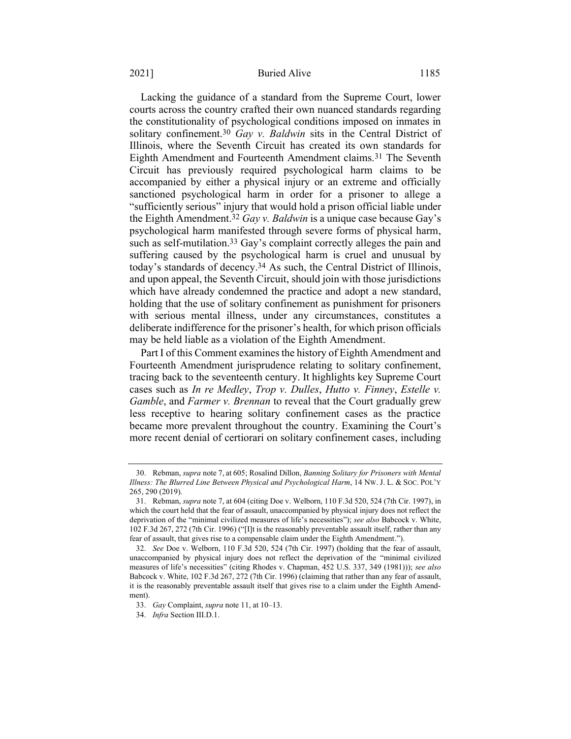Lacking the guidance of a standard from the Supreme Court, lower courts across the country crafted their own nuanced standards regarding the constitutionality of psychological conditions imposed on inmates in solitary confinement.[30] *Gay v. Baldwin* sits in the Central District of Illinois, where the Seventh Circuit has created its own standards for Eighth Amendment and Fourteenth Amendment claims.[31] The Seventh Circuit has previously required psychological harm claims to be accompanied by either a physical injury or an extreme and officially sanctioned psychological harm in order for a prisoner to allege a "sufficiently serious" injury that would hold a prison official liable under the Eighth Amendment.[32] *Gay v. Baldwin* is a unique case because Gay's psychological harm manifested through severe forms of physical harm, such as self-mutilation.[33] Gay's complaint correctly alleges the pain and suffering caused by the psychological harm is cruel and unusual by today's standards of decency.[34] As such, the Central District of Illinois, and upon appeal, the Seventh Circuit, should join with those jurisdictions which have already condemned the practice and adopt a new standard, holding that the use of solitary confinement as punishment for prisoners with serious mental illness, under any circumstances, constitutes a deliberate indifference for the prisoner's health, for which prison officials may be held liable as a violation of the Eighth Amendment.

Part I of this Comment examines the history of Eighth Amendment and Fourteenth Amendment jurisprudence relating to solitary confinement, tracing back to the seventeenth century. It highlights key Supreme Court cases such as *In re Medley*, *Trop v. Dulles*, *Hutto v. Finney*, *Estelle v. Gamble*, and *Farmer v. Brennan* to reveal that the Court gradually grew less receptive to hearing solitary confinement cases as the practice became more prevalent throughout the country. Examining the Court's more recent denial of certiorari on solitary confinement cases, including

---

30. Rebman, *supra* note 7, at 605; Rosalind Dillon, *Banning Solitary for Prisoners with Mental Illness: The Blurred Line Between Physical and Psychological Harm*, 14 NW. J. L. & SOC. POL'Y 265, 290 (2019).

31. Rebman, *supra* note 7, at 604 (citing Doe v. Welborn, 110 F.3d 520, 524 (7th Cir. 1997), in which the court held that the fear of assault, unaccompanied by physical injury does not reflect the deprivation of the "minimal civilized measures of life's necessities"); *see also* Babcock v. White, 102 F.3d 267, 272 (7th Cir. 1996) ("[I]t is the reasonably preventable assault itself, rather than any fear of assault, that gives rise to a compensable claim under the Eighth Amendment.").

32. *See* Doe v. Welborn, 110 F.3d 520, 524 (7th Cir. 1997) (holding that the fear of assault, unaccompanied by physical injury does not reflect the deprivation of the "minimal civilized measures of life's necessities" (citing Rhodes v. Chapman, 452 U.S. 337, 349 (1981))); *see also* Babcock v. White, 102 F.3d 267, 272 (7th Cir. 1996) (claiming that rather than any fear of assault, it is the reasonably preventable assault itself that gives rise to a claim under the Eighth Amendment).

33. *Gay* Complaint, *supra* note 11, at 10–13.

34. *Infra* Section III.D.1.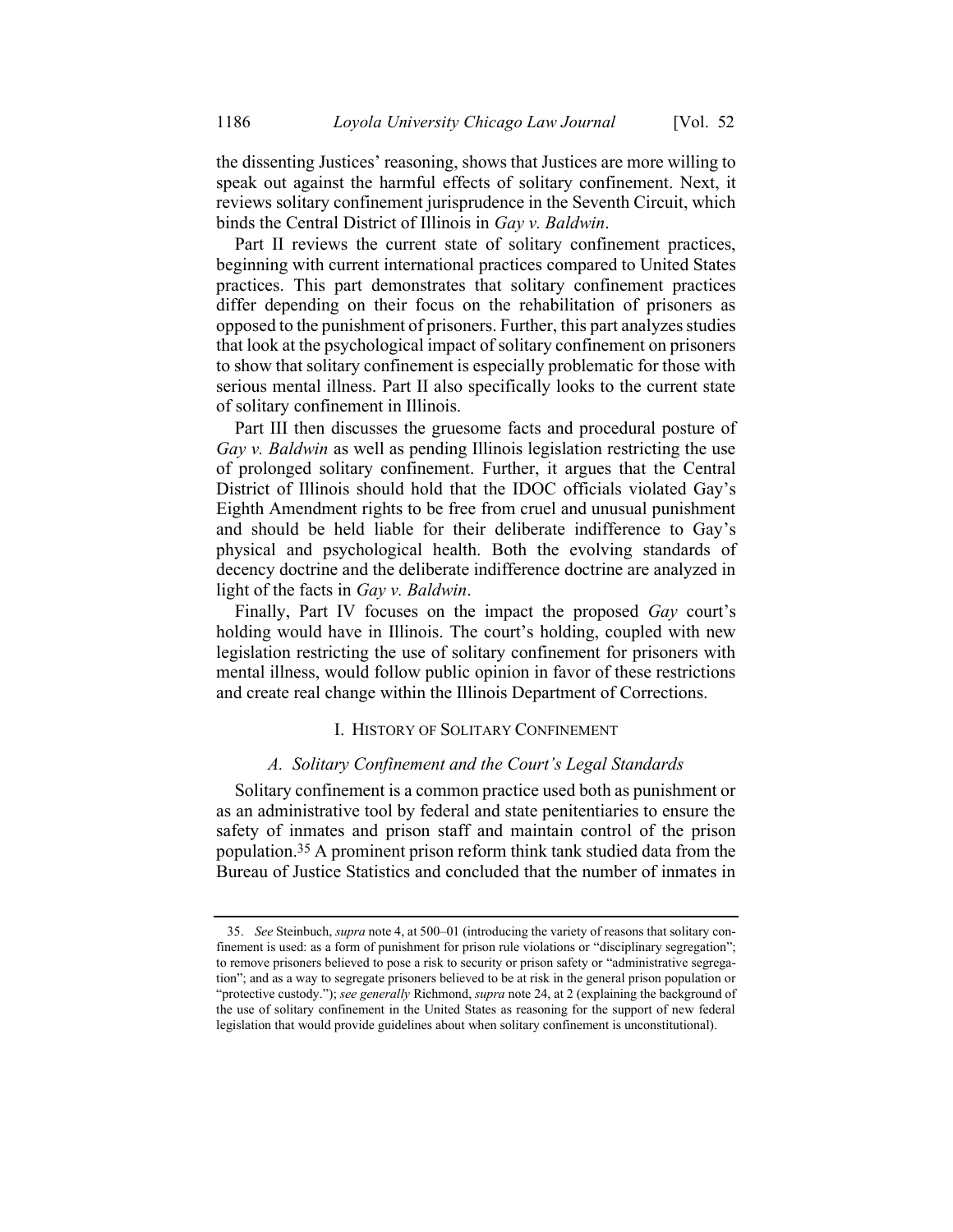the dissenting Justices' reasoning, shows that Justices are more willing to speak out against the harmful effects of solitary confinement. Next, it reviews solitary confinement jurisprudence in the Seventh Circuit, which binds the Central District of Illinois in *Gay v. Baldwin*.

Part II reviews the current state of solitary confinement practices, beginning with current international practices compared to United States practices. This part demonstrates that solitary confinement practices differ depending on their focus on the rehabilitation of prisoners as opposed to the punishment of prisoners. Further, this part analyzes studies that look at the psychological impact of solitary confinement on prisoners to show that solitary confinement is especially problematic for those with serious mental illness. Part II also specifically looks to the current state of solitary confinement in Illinois.

Part III then discusses the gruesome facts and procedural posture of *Gay v. Baldwin* as well as pending Illinois legislation restricting the use of prolonged solitary confinement. Further, it argues that the Central District of Illinois should hold that the IDOC officials violated Gay's Eighth Amendment rights to be free from cruel and unusual punishment and should be held liable for their deliberate indifference to Gay's physical and psychological health. Both the evolving standards of decency doctrine and the deliberate indifference doctrine are analyzed in light of the facts in *Gay v. Baldwin*.

Finally, Part IV focuses on the impact the proposed *Gay* court's holding would have in Illinois. The court's holding, coupled with new legislation restricting the use of solitary confinement for prisoners with mental illness, would follow public opinion in favor of these restrictions and create real change within the Illinois Department of Corrections.

## I. History of Solitary Confinement

### *A. Solitary Confinement and the Court's Legal Standards*

Solitary confinement is a common practice used both as punishment or as an administrative tool by federal and state penitentiaries to ensure the safety of inmates and prison staff and maintain control of the prison population.[35] A prominent prison reform think tank studied data from the Bureau of Justice Statistics and concluded that the number of inmates in

35. *See* Steinbuch, *supra* note 4, at 500–01 (introducing the variety of reasons that solitary confinement is used: as a form of punishment for prison rule violations or "disciplinary segregation"; to remove prisoners believed to pose a risk to security or prison safety or "administrative segregation"; and as a way to segregate prisoners believed to be at risk in the general prison population or "protective custody."); *see generally* Richmond, *supra* note 24, at 2 (explaining the background of the use of solitary confinement in the United States as reasoning for the support of new federal legislation that would provide guidelines about when solitary confinement is unconstitutional).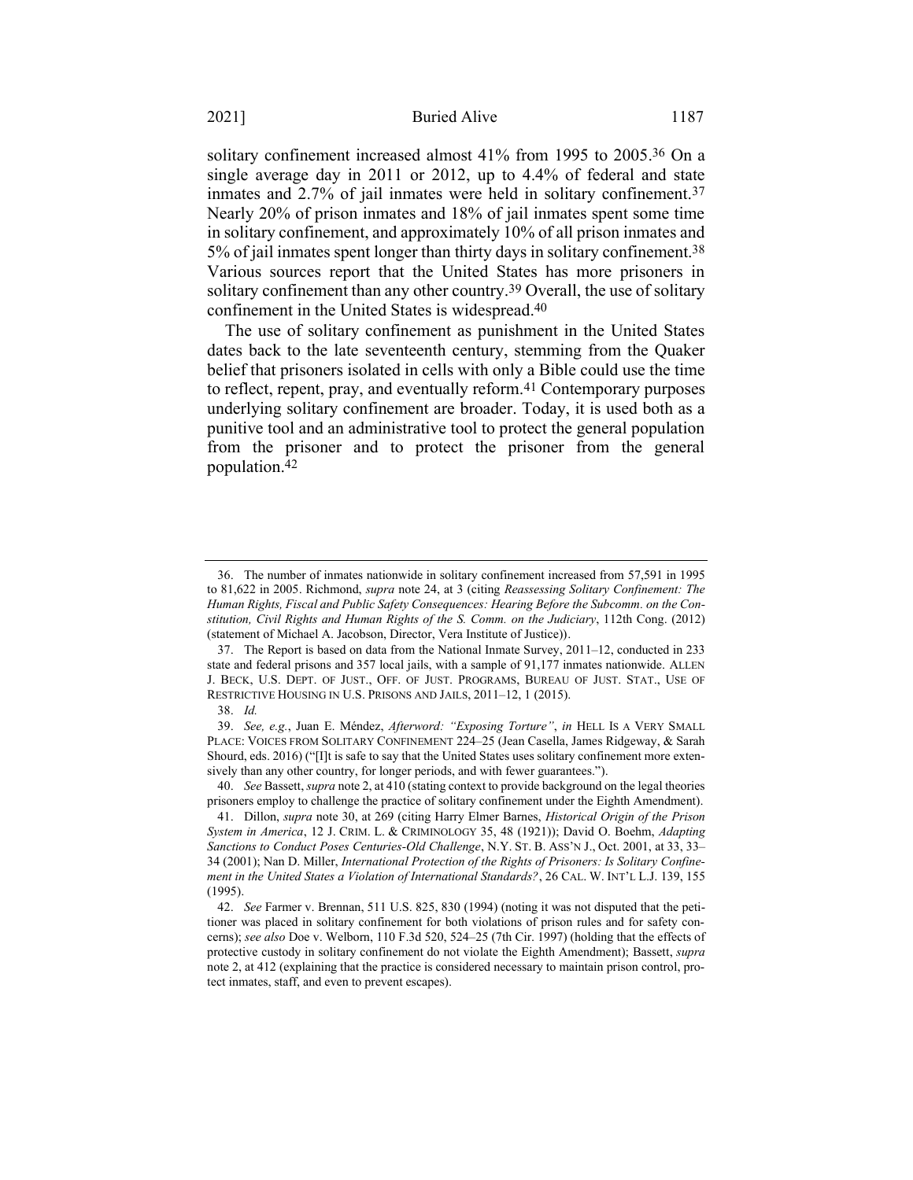solitary confinement increased almost 41% from 1995 to 2005.[36] On a single average day in 2011 or 2012, up to 4.4% of federal and state inmates and 2.7% of jail inmates were held in solitary confinement.[37] Nearly 20% of prison inmates and 18% of jail inmates spent some time in solitary confinement, and approximately 10% of all prison inmates and 5% of jail inmates spent longer than thirty days in solitary confinement.[38] Various sources report that the United States has more prisoners in solitary confinement than any other country.[39] Overall, the use of solitary confinement in the United States is widespread.[40]

The use of solitary confinement as punishment in the United States dates back to the late seventeenth century, stemming from the Quaker belief that prisoners isolated in cells with only a Bible could use the time to reflect, repent, pray, and eventually reform.[41] Contemporary purposes underlying solitary confinement are broader. Today, it is used both as a punitive tool and an administrative tool to protect the general population from the prisoner and to protect the prisoner from the general population.[42]

---

36. The number of inmates nationwide in solitary confinement increased from 57,591 in 1995 to 81,622 in 2005. Richmond, *supra* note 24, at 3 (citing *Reassessing Solitary Confinement: The Human Rights, Fiscal and Public Safety Consequences: Hearing Before the Subcomm. on the Constitution, Civil Rights and Human Rights of the S. Comm. on the Judiciary*, 112th Cong. (2012) (statement of Michael A. Jacobson, Director, Vera Institute of Justice)).

37. The Report is based on data from the National Inmate Survey, 2011–12, conducted in 233 state and federal prisons and 357 local jails, with a sample of 91,177 inmates nationwide. ALLEN J. BECK, U.S. DEPT. OF JUST., OFF. OF JUST. PROGRAMS, BUREAU OF JUST. STAT., USE OF RESTRICTIVE HOUSING IN U.S. PRISONS AND JAILS, 2011–12, 1 (2015).

38. *Id.*

39. *See, e.g.*, Juan E. Méndez, *Afterword: "Exposing Torture"*, *in* HELL IS A VERY SMALL PLACE: VOICES FROM SOLITARY CONFINEMENT 224–25 (Jean Casella, James Ridgeway, & Sarah Shourd, eds. 2016) ("[I]t is safe to say that the United States uses solitary confinement more extensively than any other country, for longer periods, and with fewer guarantees.").

40. *See* Bassett, *supra* note 2, at 410 (stating context to provide background on the legal theories prisoners employ to challenge the practice of solitary confinement under the Eighth Amendment).

41. Dillon, *supra* note 30, at 269 (citing Harry Elmer Barnes, *Historical Origin of the Prison System in America*, 12 J. CRIM. L. & CRIMINOLOGY 35, 48 (1921)); David O. Boehm, *Adapting Sanctions to Conduct Poses Centuries-Old Challenge*, N.Y. ST. B. ASS'N J., Oct. 2001, at 33, 33–34 (2001); Nan D. Miller, *International Protection of the Rights of Prisoners: Is Solitary Confinement in the United States a Violation of International Standards?*, 26 CAL. W. INT'L L.J. 139, 155 (1995).

42. *See* Farmer v. Brennan, 511 U.S. 825, 830 (1994) (noting it was not disputed that the petitioner was placed in solitary confinement for both violations of prison rules and for safety concerns); *see also* Doe v. Welborn, 110 F.3d 520, 524–25 (7th Cir. 1997) (holding that the effects of protective custody in solitary confinement do not violate the Eighth Amendment); Bassett, *supra* note 2, at 412 (explaining that the practice is considered necessary to maintain prison control, protect inmates, staff, and even to prevent escapes).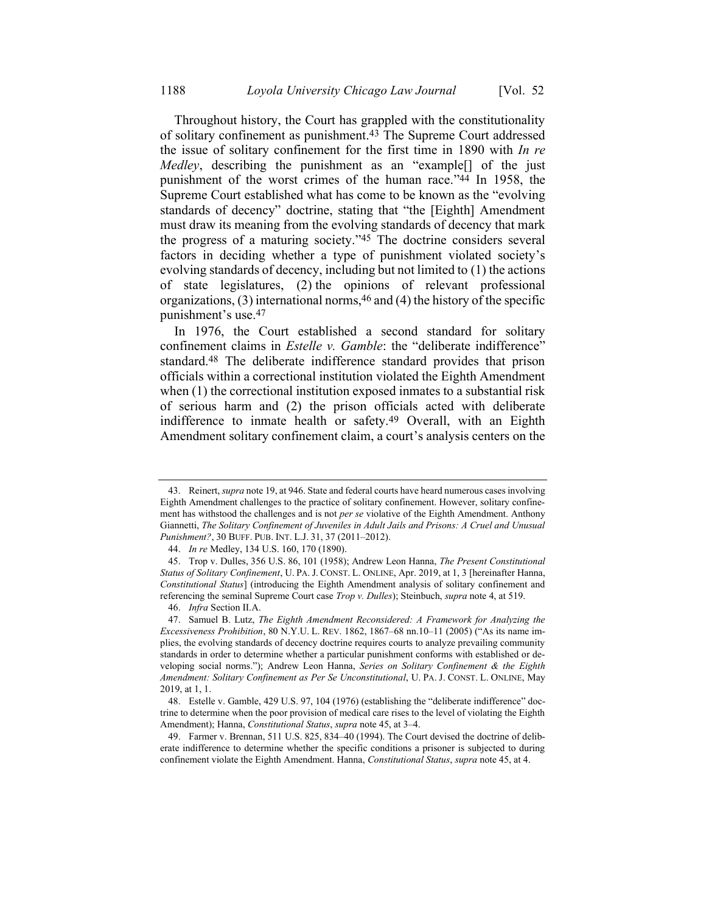Throughout history, the Court has grappled with the constitutionality of solitary confinement as punishment.[43] The Supreme Court addressed the issue of solitary confinement for the first time in 1890 with *In re Medley*, describing the punishment as an "example[] of the just punishment of the worst crimes of the human race."[44] In 1958, the Supreme Court established what has come to be known as the "evolving standards of decency" doctrine, stating that "the [Eighth] Amendment must draw its meaning from the evolving standards of decency that mark the progress of a maturing society."[45] The doctrine considers several factors in deciding whether a type of punishment violated society's evolving standards of decency, including but not limited to (1) the actions of state legislatures, (2) the opinions of relevant professional organizations, (3) international norms,[46] and (4) the history of the specific punishment's use.[47]

In 1976, the Court established a second standard for solitary confinement claims in *Estelle v. Gamble*: the "deliberate indifference" standard.[48] The deliberate indifference standard provides that prison officials within a correctional institution violated the Eighth Amendment when (1) the correctional institution exposed inmates to a substantial risk of serious harm and (2) the prison officials acted with deliberate indifference to inmate health or safety.[49] Overall, with an Eighth Amendment solitary confinement claim, a court's analysis centers on the

---

43. Reinert, *supra* note 19, at 946. State and federal courts have heard numerous cases involving Eighth Amendment challenges to the practice of solitary confinement. However, solitary confinement has withstood the challenges and is not *per se* violative of the Eighth Amendment. Anthony Giannetti, *The Solitary Confinement of Juveniles in Adult Jails and Prisons: A Cruel and Unusual Punishment?*, 30 BUFF. PUB. INT. L.J. 31, 37 (2011–2012).

44. *In re* Medley, 134 U.S. 160, 170 (1890).

45. Trop v. Dulles, 356 U.S. 86, 101 (1958); Andrew Leon Hanna, *The Present Constitutional Status of Solitary Confinement*, U. PA. J. CONST. L. ONLINE, Apr. 2019, at 1, 3 [hereinafter Hanna, *Constitutional Status*] (introducing the Eighth Amendment analysis of solitary confinement and referencing the seminal Supreme Court case *Trop v. Dulles*); Steinbuch, *supra* note 4, at 519.

46. *Infra* Section II.A.

47. Samuel B. Lutz, *The Eighth Amendment Reconsidered: A Framework for Analyzing the Excessiveness Prohibition*, 80 N.Y.U. L. REV. 1862, 1867–68 nn.10–11 (2005) ("As its name implies, the evolving standards of decency doctrine requires courts to analyze prevailing community standards in order to determine whether a particular punishment conforms with established or developing social norms."); Andrew Leon Hanna, *Series on Solitary Confinement & the Eighth Amendment: Solitary Confinement as Per Se Unconstitutional*, U. PA. J. CONST. L. ONLINE, May 2019, at 1, 1.

48. Estelle v. Gamble, 429 U.S. 97, 104 (1976) (establishing the "deliberate indifference" doctrine to determine when the poor provision of medical care rises to the level of violating the Eighth Amendment); Hanna, *Constitutional Status*, *supra* note 45, at 3–4.

49. Farmer v. Brennan, 511 U.S. 825, 834–40 (1994). The Court devised the doctrine of deliberate indifference to determine whether the specific conditions a prisoner is subjected to during confinement violate the Eighth Amendment. Hanna, *Constitutional Status*, *supra* note 45, at 4.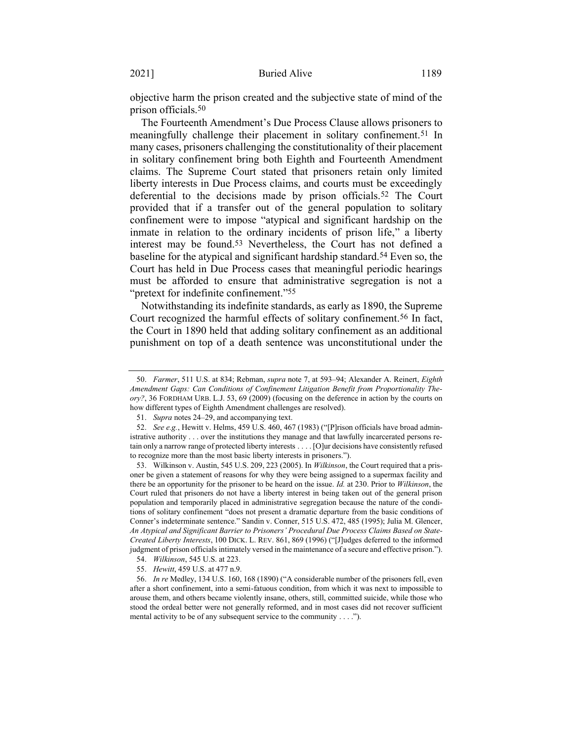objective harm the prison created and the subjective state of mind of the prison officials.[50]

The Fourteenth Amendment's Due Process Clause allows prisoners to meaningfully challenge their placement in solitary confinement.[51] In many cases, prisoners challenging the constitutionality of their placement in solitary confinement bring both Eighth and Fourteenth Amendment claims. The Supreme Court stated that prisoners retain only limited liberty interests in Due Process claims, and courts must be exceedingly deferential to the decisions made by prison officials.[52] The Court provided that if a transfer out of the general population to solitary confinement were to impose "atypical and significant hardship on the inmate in relation to the ordinary incidents of prison life," a liberty interest may be found.[53] Nevertheless, the Court has not defined a baseline for the atypical and significant hardship standard.[54] Even so, the Court has held in Due Process cases that meaningful periodic hearings must be afforded to ensure that administrative segregation is not a "pretext for indefinite confinement."[55]

Notwithstanding its indefinite standards, as early as 1890, the Supreme Court recognized the harmful effects of solitary confinement.[56] In fact, the Court in 1890 held that adding solitary confinement as an additional punishment on top of a death sentence was unconstitutional under the

---

50. *Farmer*, 511 U.S. at 834; Rebman, *supra* note 7, at 593–94; Alexander A. Reinert, *Eighth Amendment Gaps: Can Conditions of Confinement Litigation Benefit from Proportionality Theory?*, 36 FORDHAM URB. L.J. 53, 69 (2009) (focusing on the deference in action by the courts on how different types of Eighth Amendment challenges are resolved).

51. *Supra* notes 24–29, and accompanying text.

52. *See e.g.*, Hewitt v. Helms, 459 U.S. 460, 467 (1983) ("[P]rison officials have broad administrative authority . . . over the institutions they manage and that lawfully incarcerated persons retain only a narrow range of protected liberty interests . . . . [O]ur decisions have consistently refused to recognize more than the most basic liberty interests in prisoners.").

53. Wilkinson v. Austin, 545 U.S. 209, 223 (2005). In *Wilkinson*, the Court required that a prisoner be given a statement of reasons for why they were being assigned to a supermax facility and there be an opportunity for the prisoner to be heard on the issue. *Id.* at 230. Prior to *Wilkinson*, the Court ruled that prisoners do not have a liberty interest in being taken out of the general prison population and temporarily placed in administrative segregation because the nature of the conditions of solitary confinement "does not present a dramatic departure from the basic conditions of Conner's indeterminate sentence." Sandin v. Conner, 515 U.S. 472, 485 (1995); Julia M. Glencer, *An Atypical and Significant Barrier to Prisoners' Procedural Due Process Claims Based on State-Created Liberty Interests*, 100 DICK. L. REV. 861, 869 (1996) ("[J]udges deferred to the informed judgment of prison officials intimately versed in the maintenance of a secure and effective prison.").

54. *Wilkinson*, 545 U.S. at 223.

55. *Hewitt*, 459 U.S. at 477 n.9.

56. *In re* Medley, 134 U.S. 160, 168 (1890) ("A considerable number of the prisoners fell, even after a short confinement, into a semi-fatuous condition, from which it was next to impossible to arouse them, and others became violently insane, others, still, committed suicide, while those who stood the ordeal better were not generally reformed, and in most cases did not recover sufficient mental activity to be of any subsequent service to the community . . . .").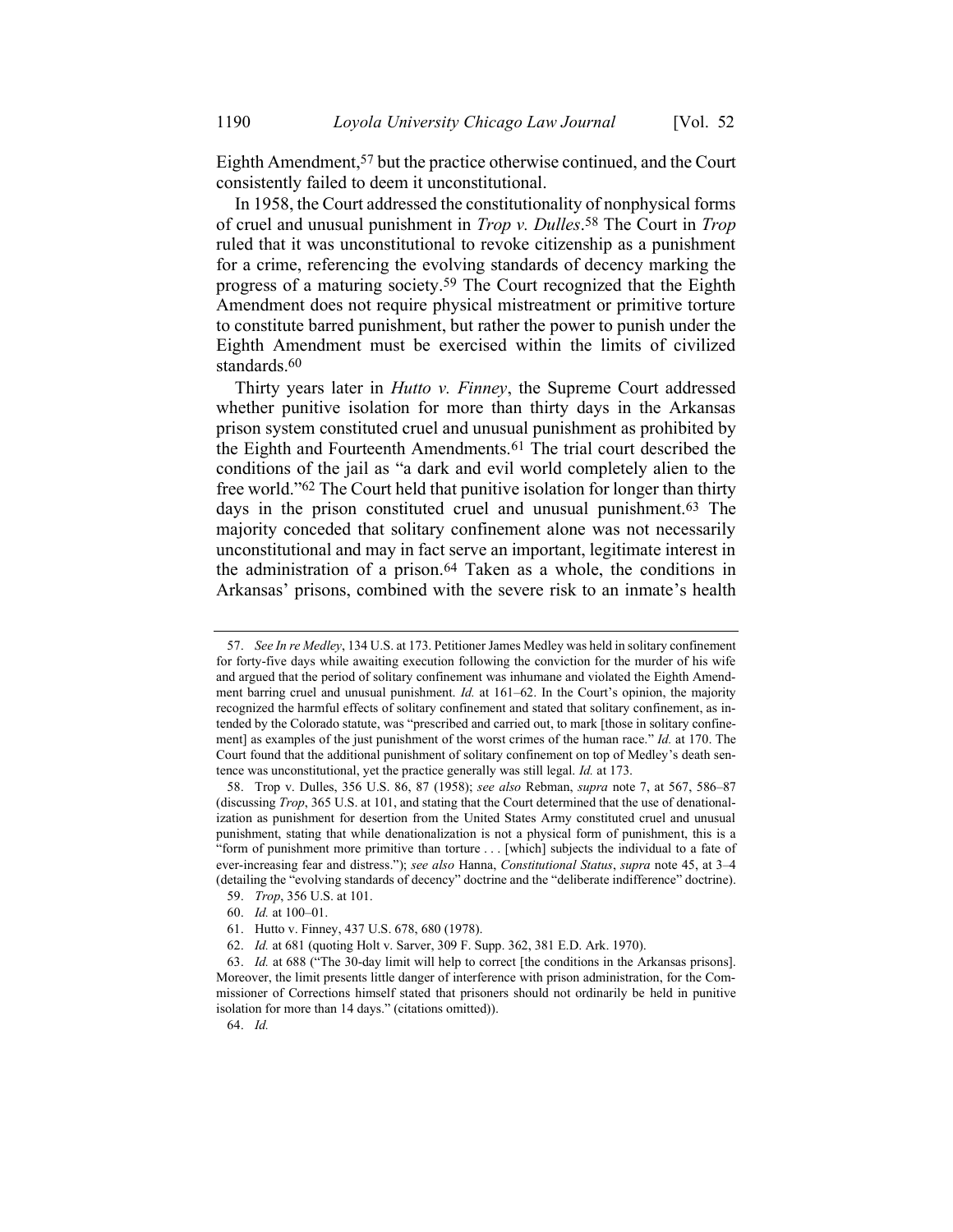Eighth Amendment,[57] but the practice otherwise continued, and the Court consistently failed to deem it unconstitutional.

In 1958, the Court addressed the constitutionality of nonphysical forms of cruel and unusual punishment in *Trop v. Dulles*.[58] The Court in *Trop* ruled that it was unconstitutional to revoke citizenship as a punishment for a crime, referencing the evolving standards of decency marking the progress of a maturing society.[59] The Court recognized that the Eighth Amendment does not require physical mistreatment or primitive torture to constitute barred punishment, but rather the power to punish under the Eighth Amendment must be exercised within the limits of civilized standards.[60]

Thirty years later in *Hutto v. Finney*, the Supreme Court addressed whether punitive isolation for more than thirty days in the Arkansas prison system constituted cruel and unusual punishment as prohibited by the Eighth and Fourteenth Amendments.[61] The trial court described the conditions of the jail as "a dark and evil world completely alien to the free world."[62] The Court held that punitive isolation for longer than thirty days in the prison constituted cruel and unusual punishment.[63] The majority conceded that solitary confinement alone was not necessarily unconstitutional and may in fact serve an important, legitimate interest in the administration of a prison.[64] Taken as a whole, the conditions in Arkansas' prisons, combined with the severe risk to an inmate's health

---

57. *See In re Medley*, 134 U.S. at 173. Petitioner James Medley was held in solitary confinement for forty-five days while awaiting execution following the conviction for the murder of his wife and argued that the period of solitary confinement was inhumane and violated the Eighth Amendment barring cruel and unusual punishment. *Id.* at 161–62. In the Court's opinion, the majority recognized the harmful effects of solitary confinement and stated that solitary confinement, as intended by the Colorado statute, was "prescribed and carried out, to mark [those in solitary confinement] as examples of the just punishment of the worst crimes of the human race." *Id.* at 170. The Court found that the additional punishment of solitary confinement on top of Medley's death sentence was unconstitutional, yet the practice generally was still legal. *Id.* at 173.

58. Trop v. Dulles, 356 U.S. 86, 87 (1958); *see also* Rebman, *supra* note 7, at 567, 586–87 (discussing *Trop*, 365 U.S. at 101, and stating that the Court determined that the use of denationalization as punishment for desertion from the United States Army constituted cruel and unusual punishment, stating that while denationalization is not a physical form of punishment, this is a "form of punishment more primitive than torture . . . [which] subjects the individual to a fate of ever-increasing fear and distress."); *see also* Hanna, *Constitutional Status*, *supra* note 45, at 3–4 (detailing the "evolving standards of decency" doctrine and the "deliberate indifference" doctrine).

59. *Trop*, 356 U.S. at 101.

60. *Id.* at 100–01.

61. Hutto v. Finney, 437 U.S. 678, 680 (1978).

62. *Id.* at 681 (quoting Holt v. Sarver, 309 F. Supp. 362, 381 E.D. Ark. 1970).

63. *Id.* at 688 ("The 30-day limit will help to correct [the conditions in the Arkansas prisons]. Moreover, the limit presents little danger of interference with prison administration, for the Commissioner of Corrections himself stated that prisoners should not ordinarily be held in punitive isolation for more than 14 days." (citations omitted)).

64. *Id.*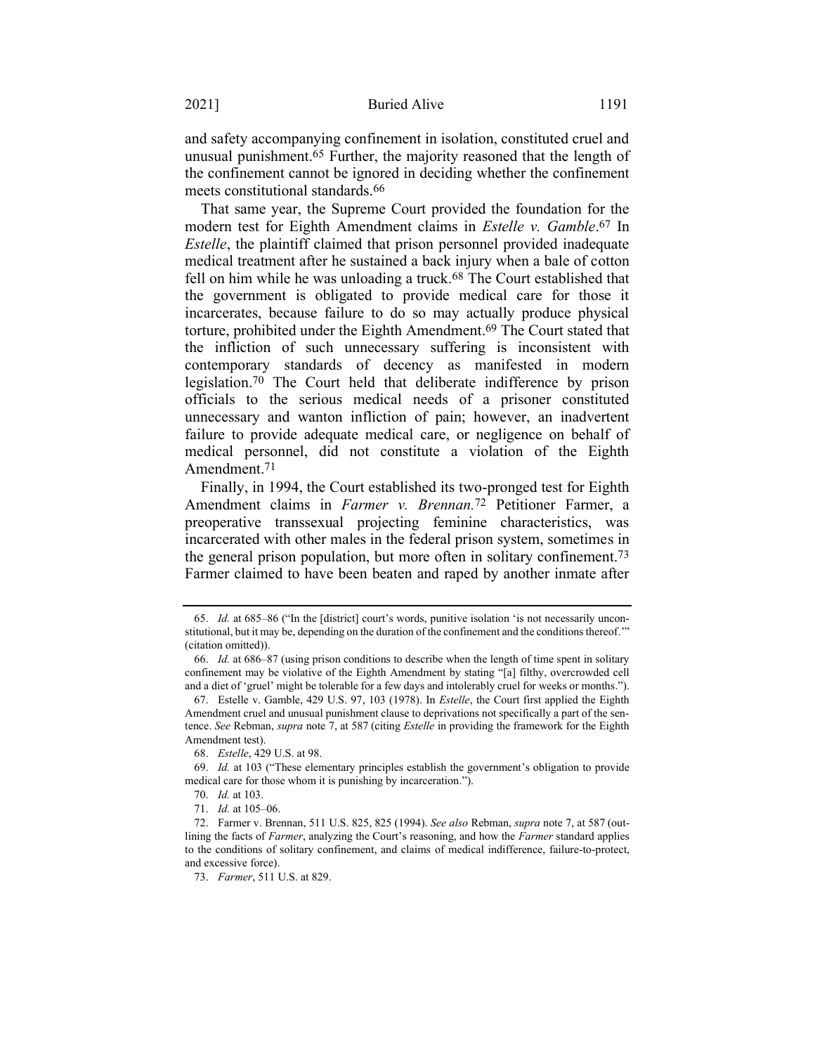and safety accompanying confinement in isolation, constituted cruel and unusual punishment.[65] Further, the majority reasoned that the length of the confinement cannot be ignored in deciding whether the confinement meets constitutional standards.[66]

That same year, the Supreme Court provided the foundation for the modern test for Eighth Amendment claims in *Estelle v. Gamble*.[67] In *Estelle*, the plaintiff claimed that prison personnel provided inadequate medical treatment after he sustained a back injury when a bale of cotton fell on him while he was unloading a truck.[68] The Court established that the government is obligated to provide medical care for those it incarcerates, because failure to do so may actually produce physical torture, prohibited under the Eighth Amendment.[69] The Court stated that the infliction of such unnecessary suffering is inconsistent with contemporary standards of decency as manifested in modern legislation.[70] The Court held that deliberate indifference by prison officials to the serious medical needs of a prisoner constituted unnecessary and wanton infliction of pain; however, an inadvertent failure to provide adequate medical care, or negligence on behalf of medical personnel, did not constitute a violation of the Eighth Amendment.[71]

Finally, in 1994, the Court established its two-pronged test for Eighth Amendment claims in *Farmer v. Brennan.*[72] Petitioner Farmer, a preoperative transsexual projecting feminine characteristics, was incarcerated with other males in the federal prison system, sometimes in the general prison population, but more often in solitary confinement.[73] Farmer claimed to have been beaten and raped by another inmate after

---

65. *Id.* at 685–86 ("In the [district] court's words, punitive isolation 'is not necessarily unconstitutional, but it may be, depending on the duration of the confinement and the conditions thereof.'" (citation omitted)).

66. *Id.* at 686–87 (using prison conditions to describe when the length of time spent in solitary confinement may be violative of the Eighth Amendment by stating "[a] filthy, overcrowded cell and a diet of 'gruel' might be tolerable for a few days and intolerably cruel for weeks or months.").

67. Estelle v. Gamble, 429 U.S. 97, 103 (1978). In *Estelle*, the Court first applied the Eighth Amendment cruel and unusual punishment clause to deprivations not specifically a part of the sentence. *See* Rebman, *supra* note 7, at 587 (citing *Estelle* in providing the framework for the Eighth Amendment test).

68. *Estelle*, 429 U.S. at 98.

69. *Id.* at 103 ("These elementary principles establish the government's obligation to provide medical care for those whom it is punishing by incarceration.").

70. *Id.* at 103.

71. *Id.* at 105–06.

72. Farmer v. Brennan, 511 U.S. 825, 825 (1994). *See also* Rebman, *supra* note 7, at 587 (outlining the facts of *Farmer*, analyzing the Court's reasoning, and how the *Farmer* standard applies to the conditions of solitary confinement, and claims of medical indifference, failure-to-protect, and excessive force).

73. *Farmer*, 511 U.S. at 829.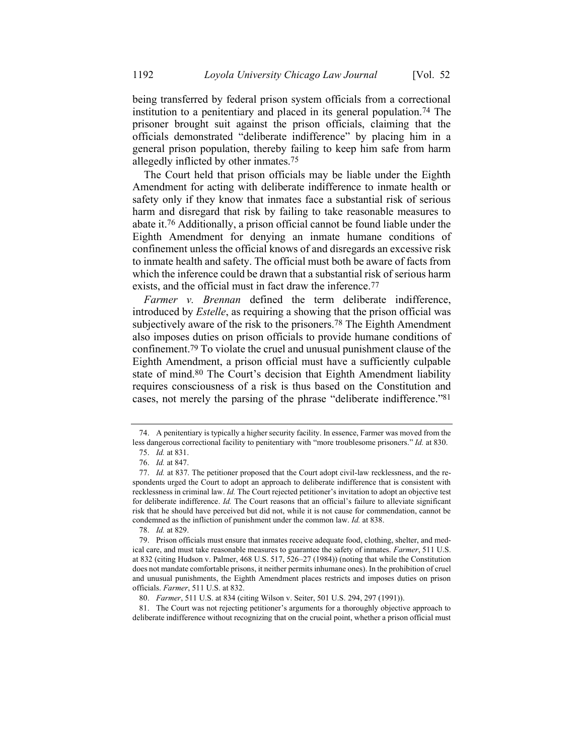being transferred by federal prison system officials from a correctional institution to a penitentiary and placed in its general population.[74] The prisoner brought suit against the prison officials, claiming that the officials demonstrated "deliberate indifference" by placing him in a general prison population, thereby failing to keep him safe from harm allegedly inflicted by other inmates.[75]

The Court held that prison officials may be liable under the Eighth Amendment for acting with deliberate indifference to inmate health or safety only if they know that inmates face a substantial risk of serious harm and disregard that risk by failing to take reasonable measures to abate it.[76] Additionally, a prison official cannot be found liable under the Eighth Amendment for denying an inmate humane conditions of confinement unless the official knows of and disregards an excessive risk to inmate health and safety. The official must both be aware of facts from which the inference could be drawn that a substantial risk of serious harm exists, and the official must in fact draw the inference.[77]

*Farmer v. Brennan* defined the term deliberate indifference, introduced by *Estelle*, as requiring a showing that the prison official was subjectively aware of the risk to the prisoners.[78] The Eighth Amendment also imposes duties on prison officials to provide humane conditions of confinement.[79] To violate the cruel and unusual punishment clause of the Eighth Amendment, a prison official must have a sufficiently culpable state of mind.[80] The Court's decision that Eighth Amendment liability requires consciousness of a risk is thus based on the Constitution and cases, not merely the parsing of the phrase "deliberate indifference."[81]

---

74. A penitentiary is typically a higher security facility. In essence, Farmer was moved from the less dangerous correctional facility to penitentiary with "more troublesome prisoners." *Id.* at 830.

75. *Id.* at 831.

76. *Id.* at 847.

77. *Id.* at 837. The petitioner proposed that the Court adopt civil-law recklessness, and the respondents urged the Court to adopt an approach to deliberate indifference that is consistent with recklessness in criminal law. *Id.* The Court rejected petitioner's invitation to adopt an objective test for deliberate indifference. *Id.* The Court reasons that an official's failure to alleviate significant risk that he should have perceived but did not, while it is not cause for commendation, cannot be condemned as the infliction of punishment under the common law. *Id.* at 838.

78. *Id.* at 829.

79. Prison officials must ensure that inmates receive adequate food, clothing, shelter, and medical care, and must take reasonable measures to guarantee the safety of inmates. *Farmer*, 511 U.S. at 832 (citing Hudson v. Palmer, 468 U.S. 517, 526–27 (1984)) (noting that while the Constitution does not mandate comfortable prisons, it neither permits inhumane ones). In the prohibition of cruel and unusual punishments, the Eighth Amendment places restricts and imposes duties on prison officials. *Farmer*, 511 U.S. at 832.

80. *Farmer*, 511 U.S. at 834 (citing Wilson v. Seiter, 501 U.S. 294, 297 (1991)).

81. The Court was not rejecting petitioner's arguments for a thoroughly objective approach to deliberate indifference without recognizing that on the crucial point, whether a prison official must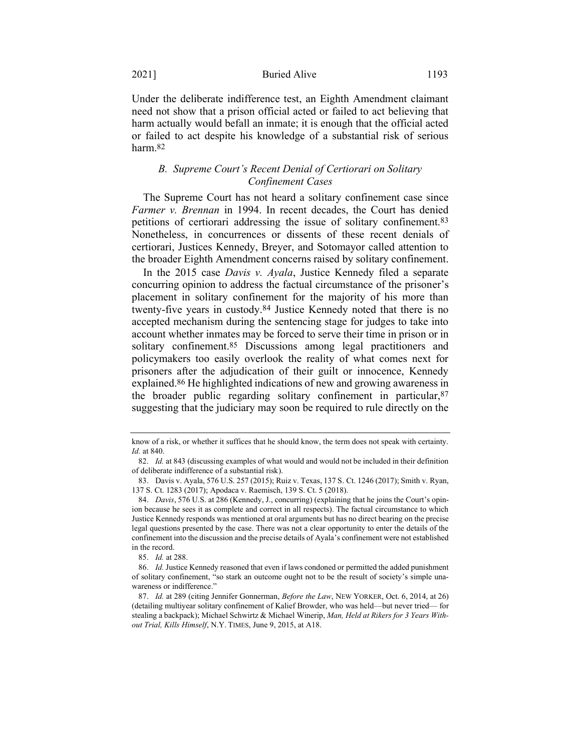Under the deliberate indifference test, an Eighth Amendment claimant need not show that a prison official acted or failed to act believing that harm actually would befall an inmate; it is enough that the official acted or failed to act despite his knowledge of a substantial risk of serious harm.[82]

### *B. Supreme Court's Recent Denial of Certiorari on Solitary Confinement Cases*

The Supreme Court has not heard a solitary confinement case since *Farmer v. Brennan* in 1994. In recent decades, the Court has denied petitions of certiorari addressing the issue of solitary confinement.[83] Nonetheless, in concurrences or dissents of these recent denials of certiorari, Justices Kennedy, Breyer, and Sotomayor called attention to the broader Eighth Amendment concerns raised by solitary confinement.

In the 2015 case *Davis v. Ayala*, Justice Kennedy filed a separate concurring opinion to address the factual circumstance of the prisoner's placement in solitary confinement for the majority of his more than twenty-five years in custody.[84] Justice Kennedy noted that there is no accepted mechanism during the sentencing stage for judges to take into account whether inmates may be forced to serve their time in prison or in solitary confinement.[85] Discussions among legal practitioners and policymakers too easily overlook the reality of what comes next for prisoners after the adjudication of their guilt or innocence, Kennedy explained.[86] He highlighted indications of new and growing awareness in the broader public regarding solitary confinement in particular,[87] suggesting that the judiciary may soon be required to rule directly on the

---

know of a risk, or whether it suffices that he should know, the term does not speak with certainty. *Id.* at 840.

82. *Id.* at 843 (discussing examples of what would and would not be included in their definition of deliberate indifference of a substantial risk).

83. Davis v. Ayala, 576 U.S. 257 (2015); Ruiz v. Texas, 137 S. Ct. 1246 (2017); Smith v. Ryan, 137 S. Ct. 1283 (2017); Apodaca v. Raemisch, 139 S. Ct. 5 (2018).

84. *Davis*, 576 U.S. at 286 (Kennedy, J., concurring) (explaining that he joins the Court's opinion because he sees it as complete and correct in all respects). The factual circumstance to which Justice Kennedy responds was mentioned at oral arguments but has no direct bearing on the precise legal questions presented by the case. There was not a clear opportunity to enter the details of the confinement into the discussion and the precise details of Ayala's confinement were not established in the record.

85. *Id.* at 288.

86. *Id.* Justice Kennedy reasoned that even if laws condoned or permitted the added punishment of solitary confinement, "so stark an outcome ought not to be the result of society's simple unawareness or indifference."

87. *Id.* at 289 (citing Jennifer Gonnerman, *Before the Law*, NEW YORKER, Oct. 6, 2014, at 26) (detailing multiyear solitary confinement of Kalief Browder, who was held—but never tried— for stealing a backpack); Michael Schwirtz & Michael Winerip, *Man, Held at Rikers for 3 Years Without Trial, Kills Himself*, N.Y. TIMES, June 9, 2015, at A18.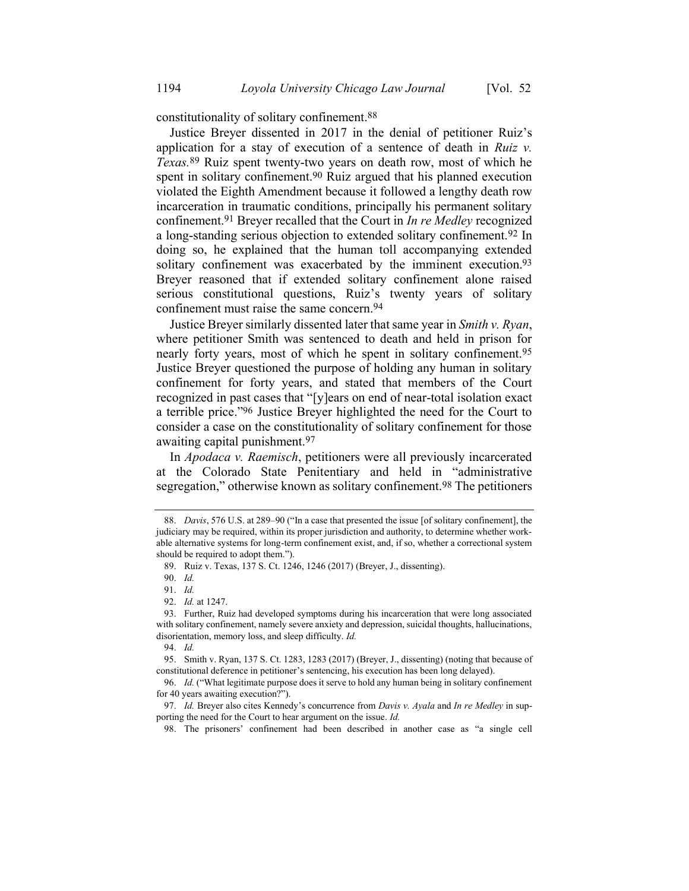constitutionality of solitary confinement.[88]

Justice Breyer dissented in 2017 in the denial of petitioner Ruiz's application for a stay of execution of a sentence of death in *Ruiz v. Texas.*[89] Ruiz spent twenty-two years on death row, most of which he spent in solitary confinement.[90] Ruiz argued that his planned execution violated the Eighth Amendment because it followed a lengthy death row incarceration in traumatic conditions, principally his permanent solitary confinement.[91] Breyer recalled that the Court in *In re Medley* recognized a long-standing serious objection to extended solitary confinement.[92] In doing so, he explained that the human toll accompanying extended solitary confinement was exacerbated by the imminent execution.[93] Breyer reasoned that if extended solitary confinement alone raised serious constitutional questions, Ruiz's twenty years of solitary confinement must raise the same concern.[94]

Justice Breyer similarly dissented later that same year in *Smith v. Ryan*, where petitioner Smith was sentenced to death and held in prison for nearly forty years, most of which he spent in solitary confinement.[95] Justice Breyer questioned the purpose of holding any human in solitary confinement for forty years, and stated that members of the Court recognized in past cases that "[y]ears on end of near-total isolation exact a terrible price."[96] Justice Breyer highlighted the need for the Court to consider a case on the constitutionality of solitary confinement for those awaiting capital punishment.[97]

In *Apodaca v. Raemisch*, petitioners were all previously incarcerated at the Colorado State Penitentiary and held in "administrative segregation," otherwise known as solitary confinement.[98] The petitioners

---

88. *Davis*, 576 U.S. at 289–90 ("In a case that presented the issue [of solitary confinement], the judiciary may be required, within its proper jurisdiction and authority, to determine whether workable alternative systems for long-term confinement exist, and, if so, whether a correctional system should be required to adopt them.").

89. Ruiz v. Texas, 137 S. Ct. 1246, 1246 (2017) (Breyer, J., dissenting).

90. *Id.*

91. *Id.*

92. *Id.* at 1247.

93. Further, Ruiz had developed symptoms during his incarceration that were long associated with solitary confinement, namely severe anxiety and depression, suicidal thoughts, hallucinations, disorientation, memory loss, and sleep difficulty. *Id.*

94. *Id.*

95. Smith v. Ryan, 137 S. Ct. 1283, 1283 (2017) (Breyer, J., dissenting) (noting that because of constitutional deference in petitioner's sentencing, his execution has been long delayed).

96. *Id.* ("What legitimate purpose does it serve to hold any human being in solitary confinement for 40 years awaiting execution?").

97. *Id.* Breyer also cites Kennedy's concurrence from *Davis v. Ayala* and *In re Medley* in supporting the need for the Court to hear argument on the issue. *Id.*

98. The prisoners' confinement had been described in another case as "a single cell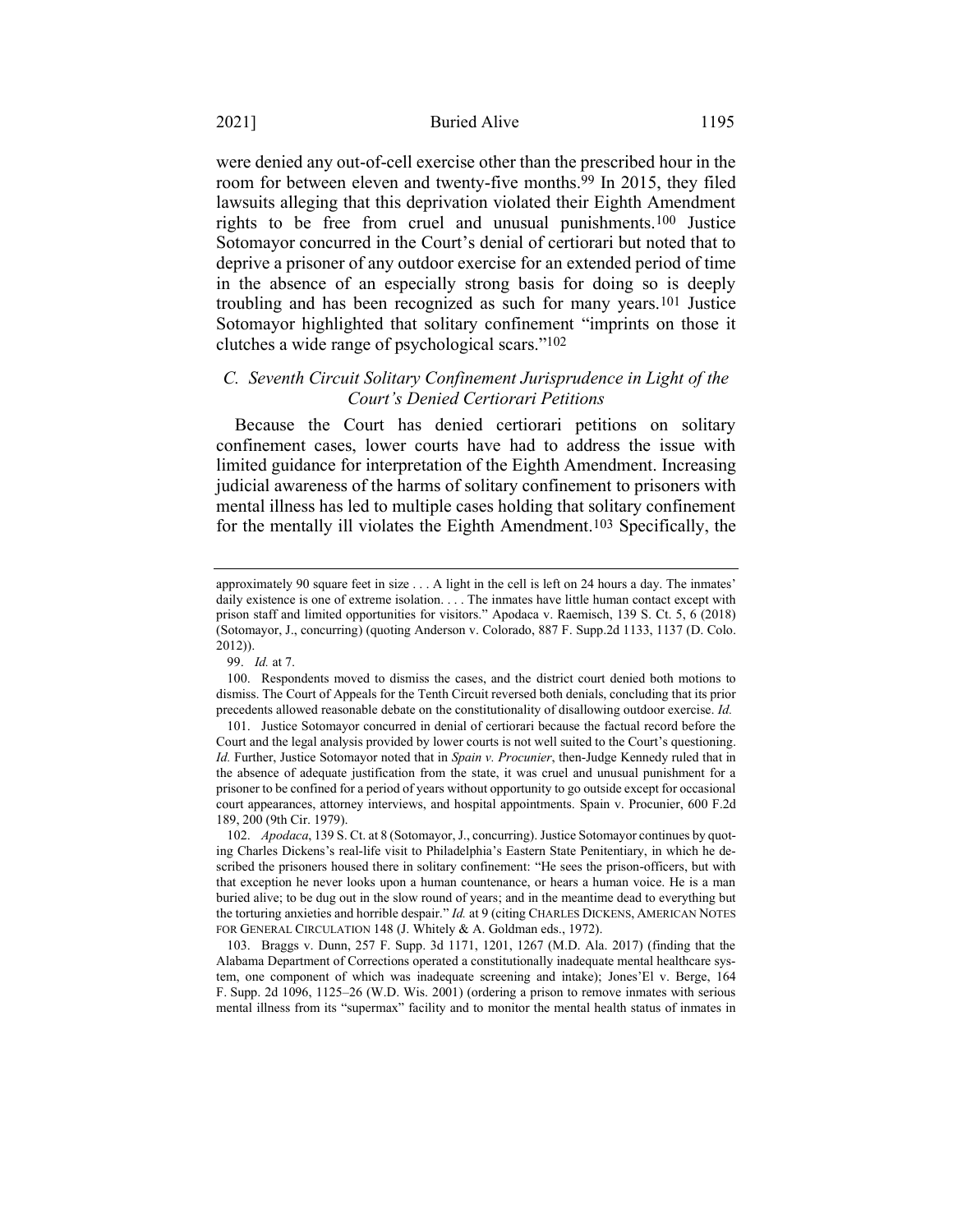were denied any out-of-cell exercise other than the prescribed hour in the room for between eleven and twenty-five months.[99] In 2015, they filed lawsuits alleging that this deprivation violated their Eighth Amendment rights to be free from cruel and unusual punishments.[100] Justice Sotomayor concurred in the Court's denial of certiorari but noted that to deprive a prisoner of any outdoor exercise for an extended period of time in the absence of an especially strong basis for doing so is deeply troubling and has been recognized as such for many years.[101] Justice Sotomayor highlighted that solitary confinement "imprints on those it clutches a wide range of psychological scars."[102]

### *C. Seventh Circuit Solitary Confinement Jurisprudence in Light of the Court's Denied Certiorari Petitions*

Because the Court has denied certiorari petitions on solitary confinement cases, lower courts have had to address the issue with limited guidance for interpretation of the Eighth Amendment. Increasing judicial awareness of the harms of solitary confinement to prisoners with mental illness has led to multiple cases holding that solitary confinement for the mentally ill violates the Eighth Amendment.[103] Specifically, the

---

approximately 90 square feet in size . . . A light in the cell is left on 24 hours a day. The inmates' daily existence is one of extreme isolation. . . . The inmates have little human contact except with prison staff and limited opportunities for visitors." Apodaca v. Raemisch, 139 S. Ct. 5, 6 (2018) (Sotomayor, J., concurring) (quoting Anderson v. Colorado, 887 F. Supp.2d 1133, 1137 (D. Colo. 2012)).

99. *Id.* at 7.

100. Respondents moved to dismiss the cases, and the district court denied both motions to dismiss. The Court of Appeals for the Tenth Circuit reversed both denials, concluding that its prior precedents allowed reasonable debate on the constitutionality of disallowing outdoor exercise. *Id.*

101. Justice Sotomayor concurred in denial of certiorari because the factual record before the Court and the legal analysis provided by lower courts is not well suited to the Court's questioning. *Id.* Further, Justice Sotomayor noted that in *Spain v. Procunier*, then-Judge Kennedy ruled that in the absence of adequate justification from the state, it was cruel and unusual punishment for a prisoner to be confined for a period of years without opportunity to go outside except for occasional court appearances, attorney interviews, and hospital appointments. Spain v. Procunier, 600 F.2d 189, 200 (9th Cir. 1979).

102. *Apodaca*, 139 S. Ct. at 8 (Sotomayor, J., concurring). Justice Sotomayor continues by quoting Charles Dickens's real-life visit to Philadelphia's Eastern State Penitentiary, in which he described the prisoners housed there in solitary confinement: "He sees the prison-officers, but with that exception he never looks upon a human countenance, or hears a human voice. He is a man buried alive; to be dug out in the slow round of years; and in the meantime dead to everything but the torturing anxieties and horrible despair." *Id.* at 9 (citing CHARLES DICKENS, AMERICAN NOTES FOR GENERAL CIRCULATION 148 (J. Whitely & A. Goldman eds., 1972).

103. Braggs v. Dunn, 257 F. Supp. 3d 1171, 1201, 1267 (M.D. Ala. 2017) (finding that the Alabama Department of Corrections operated a constitutionally inadequate mental healthcare system, one component of which was inadequate screening and intake); Jones'El v. Berge, 164 F. Supp. 2d 1096, 1125–26 (W.D. Wis. 2001) (ordering a prison to remove inmates with serious mental illness from its "supermax" facility and to monitor the mental health status of inmates in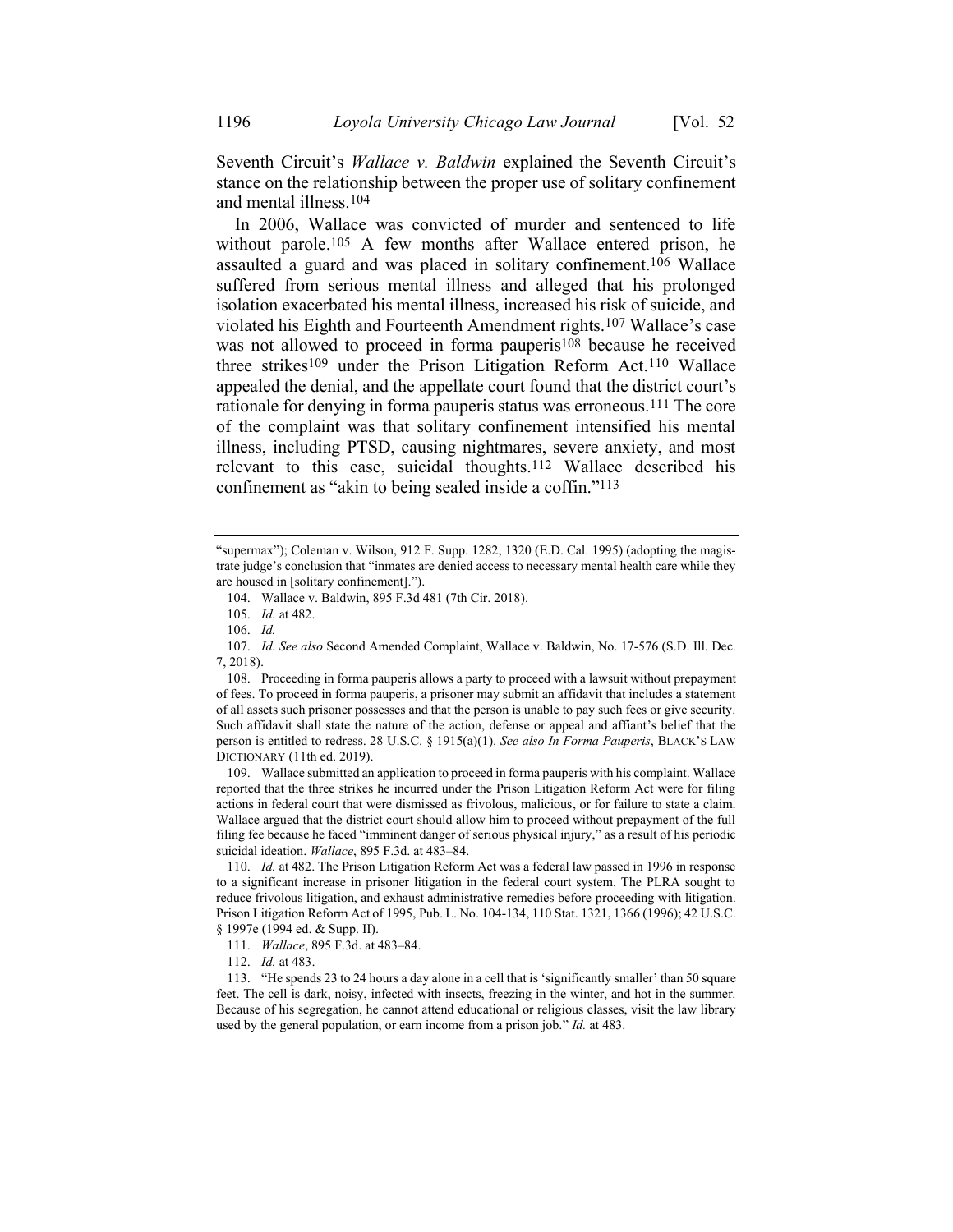Seventh Circuit's *Wallace v. Baldwin* explained the Seventh Circuit's stance on the relationship between the proper use of solitary confinement and mental illness.[104]

In 2006, Wallace was convicted of murder and sentenced to life without parole.[105] A few months after Wallace entered prison, he assaulted a guard and was placed in solitary confinement.[106] Wallace suffered from serious mental illness and alleged that his prolonged isolation exacerbated his mental illness, increased his risk of suicide, and violated his Eighth and Fourteenth Amendment rights.[107] Wallace's case was not allowed to proceed in forma pauperis[108] because he received three strikes[109] under the Prison Litigation Reform Act.[110] Wallace appealed the denial, and the appellate court found that the district court's rationale for denying in forma pauperis status was erroneous.[111] The core of the complaint was that solitary confinement intensified his mental illness, including PTSD, causing nightmares, severe anxiety, and most relevant to this case, suicidal thoughts.[112] Wallace described his confinement as "akin to being sealed inside a coffin."[113]

---

"supermax"); Coleman v. Wilson, 912 F. Supp. 1282, 1320 (E.D. Cal. 1995) (adopting the magistrate judge's conclusion that "inmates are denied access to necessary mental health care while they are housed in [solitary confinement].").

104. Wallace v. Baldwin, 895 F.3d 481 (7th Cir. 2018).

105. *Id.* at 482.

106. *Id.*

107. *Id. See also* Second Amended Complaint, Wallace v. Baldwin, No. 17-576 (S.D. Ill. Dec. 7, 2018).

108. Proceeding in forma pauperis allows a party to proceed with a lawsuit without prepayment of fees. To proceed in forma pauperis, a prisoner may submit an affidavit that includes a statement of all assets such prisoner possesses and that the person is unable to pay such fees or give security. Such affidavit shall state the nature of the action, defense or appeal and affiant's belief that the person is entitled to redress. 28 U.S.C. § 1915(a)(1). *See also In Forma Pauperis*, BLACK'S LAW DICTIONARY (11th ed. 2019).

109. Wallace submitted an application to proceed in forma pauperis with his complaint. Wallace reported that the three strikes he incurred under the Prison Litigation Reform Act were for filing actions in federal court that were dismissed as frivolous, malicious, or for failure to state a claim. Wallace argued that the district court should allow him to proceed without prepayment of the full filing fee because he faced "imminent danger of serious physical injury," as a result of his periodic suicidal ideation. *Wallace*, 895 F.3d. at 483–84.

110. *Id.* at 482. The Prison Litigation Reform Act was a federal law passed in 1996 in response to a significant increase in prisoner litigation in the federal court system. The PLRA sought to reduce frivolous litigation, and exhaust administrative remedies before proceeding with litigation. Prison Litigation Reform Act of 1995, Pub. L. No. 104-134, 110 Stat. 1321, 1366 (1996); 42 U.S.C. § 1997e (1994 ed. & Supp. II).

111. *Wallace*, 895 F.3d. at 483–84.

112. *Id.* at 483.

113. "He spends 23 to 24 hours a day alone in a cell that is 'significantly smaller' than 50 square feet. The cell is dark, noisy, infected with insects, freezing in the winter, and hot in the summer. Because of his segregation, he cannot attend educational or religious classes, visit the law library used by the general population, or earn income from a prison job." *Id.* at 483.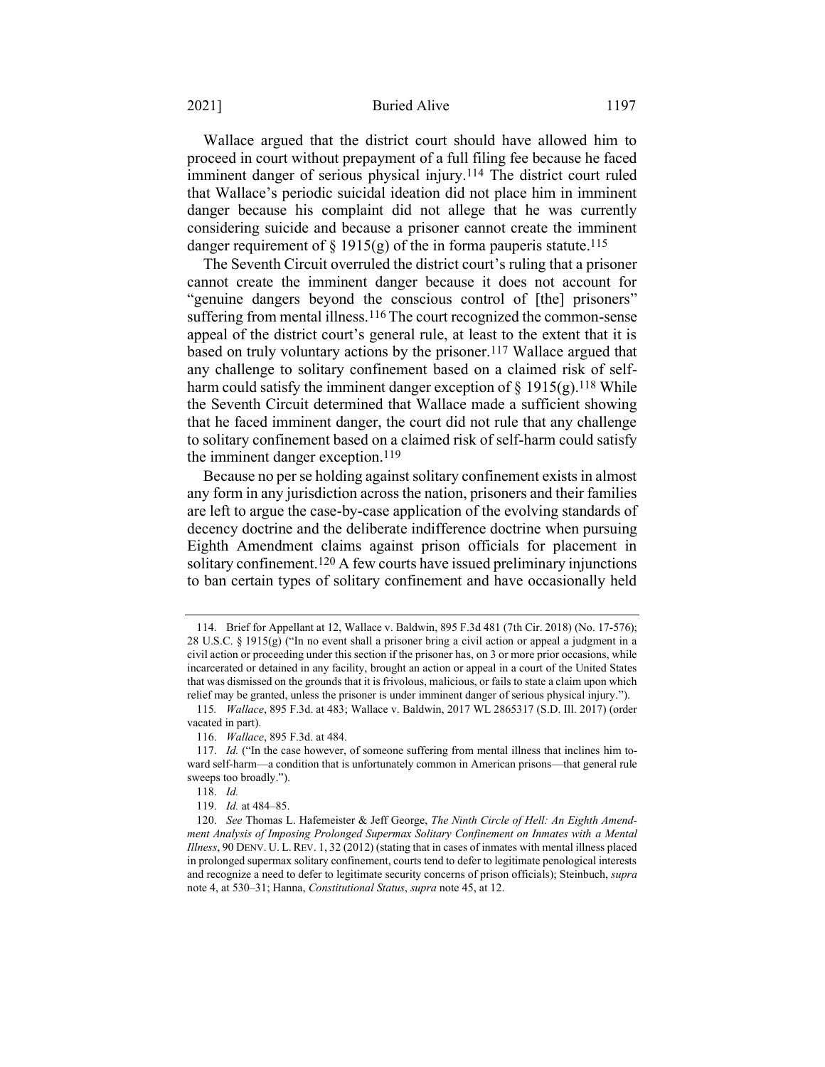Wallace argued that the district court should have allowed him to proceed in court without prepayment of a full filing fee because he faced imminent danger of serious physical injury.[114] The district court ruled that Wallace's periodic suicidal ideation did not place him in imminent danger because his complaint did not allege that he was currently considering suicide and because a prisoner cannot create the imminent danger requirement of § 1915(g) of the in forma pauperis statute.[115]

The Seventh Circuit overruled the district court's ruling that a prisoner cannot create the imminent danger because it does not account for "genuine dangers beyond the conscious control of [the] prisoners" suffering from mental illness.[116] The court recognized the common-sense appeal of the district court's general rule, at least to the extent that it is based on truly voluntary actions by the prisoner.[117] Wallace argued that any challenge to solitary confinement based on a claimed risk of self-harm could satisfy the imminent danger exception of § 1915(g).[118] While the Seventh Circuit determined that Wallace made a sufficient showing that he faced imminent danger, the court did not rule that any challenge to solitary confinement based on a claimed risk of self-harm could satisfy the imminent danger exception.[119]

Because no per se holding against solitary confinement exists in almost any form in any jurisdiction across the nation, prisoners and their families are left to argue the case-by-case application of the evolving standards of decency doctrine and the deliberate indifference doctrine when pursuing Eighth Amendment claims against prison officials for placement in solitary confinement.[120] A few courts have issued preliminary injunctions to ban certain types of solitary confinement and have occasionally held

---

114. Brief for Appellant at 12, Wallace v. Baldwin, 895 F.3d 481 (7th Cir. 2018) (No. 17-576); 28 U.S.C. § 1915(g) ("In no event shall a prisoner bring a civil action or appeal a judgment in a civil action or proceeding under this section if the prisoner has, on 3 or more prior occasions, while incarcerated or detained in any facility, brought an action or appeal in a court of the United States that was dismissed on the grounds that it is frivolous, malicious, or fails to state a claim upon which relief may be granted, unless the prisoner is under imminent danger of serious physical injury.").

115. *Wallace*, 895 F.3d. at 483; Wallace v. Baldwin, 2017 WL 2865317 (S.D. Ill. 2017) (order vacated in part).

116. *Wallace*, 895 F.3d. at 484.

117. *Id.* ("In the case however, of someone suffering from mental illness that inclines him toward self-harm—a condition that is unfortunately common in American prisons—that general rule sweeps too broadly.").

118. *Id.*

119. *Id.* at 484–85.

120. *See* Thomas L. Hafemeister & Jeff George, *The Ninth Circle of Hell: An Eighth Amendment Analysis of Imposing Prolonged Supermax Solitary Confinement on Inmates with a Mental Illness*, 90 DENV. U. L. REV. 1, 32 (2012) (stating that in cases of inmates with mental illness placed in prolonged supermax solitary confinement, courts tend to defer to legitimate penological interests and recognize a need to defer to legitimate security concerns of prison officials); Steinbuch, *supra* note 4, at 530–31; Hanna, *Constitutional Status*, *supra* note 45, at 12.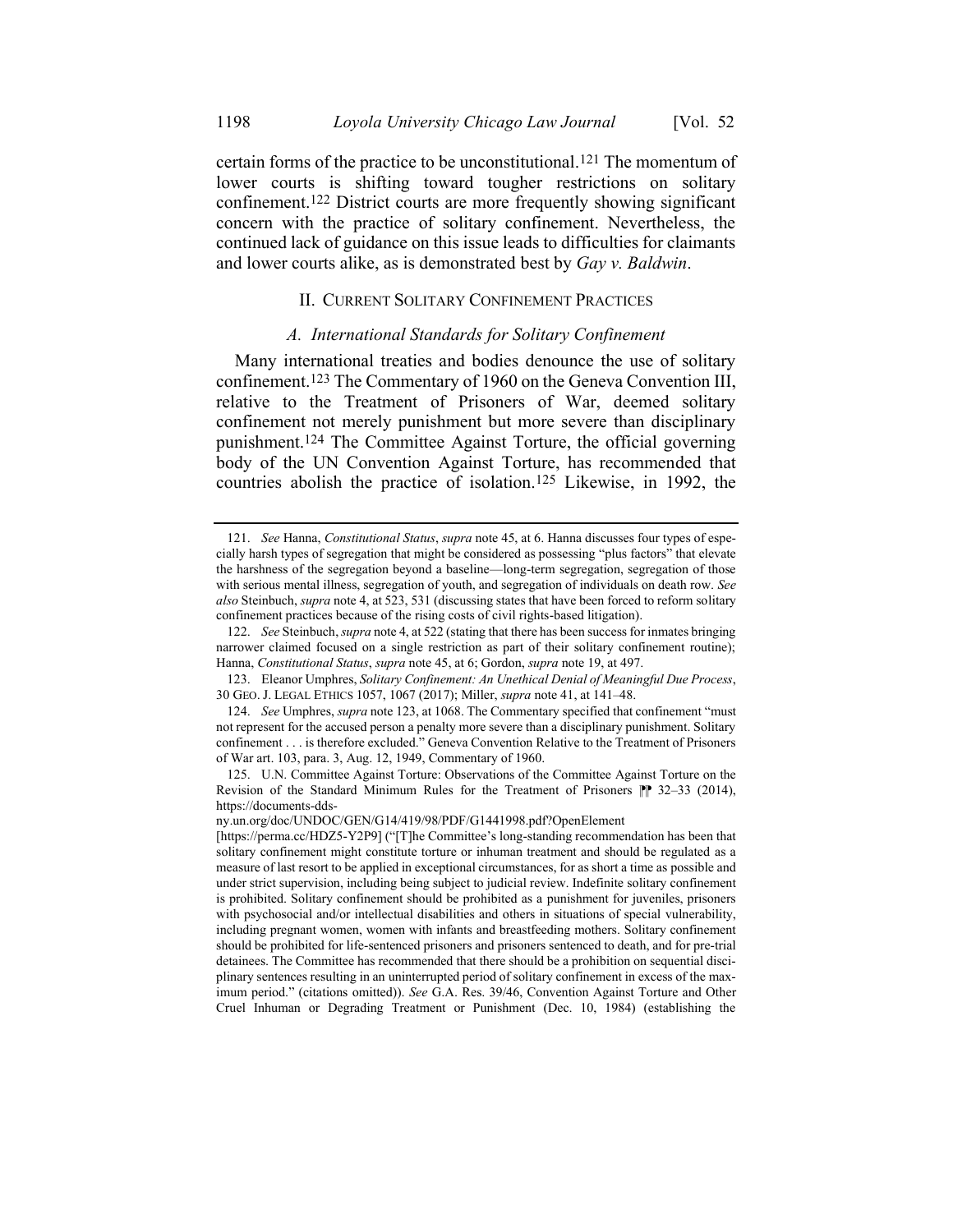certain forms of the practice to be unconstitutional.[121] The momentum of lower courts is shifting toward tougher restrictions on solitary confinement.[122] District courts are more frequently showing significant concern with the practice of solitary confinement. Nevertheless, the continued lack of guidance on this issue leads to difficulties for claimants and lower courts alike, as is demonstrated best by *Gay v. Baldwin*.

## II. CURRENT SOLITARY CONFINEMENT PRACTICES

### *A. International Standards for Solitary Confinement*

Many international treaties and bodies denounce the use of solitary confinement.[123] The Commentary of 1960 on the Geneva Convention III, relative to the Treatment of Prisoners of War, deemed solitary confinement not merely punishment but more severe than disciplinary punishment.[124] The Committee Against Torture, the official governing body of the UN Convention Against Torture, has recommended that countries abolish the practice of isolation.[125] Likewise, in 1992, the

---

121. *See* Hanna, *Constitutional Status*, *supra* note 45, at 6. Hanna discusses four types of especially harsh types of segregation that might be considered as possessing "plus factors" that elevate the harshness of the segregation beyond a baseline—long-term segregation, segregation of those with serious mental illness, segregation of youth, and segregation of individuals on death row. *See also* Steinbuch, *supra* note 4, at 523, 531 (discussing states that have been forced to reform solitary confinement practices because of the rising costs of civil rights-based litigation).

122. *See* Steinbuch, *supra* note 4, at 522 (stating that there has been success for inmates bringing narrower claimed focused on a single restriction as part of their solitary confinement routine); Hanna, *Constitutional Status*, *supra* note 45, at 6; Gordon, *supra* note 19, at 497.

123. Eleanor Umphres, *Solitary Confinement: An Unethical Denial of Meaningful Due Process*, 30 GEO. J. LEGAL ETHICS 1057, 1067 (2017); Miller, *supra* note 41, at 141–48.

124. *See* Umphres, *supra* note 123, at 1068. The Commentary specified that confinement "must not represent for the accused person a penalty more severe than a disciplinary punishment. Solitary confinement . . . is therefore excluded." Geneva Convention Relative to the Treatment of Prisoners of War art. 103, para. 3, Aug. 12, 1949, Commentary of 1960.

125. U.N. Committee Against Torture: Observations of the Committee Against Torture on the Revision of the Standard Minimum Rules for the Treatment of Prisoners ¶¶ 32–33 (2014), https://documents-dds-ny.un.org/doc/UNDOC/GEN/G14/419/98/PDF/G1441998.pdf?OpenElement [https://perma.cc/HDZ5-Y2P9] ("[T]he Committee's long-standing recommendation has been that solitary confinement might constitute torture or inhuman treatment and should be regulated as a measure of last resort to be applied in exceptional circumstances, for as short a time as possible and under strict supervision, including being subject to judicial review. Indefinite solitary confinement is prohibited. Solitary confinement should be prohibited as a punishment for juveniles, prisoners with psychosocial and/or intellectual disabilities and others in situations of special vulnerability, including pregnant women, women with infants and breastfeeding mothers. Solitary confinement should be prohibited for life-sentenced prisoners and prisoners sentenced to death, and for pre-trial detainees. The Committee has recommended that there should be a prohibition on sequential disciplinary sentences resulting in an uninterrupted period of solitary confinement in excess of the maximum period." (citations omitted)). *See* G.A. Res. 39/46, Convention Against Torture and Other Cruel Inhuman or Degrading Treatment or Punishment (Dec. 10, 1984) (establishing the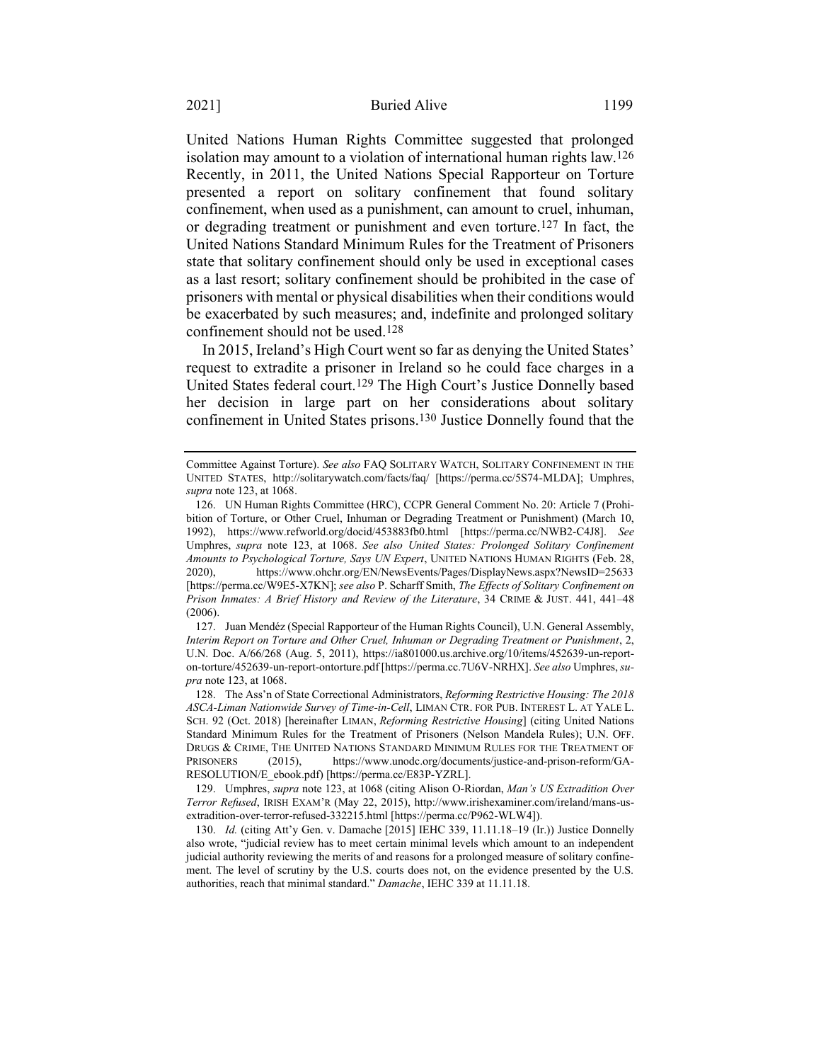United Nations Human Rights Committee suggested that prolonged isolation may amount to a violation of international human rights law.[126] Recently, in 2011, the United Nations Special Rapporteur on Torture presented a report on solitary confinement that found solitary confinement, when used as a punishment, can amount to cruel, inhuman, or degrading treatment or punishment and even torture.[127] In fact, the United Nations Standard Minimum Rules for the Treatment of Prisoners state that solitary confinement should only be used in exceptional cases as a last resort; solitary confinement should be prohibited in the case of prisoners with mental or physical disabilities when their conditions would be exacerbated by such measures; and, indefinite and prolonged solitary confinement should not be used.[128]

In 2015, Ireland's High Court went so far as denying the United States' request to extradite a prisoner in Ireland so he could face charges in a United States federal court.[129] The High Court's Justice Donnelly based her decision in large part on her considerations about solitary confinement in United States prisons.[130] Justice Donnelly found that the

---

Committee Against Torture). *See also* FAQ SOLITARY WATCH, SOLITARY CONFINEMENT IN THE UNITED STATES, http://solitarywatch.com/facts/faq/ [https://perma.cc/5S74-MLDA]; Umphres, *supra* note 123, at 1068.

126. UN Human Rights Committee (HRC), CCPR General Comment No. 20: Article 7 (Prohibition of Torture, or Other Cruel, Inhuman or Degrading Treatment or Punishment) (March 10, 1992), https://www.refworld.org/docid/453883fb0.html [https://perma.cc/NWB2-C4J8]. *See* Umphres, *supra* note 123, at 1068. *See also United States: Prolonged Solitary Confinement Amounts to Psychological Torture, Says UN Expert*, UNITED NATIONS HUMAN RIGHTS (Feb. 28, 2020), https://www.ohchr.org/EN/NewsEvents/Pages/DisplayNews.aspx?NewsID=25633 [https://perma.cc/W9E5-X7KN]; *see also* P. Scharff Smith, *The Effects of Solitary Confinement on Prison Inmates: A Brief History and Review of the Literature*, 34 CRIME & JUST. 441, 441–48 (2006).

127. Juan Mendéz (Special Rapporteur of the Human Rights Council), U.N. General Assembly, *Interim Report on Torture and Other Cruel, Inhuman or Degrading Treatment or Punishment*, 2, U.N. Doc. A/66/268 (Aug. 5, 2011), https://ia801000.us.archive.org/10/items/452639-un-report-on-torture/452639-un-report-ontorture.pdf [https://perma.cc.7U6V-NRHX]. *See also* Umphres, *supra* note 123, at 1068.

128. The Ass'n of State Correctional Administrators, *Reforming Restrictive Housing: The 2018 ASCA-Liman Nationwide Survey of Time-in-Cell*, LIMAN CTR. FOR PUB. INTEREST L. AT YALE L. SCH. 92 (Oct. 2018) [hereinafter LIMAN, *Reforming Restrictive Housing*] (citing United Nations Standard Minimum Rules for the Treatment of Prisoners (Nelson Mandela Rules); U.N. OFF. DRUGS & CRIME, THE UNITED NATIONS STANDARD MINIMUM RULES FOR THE TREATMENT OF PRISONERS (2015), https://www.unodc.org/documents/justice-and-prison-reform/GA-RESOLUTION/E_ebook.pdf) [https://perma.cc/E83P-YZRL].

129. Umphres, *supra* note 123, at 1068 (citing Alison O-Riordan, *Man's US Extradition Over Terror Refused*, IRISH EXAM'R (May 22, 2015), http://www.irishexaminer.com/ireland/mans-us-extradition-over-terror-refused-332215.html [https://perma.cc/P962-WLW4]).

130. *Id.* (citing Att'y Gen. v. Damache [2015] IEHC 339, 11.11.18–19 (Ir.)) Justice Donnelly also wrote, "judicial review has to meet certain minimal levels which amount to an independent judicial authority reviewing the merits of and reasons for a prolonged measure of solitary confinement. The level of scrutiny by the U.S. courts does not, on the evidence presented by the U.S. authorities, reach that minimal standard." *Damache*, IEHC 339 at 11.11.18.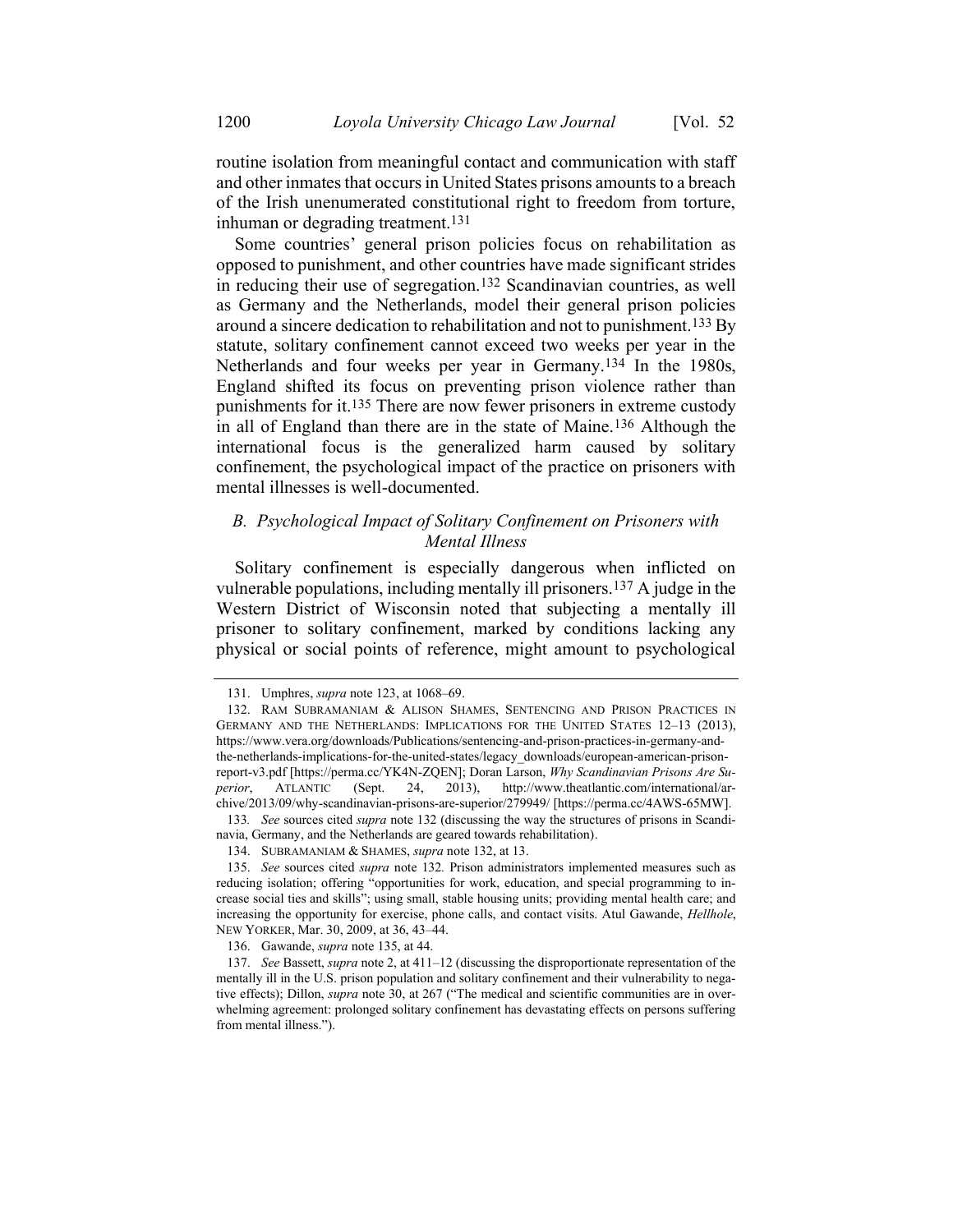routine isolation from meaningful contact and communication with staff and other inmates that occurs in United States prisons amounts to a breach of the Irish unenumerated constitutional right to freedom from torture, inhuman or degrading treatment.[131]

Some countries' general prison policies focus on rehabilitation as opposed to punishment, and other countries have made significant strides in reducing their use of segregation.[132] Scandinavian countries, as well as Germany and the Netherlands, model their general prison policies around a sincere dedication to rehabilitation and not to punishment.[133] By statute, solitary confinement cannot exceed two weeks per year in the Netherlands and four weeks per year in Germany.[134] In the 1980s, England shifted its focus on preventing prison violence rather than punishments for it.[135] There are now fewer prisoners in extreme custody in all of England than there are in the state of Maine.[136] Although the international focus is the generalized harm caused by solitary confinement, the psychological impact of the practice on prisoners with mental illnesses is well-documented.

### *B. Psychological Impact of Solitary Confinement on Prisoners with Mental Illness*

Solitary confinement is especially dangerous when inflicted on vulnerable populations, including mentally ill prisoners.[137] A judge in the Western District of Wisconsin noted that subjecting a mentally ill prisoner to solitary confinement, marked by conditions lacking any physical or social points of reference, might amount to psychological

---

131. Umphres, *supra* note 123, at 1068–69.

132. RAM SUBRAMANIAM & ALISON SHAMES, SENTENCING AND PRISON PRACTICES IN GERMANY AND THE NETHERLANDS: IMPLICATIONS FOR THE UNITED STATES 12–13 (2013), https://www.vera.org/downloads/Publications/sentencing-and-prison-practices-in-germany-and-the-netherlands-implications-for-the-united-states/legacy_downloads/european-american-prison-report-v3.pdf [https://perma.cc/YK4N-ZQEN]; Doran Larson, *Why Scandinavian Prisons Are Superior*, ATLANTIC (Sept. 24, 2013), http://www.theatlantic.com/international/archive/2013/09/why-scandinavian-prisons-are-superior/279949/ [https://perma.cc/4AWS-65MW].

133. *See* sources cited *supra* note 132 (discussing the way the structures of prisons in Scandinavia, Germany, and the Netherlands are geared towards rehabilitation).

134. SUBRAMANIAM & SHAMES, *supra* note 132, at 13.

135. *See* sources cited *supra* note 132. Prison administrators implemented measures such as reducing isolation; offering "opportunities for work, education, and special programming to increase social ties and skills"; using small, stable housing units; providing mental health care; and increasing the opportunity for exercise, phone calls, and contact visits. Atul Gawande, *Hellhole*, NEW YORKER, Mar. 30, 2009, at 36, 43–44.

136. Gawande, *supra* note 135, at 44.

137. *See* Bassett, *supra* note 2, at 411–12 (discussing the disproportionate representation of the mentally ill in the U.S. prison population and solitary confinement and their vulnerability to negative effects); Dillon, *supra* note 30, at 267 ("The medical and scientific communities are in overwhelming agreement: prolonged solitary confinement has devastating effects on persons suffering from mental illness.").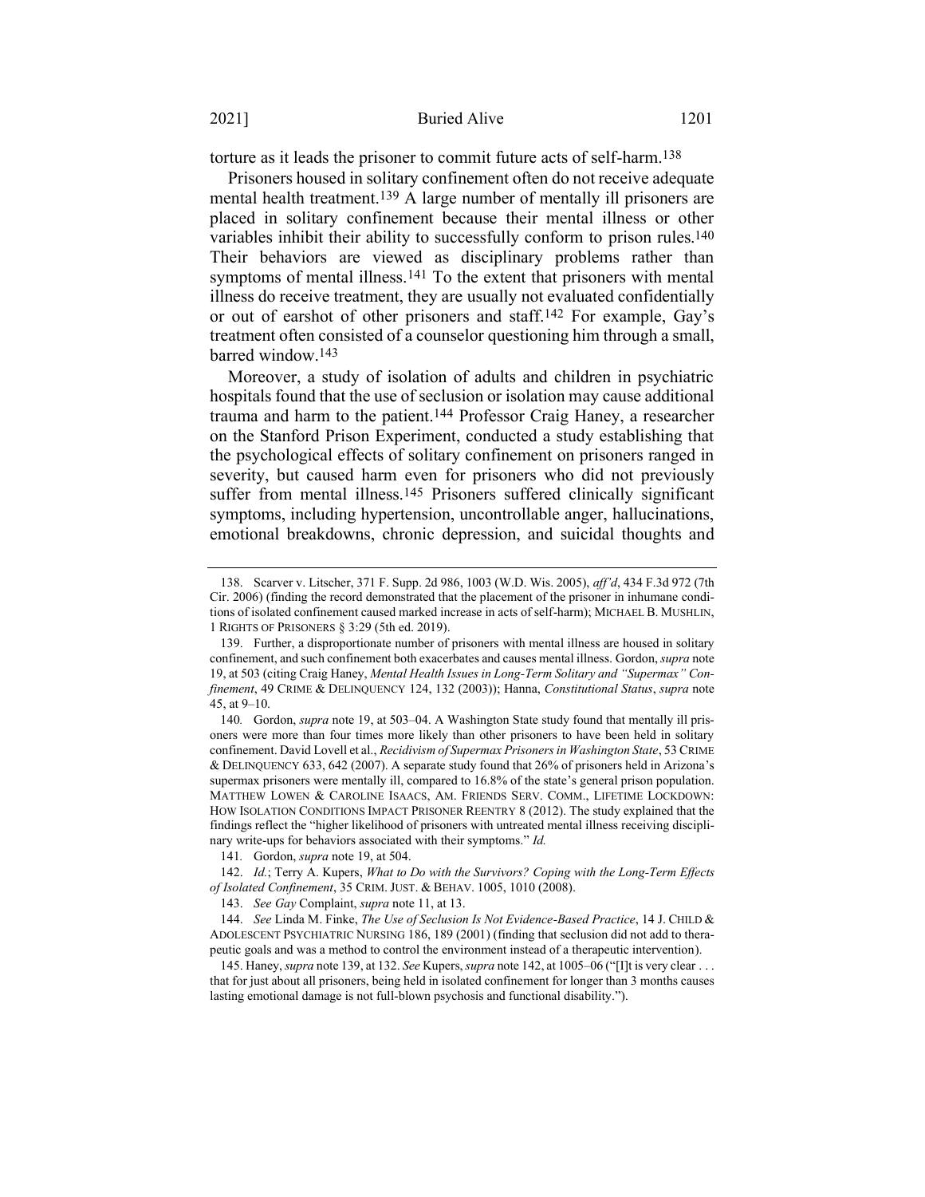torture as it leads the prisoner to commit future acts of self-harm.[138]

Prisoners housed in solitary confinement often do not receive adequate mental health treatment.[139] A large number of mentally ill prisoners are placed in solitary confinement because their mental illness or other variables inhibit their ability to successfully conform to prison rules.[140] Their behaviors are viewed as disciplinary problems rather than symptoms of mental illness.[141] To the extent that prisoners with mental illness do receive treatment, they are usually not evaluated confidentially or out of earshot of other prisoners and staff.[142] For example, Gay's treatment often consisted of a counselor questioning him through a small, barred window.[143]

Moreover, a study of isolation of adults and children in psychiatric hospitals found that the use of seclusion or isolation may cause additional trauma and harm to the patient.[144] Professor Craig Haney, a researcher on the Stanford Prison Experiment, conducted a study establishing that the psychological effects of solitary confinement on prisoners ranged in severity, but caused harm even for prisoners who did not previously suffer from mental illness.[145] Prisoners suffered clinically significant symptoms, including hypertension, uncontrollable anger, hallucinations, emotional breakdowns, chronic depression, and suicidal thoughts and

---

138. Scarver v. Litscher, 371 F. Supp. 2d 986, 1003 (W.D. Wis. 2005), *aff'd*, 434 F.3d 972 (7th Cir. 2006) (finding the record demonstrated that the placement of the prisoner in inhumane conditions of isolated confinement caused marked increase in acts of self-harm); MICHAEL B. MUSHLIN, 1 RIGHTS OF PRISONERS § 3:29 (5th ed. 2019).

139. Further, a disproportionate number of prisoners with mental illness are housed in solitary confinement, and such confinement both exacerbates and causes mental illness. Gordon, *supra* note 19, at 503 (citing Craig Haney, *Mental Health Issues in Long-Term Solitary and "Supermax" Confinement*, 49 CRIME & DELINQUENCY 124, 132 (2003)); Hanna, *Constitutional Status*, *supra* note 45, at 9–10.

140. Gordon, *supra* note 19, at 503–04. A Washington State study found that mentally ill prisoners were more than four times more likely than other prisoners to have been held in solitary confinement. David Lovell et al., *Recidivism of Supermax Prisoners in Washington State*, 53 CRIME & DELINQUENCY 633, 642 (2007). A separate study found that 26% of prisoners held in Arizona's supermax prisoners were mentally ill, compared to 16.8% of the state's general prison population. MATTHEW LOWEN & CAROLINE ISAACS, AM. FRIENDS SERV. COMM., LIFETIME LOCKDOWN: HOW ISOLATION CONDITIONS IMPACT PRISONER REENTRY 8 (2012). The study explained that the findings reflect the "higher likelihood of prisoners with untreated mental illness receiving disciplinary write-ups for behaviors associated with their symptoms." *Id.*

141. Gordon, *supra* note 19, at 504.

142. *Id.*; Terry A. Kupers, *What to Do with the Survivors? Coping with the Long-Term Effects of Isolated Confinement*, 35 CRIM. JUST. & BEHAV. 1005, 1010 (2008).

143. *See Gay* Complaint, *supra* note 11, at 13.

144. *See* Linda M. Finke, *The Use of Seclusion Is Not Evidence-Based Practice*, 14 J. CHILD & ADOLESCENT PSYCHIATRIC NURSING 186, 189 (2001) (finding that seclusion did not add to therapeutic goals and was a method to control the environment instead of a therapeutic intervention).

145. Haney, *supra* note 139, at 132. *See* Kupers, *supra* note 142, at 1005–06 ("[I]t is very clear . . . that for just about all prisoners, being held in isolated confinement for longer than 3 months causes lasting emotional damage is not full-blown psychosis and functional disability.").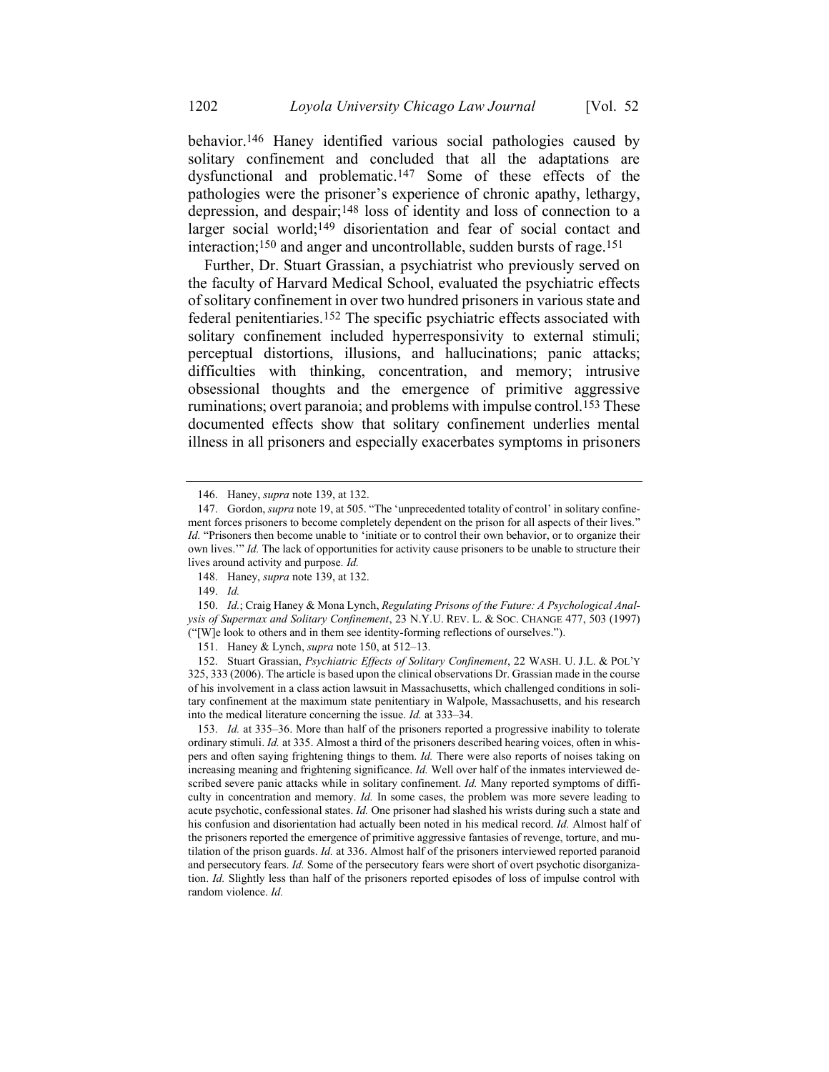behavior.[146] Haney identified various social pathologies caused by solitary confinement and concluded that all the adaptations are dysfunctional and problematic.[147] Some of these effects of the pathologies were the prisoner's experience of chronic apathy, lethargy, depression, and despair;[148] loss of identity and loss of connection to a larger social world;[149] disorientation and fear of social contact and interaction;[150] and anger and uncontrollable, sudden bursts of rage.[151]

Further, Dr. Stuart Grassian, a psychiatrist who previously served on the faculty of Harvard Medical School, evaluated the psychiatric effects of solitary confinement in over two hundred prisoners in various state and federal penitentiaries.[152] The specific psychiatric effects associated with solitary confinement included hyperresponsivity to external stimuli; perceptual distortions, illusions, and hallucinations; panic attacks; difficulties with thinking, concentration, and memory; intrusive obsessional thoughts and the emergence of primitive aggressive ruminations; overt paranoia; and problems with impulse control.[153] These documented effects show that solitary confinement underlies mental illness in all prisoners and especially exacerbates symptoms in prisoners

---

146. Haney, *supra* note 139, at 132.

147. Gordon, *supra* note 19, at 505. "The 'unprecedented totality of control' in solitary confinement forces prisoners to become completely dependent on the prison for all aspects of their lives." *Id.* "Prisoners then become unable to 'initiate or to control their own behavior, or to organize their own lives.'" *Id.* The lack of opportunities for activity cause prisoners to be unable to structure their lives around activity and purpose. *Id.*

148. Haney, *supra* note 139, at 132.

149. *Id.*

150. *Id.*; Craig Haney & Mona Lynch, *Regulating Prisons of the Future: A Psychological Analysis of Supermax and Solitary Confinement*, 23 N.Y.U. REV. L. & SOC. CHANGE 477, 503 (1997) ("[W]e look to others and in them see identity-forming reflections of ourselves.").

151. Haney & Lynch, *supra* note 150, at 512–13.

152. Stuart Grassian, *Psychiatric Effects of Solitary Confinement*, 22 WASH. U. J.L. & POL'Y 325, 333 (2006). The article is based upon the clinical observations Dr. Grassian made in the course of his involvement in a class action lawsuit in Massachusetts, which challenged conditions in solitary confinement at the maximum state penitentiary in Walpole, Massachusetts, and his research into the medical literature concerning the issue. *Id.* at 333–34.

153. *Id.* at 335–36. More than half of the prisoners reported a progressive inability to tolerate ordinary stimuli. *Id.* at 335. Almost a third of the prisoners described hearing voices, often in whispers and often saying frightening things to them. *Id.* There were also reports of noises taking on increasing meaning and frightening significance. *Id.* Well over half of the inmates interviewed described severe panic attacks while in solitary confinement. *Id.* Many reported symptoms of difficulty in concentration and memory. *Id.* In some cases, the problem was more severe leading to acute psychotic, confessional states. *Id.* One prisoner had slashed his wrists during such a state and his confusion and disorientation had actually been noted in his medical record. *Id.* Almost half of the prisoners reported the emergence of primitive aggressive fantasies of revenge, torture, and mutilation of the prison guards. *Id.* at 336. Almost half of the prisoners interviewed reported paranoid and persecutory fears. *Id.* Some of the persecutory fears were short of overt psychotic disorganization. *Id.* Slightly less than half of the prisoners reported episodes of loss of impulse control with random violence. *Id.*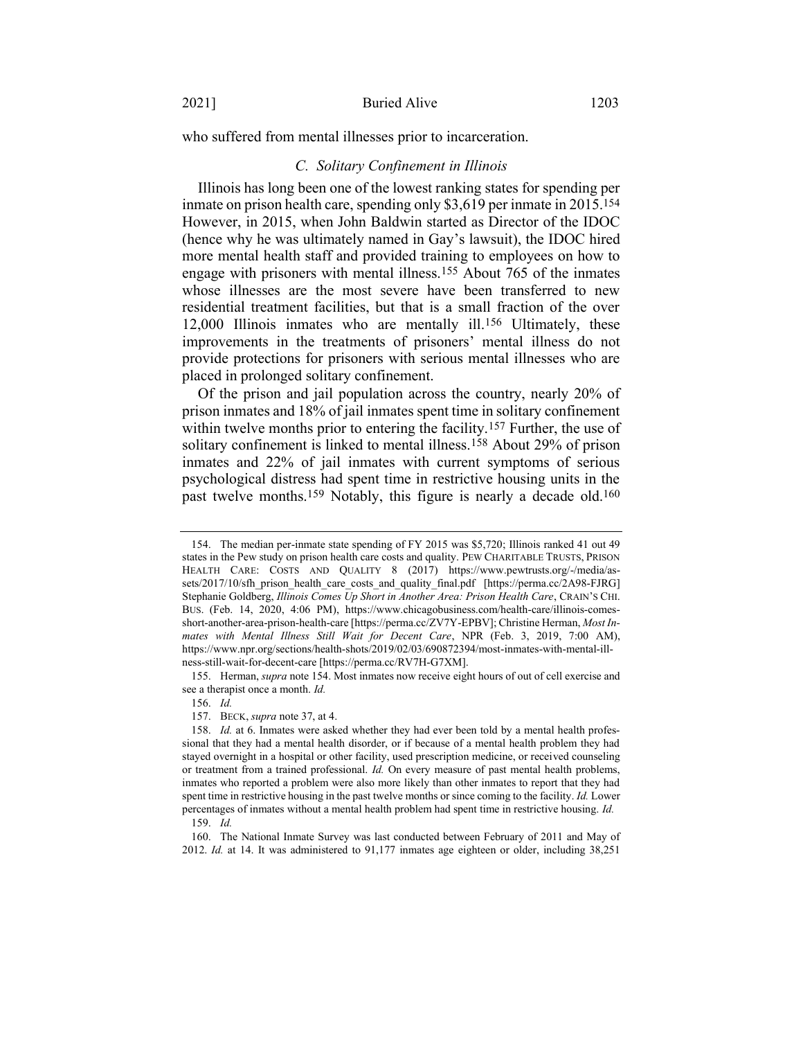who suffered from mental illnesses prior to incarceration.

### *C. Solitary Confinement in Illinois*

Illinois has long been one of the lowest ranking states for spending per inmate on prison health care, spending only $3,619 per inmate in 2015.[154] However, in 2015, when John Baldwin started as Director of the IDOC (hence why he was ultimately named in Gay's lawsuit), the IDOC hired more mental health staff and provided training to employees on how to engage with prisoners with mental illness.[155] About 765 of the inmates whose illnesses are the most severe have been transferred to new residential treatment facilities, but that is a small fraction of the over 12,000 Illinois inmates who are mentally ill.[156] Ultimately, these improvements in the treatments of prisoners' mental illness do not provide protections for prisoners with serious mental illnesses who are placed in prolonged solitary confinement.

Of the prison and jail population across the country, nearly 20% of prison inmates and 18% of jail inmates spent time in solitary confinement within twelve months prior to entering the facility.[157] Further, the use of solitary confinement is linked to mental illness.[158] About 29% of prison inmates and 22% of jail inmates with current symptoms of serious psychological distress had spent time in restrictive housing units in the past twelve months.[159] Notably, this figure is nearly a decade old.[160]

---

154. The median per-inmate state spending of FY 2015 was $5,720; Illinois ranked 41 out 49 states in the Pew study on prison health care costs and quality. PEW CHARITABLE TRUSTS, PRISON HEALTH CARE: COSTS AND QUALITY 8 (2017) https://www.pewtrusts.org/-/media/assets/2017/10/sfh_prison_health_care_costs_and_quality_final.pdf [https://perma.cc/2A98-FJRG] Stephanie Goldberg, *Illinois Comes Up Short in Another Area: Prison Health Care*, CRAIN'S CHI. BUS. (Feb. 14, 2020, 4:06 PM), https://www.chicagobusiness.com/health-care/illinois-comes-short-another-area-prison-health-care [https://perma.cc/ZV7Y-EPBV]; Christine Herman, *Most Inmates with Mental Illness Still Wait for Decent Care*, NPR (Feb. 3, 2019, 7:00 AM), https://www.npr.org/sections/health-shots/2019/02/03/690872394/most-inmates-with-mental-illness-still-wait-for-decent-care [https://perma.cc/RV7H-G7XM].

155. Herman, *supra* note 154. Most inmates now receive eight hours of out of cell exercise and see a therapist once a month. *Id.*

156. *Id.*

157. BECK, *supra* note 37, at 4.

158. *Id.* at 6. Inmates were asked whether they had ever been told by a mental health professional that they had a mental health disorder, or if because of a mental health problem they had stayed overnight in a hospital or other facility, used prescription medicine, or received counseling or treatment from a trained professional. *Id.* On every measure of past mental health problems, inmates who reported a problem were also more likely than other inmates to report that they had spent time in restrictive housing in the past twelve months or since coming to the facility. *Id.* Lower percentages of inmates without a mental health problem had spent time in restrictive housing. *Id.*

159. *Id.*

160. The National Inmate Survey was last conducted between February of 2011 and May of 2012. *Id.* at 14. It was administered to 91,177 inmates age eighteen or older, including 38,251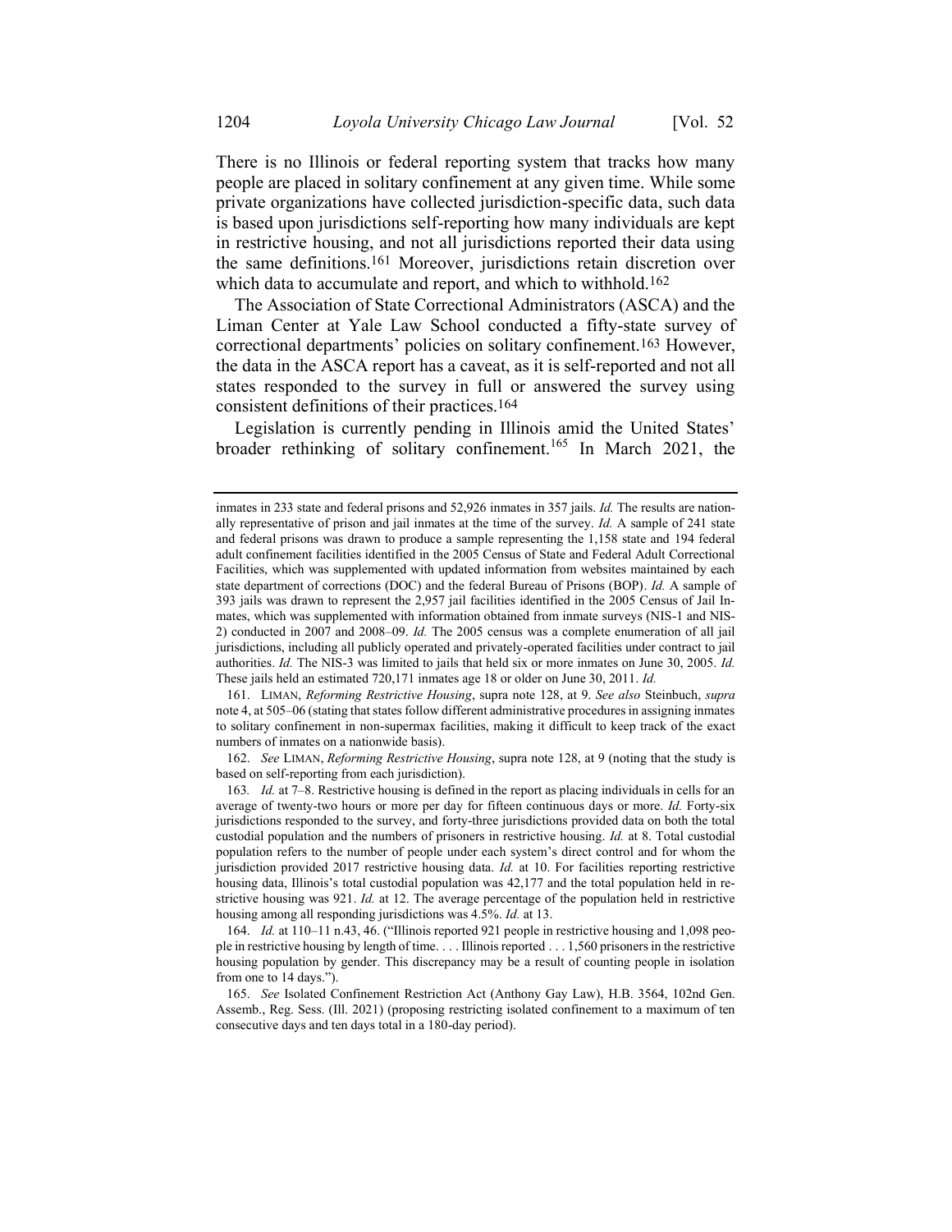There is no Illinois or federal reporting system that tracks how many people are placed in solitary confinement at any given time. While some private organizations have collected jurisdiction-specific data, such data is based upon jurisdictions self-reporting how many individuals are kept in restrictive housing, and not all jurisdictions reported their data using the same definitions.[161] Moreover, jurisdictions retain discretion over which data to accumulate and report, and which to withhold.[162]

The Association of State Correctional Administrators (ASCA) and the Liman Center at Yale Law School conducted a fifty-state survey of correctional departments' policies on solitary confinement.[163] However, the data in the ASCA report has a caveat, as it is self-reported and not all states responded to the survey in full or answered the survey using consistent definitions of their practices.[164]

Legislation is currently pending in Illinois amid the United States' broader rethinking of solitary confinement.[165] In March 2021, the

---

inmates in 233 state and federal prisons and 52,926 inmates in 357 jails. *Id.* The results are nationally representative of prison and jail inmates at the time of the survey. *Id.* A sample of 241 state and federal prisons was drawn to produce a sample representing the 1,158 state and 194 federal adult confinement facilities identified in the 2005 Census of State and Federal Adult Correctional Facilities, which was supplemented with updated information from websites maintained by each state department of corrections (DOC) and the federal Bureau of Prisons (BOP). *Id.* A sample of 393 jails was drawn to represent the 2,957 jail facilities identified in the 2005 Census of Jail Inmates, which was supplemented with information obtained from inmate surveys (NIS-1 and NIS-2) conducted in 2007 and 2008–09. *Id.* The 2005 census was a complete enumeration of all jail jurisdictions, including all publicly operated and privately-operated facilities under contract to jail authorities. *Id.* The NIS-3 was limited to jails that held six or more inmates on June 30, 2005. *Id.* These jails held an estimated 720,171 inmates age 18 or older on June 30, 2011. *Id.*

161. LIMAN, *Reforming Restrictive Housing*, supra note 128, at 9. *See also* Steinbuch, *supra* note 4, at 505–06 (stating that states follow different administrative procedures in assigning inmates to solitary confinement in non-supermax facilities, making it difficult to keep track of the exact numbers of inmates on a nationwide basis).

162. *See* LIMAN, *Reforming Restrictive Housing*, supra note 128, at 9 (noting that the study is based on self-reporting from each jurisdiction).

163. *Id.* at 7–8. Restrictive housing is defined in the report as placing individuals in cells for an average of twenty-two hours or more per day for fifteen continuous days or more. *Id.* Forty-six jurisdictions responded to the survey, and forty-three jurisdictions provided data on both the total custodial population and the numbers of prisoners in restrictive housing. *Id.* at 8. Total custodial population refers to the number of people under each system's direct control and for whom the jurisdiction provided 2017 restrictive housing data. *Id.* at 10. For facilities reporting restrictive housing data, Illinois's total custodial population was 42,177 and the total population held in restrictive housing was 921. *Id.* at 12. The average percentage of the population held in restrictive housing among all responding jurisdictions was 4.5%. *Id.* at 13.

164. *Id.* at 110–11 n.43, 46. ("Illinois reported 921 people in restrictive housing and 1,098 people in restrictive housing by length of time. . . . Illinois reported . . . 1,560 prisoners in the restrictive housing population by gender. This discrepancy may be a result of counting people in isolation from one to 14 days.").

165. *See* Isolated Confinement Restriction Act (Anthony Gay Law), H.B. 3564, 102nd Gen. Assemb., Reg. Sess. (Ill. 2021) (proposing restricting isolated confinement to a maximum of ten consecutive days and ten days total in a 180-day period).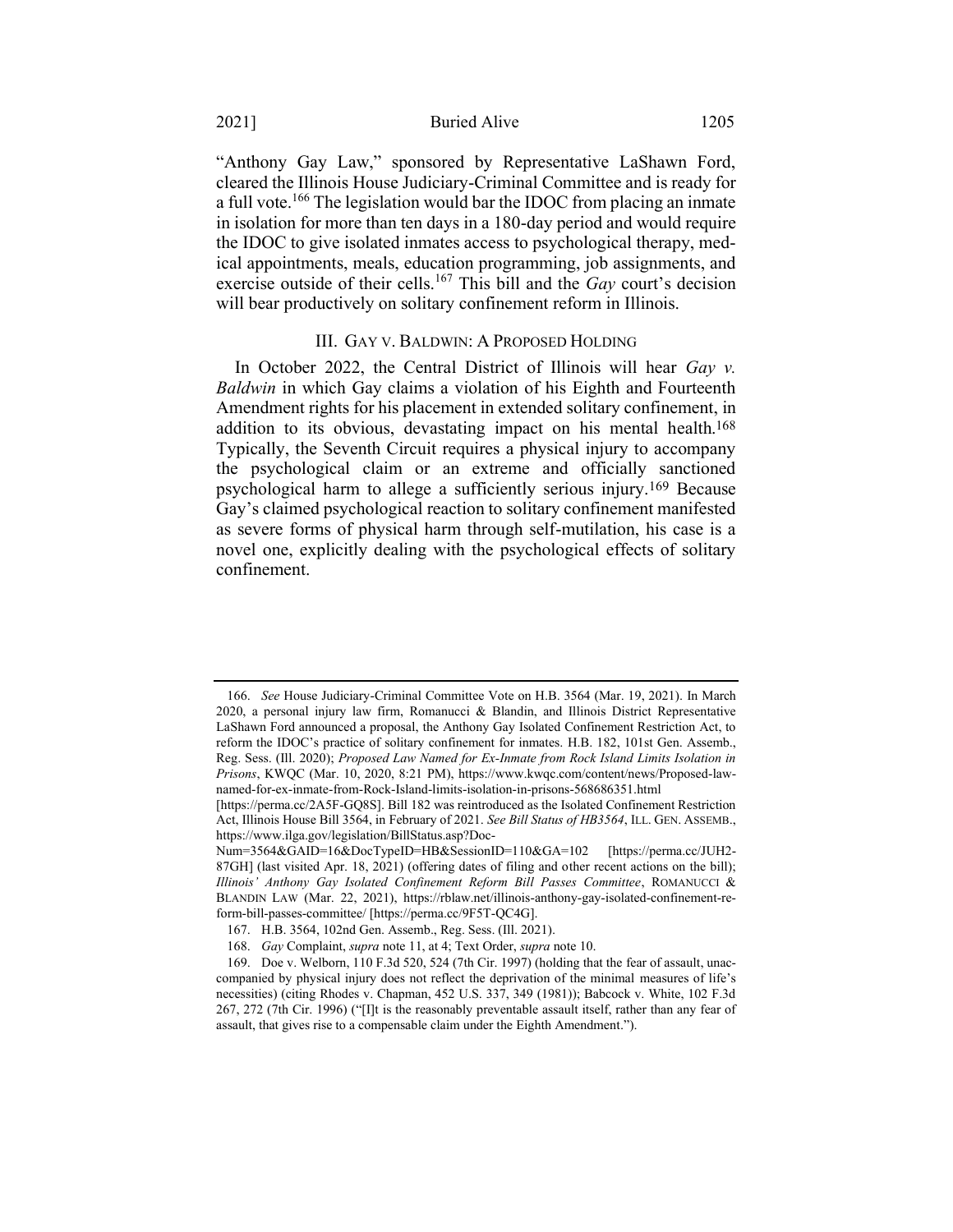"Anthony Gay Law," sponsored by Representative LaShawn Ford, cleared the Illinois House Judiciary-Criminal Committee and is ready for a full vote.[166] The legislation would bar the IDOC from placing an inmate in isolation for more than ten days in a 180-day period and would require the IDOC to give isolated inmates access to psychological therapy, medical appointments, meals, education programming, job assignments, and exercise outside of their cells.[167] This bill and the *Gay* court's decision will bear productively on solitary confinement reform in Illinois.

## III. GAY V. BALDWIN: A PROPOSED HOLDING

In October 2022, the Central District of Illinois will hear *Gay v. Baldwin* in which Gay claims a violation of his Eighth and Fourteenth Amendment rights for his placement in extended solitary confinement, in addition to its obvious, devastating impact on his mental health.[168] Typically, the Seventh Circuit requires a physical injury to accompany the psychological claim or an extreme and officially sanctioned psychological harm to allege a sufficiently serious injury.[169] Because Gay's claimed psychological reaction to solitary confinement manifested as severe forms of physical harm through self-mutilation, his case is a novel one, explicitly dealing with the psychological effects of solitary confinement.

---

166. *See* House Judiciary-Criminal Committee Vote on H.B. 3564 (Mar. 19, 2021). In March 2020, a personal injury law firm, Romanucci & Blandin, and Illinois District Representative LaShawn Ford announced a proposal, the Anthony Gay Isolated Confinement Restriction Act, to reform the IDOC's practice of solitary confinement for inmates. H.B. 182, 101st Gen. Assemb., Reg. Sess. (Ill. 2020); *Proposed Law Named for Ex-Inmate from Rock Island Limits Isolation in Prisons*, KWQC (Mar. 10, 2020, 8:21 PM), https://www.kwqc.com/content/news/Proposed-law-named-for-ex-inmate-from-Rock-Island-limits-isolation-in-prisons-568686351.html [https://perma.cc/2A5F-GQ8S]. Bill 182 was reintroduced as the Isolated Confinement Restriction Act, Illinois House Bill 3564, in February of 2021. *See Bill Status of HB3564*, ILL. GEN. ASSEMB., https://www.ilga.gov/legislation/BillStatus.asp?DocNum=3564&GAID=16&DocTypeID=HB&SessionID=110&GA=102 [https://perma.cc/JUH2-87GH] (last visited Apr. 18, 2021) (offering dates of filing and other recent actions on the bill); *Illinois' Anthony Gay Isolated Confinement Reform Bill Passes Committee*, ROMANUCCI & BLANDIN LAW (Mar. 22, 2021), https://rblaw.net/illinois-anthony-gay-isolated-confinement-reform-bill-passes-committee/ [https://perma.cc/9F5T-QC4G].

167. H.B. 3564, 102nd Gen. Assemb., Reg. Sess. (Ill. 2021).

168. *Gay* Complaint, *supra* note 11, at 4; Text Order, *supra* note 10.

169. Doe v. Welborn, 110 F.3d 520, 524 (7th Cir. 1997) (holding that the fear of assault, unaccompanied by physical injury does not reflect the deprivation of the minimal measures of life's necessities) (citing Rhodes v. Chapman, 452 U.S. 337, 349 (1981)); Babcock v. White, 102 F.3d 267, 272 (7th Cir. 1996) ("[I]t is the reasonably preventable assault itself, rather than any fear of assault, that gives rise to a compensable claim under the Eighth Amendment.").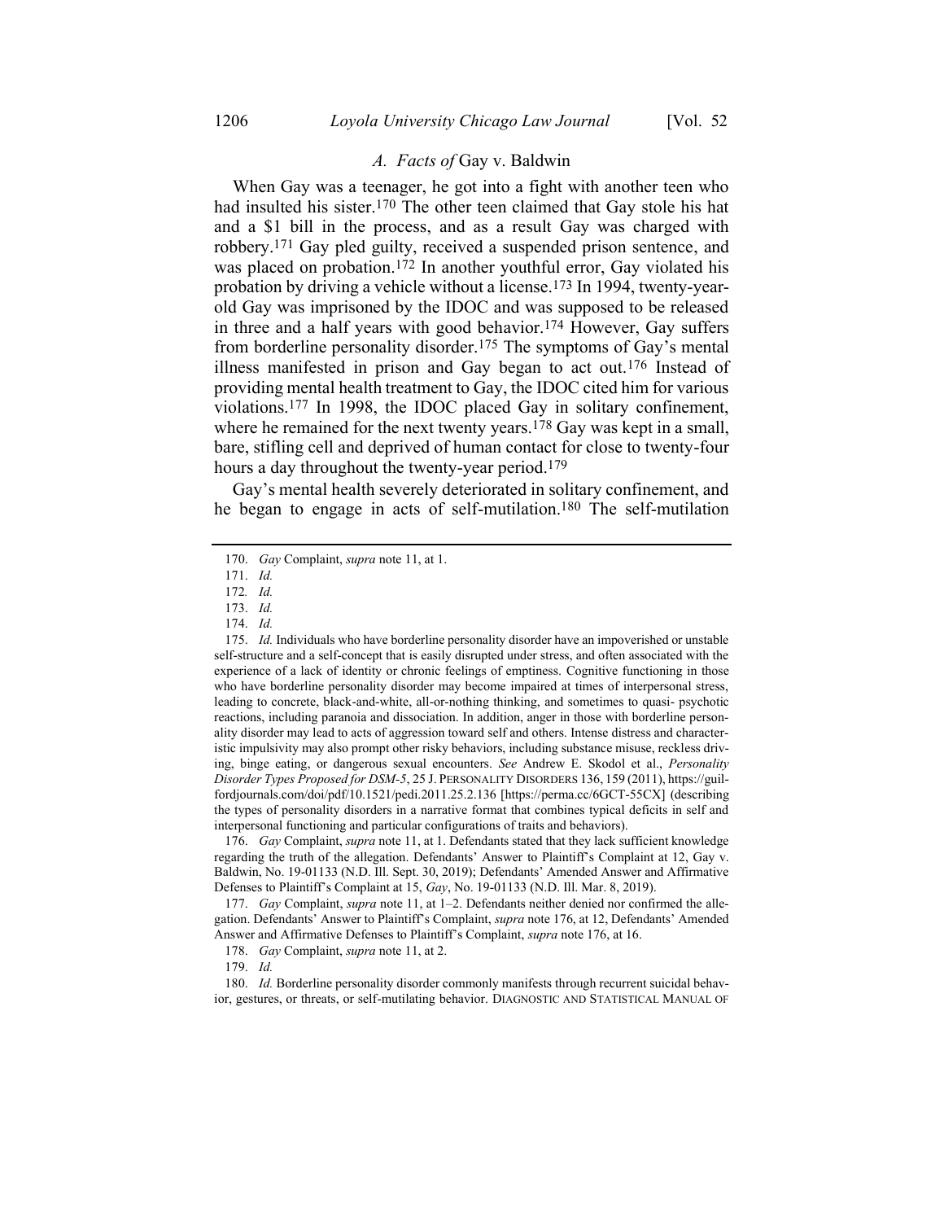### *A. Facts of* Gay v. Baldwin

When Gay was a teenager, he got into a fight with another teen who had insulted his sister.[170] The other teen claimed that Gay stole his hat and a $1 bill in the process, and as a result Gay was charged with robbery.[171] Gay pled guilty, received a suspended prison sentence, and was placed on probation.[172] In another youthful error, Gay violated his probation by driving a vehicle without a license.[173] In 1994, twenty-year-old Gay was imprisoned by the IDOC and was supposed to be released in three and a half years with good behavior.[174] However, Gay suffers from borderline personality disorder.[175] The symptoms of Gay's mental illness manifested in prison and Gay began to act out.[176] Instead of providing mental health treatment to Gay, the IDOC cited him for various violations.[177] In 1998, the IDOC placed Gay in solitary confinement, where he remained for the next twenty years.[178] Gay was kept in a small, bare, stifling cell and deprived of human contact for close to twenty-four hours a day throughout the twenty-year period.[179]

Gay's mental health severely deteriorated in solitary confinement, and he began to engage in acts of self-mutilation.[180] The self-mutilation

---

170. *Gay* Complaint, *supra* note 11, at 1.

171. *Id.*

172. *Id.*

173. *Id.*

174. *Id.*

175. *Id.* Individuals who have borderline personality disorder have an impoverished or unstable self-structure and a self-concept that is easily disrupted under stress, and often associated with the experience of a lack of identity or chronic feelings of emptiness. Cognitive functioning in those who have borderline personality disorder may become impaired at times of interpersonal stress, leading to concrete, black-and-white, all-or-nothing thinking, and sometimes to quasi- psychotic reactions, including paranoia and dissociation. In addition, anger in those with borderline personality disorder may lead to acts of aggression toward self and others. Intense distress and characteristic impulsivity may also prompt other risky behaviors, including substance misuse, reckless driving, binge eating, or dangerous sexual encounters. *See* Andrew E. Skodol et al., *Personality Disorder Types Proposed for DSM-5*, 25 J. PERSONALITY DISORDERS 136, 159 (2011), https://guilfordjournals.com/doi/pdf/10.1521/pedi.2011.25.2.136 [https://perma.cc/6GCT-55CX] (describing the types of personality disorders in a narrative format that combines typical deficits in self and interpersonal functioning and particular configurations of traits and behaviors).

176. *Gay* Complaint, *supra* note 11, at 1. Defendants stated that they lack sufficient knowledge regarding the truth of the allegation. Defendants' Answer to Plaintiff's Complaint at 12, Gay v. Baldwin, No. 19-01133 (N.D. Ill. Sept. 30, 2019); Defendants' Amended Answer and Affirmative Defenses to Plaintiff's Complaint at 15, *Gay*, No. 19-01133 (N.D. Ill. Mar. 8, 2019).

177. *Gay* Complaint, *supra* note 11, at 1–2. Defendants neither denied nor confirmed the allegation. Defendants' Answer to Plaintiff's Complaint, *supra* note 176, at 12, Defendants' Amended Answer and Affirmative Defenses to Plaintiff's Complaint, *supra* note 176, at 16.

178. *Gay* Complaint, *supra* note 11, at 2.

179. *Id.*

180. *Id.* Borderline personality disorder commonly manifests through recurrent suicidal behavior, gestures, or threats, or self-mutilating behavior. DIAGNOSTIC AND STATISTICAL MANUAL OF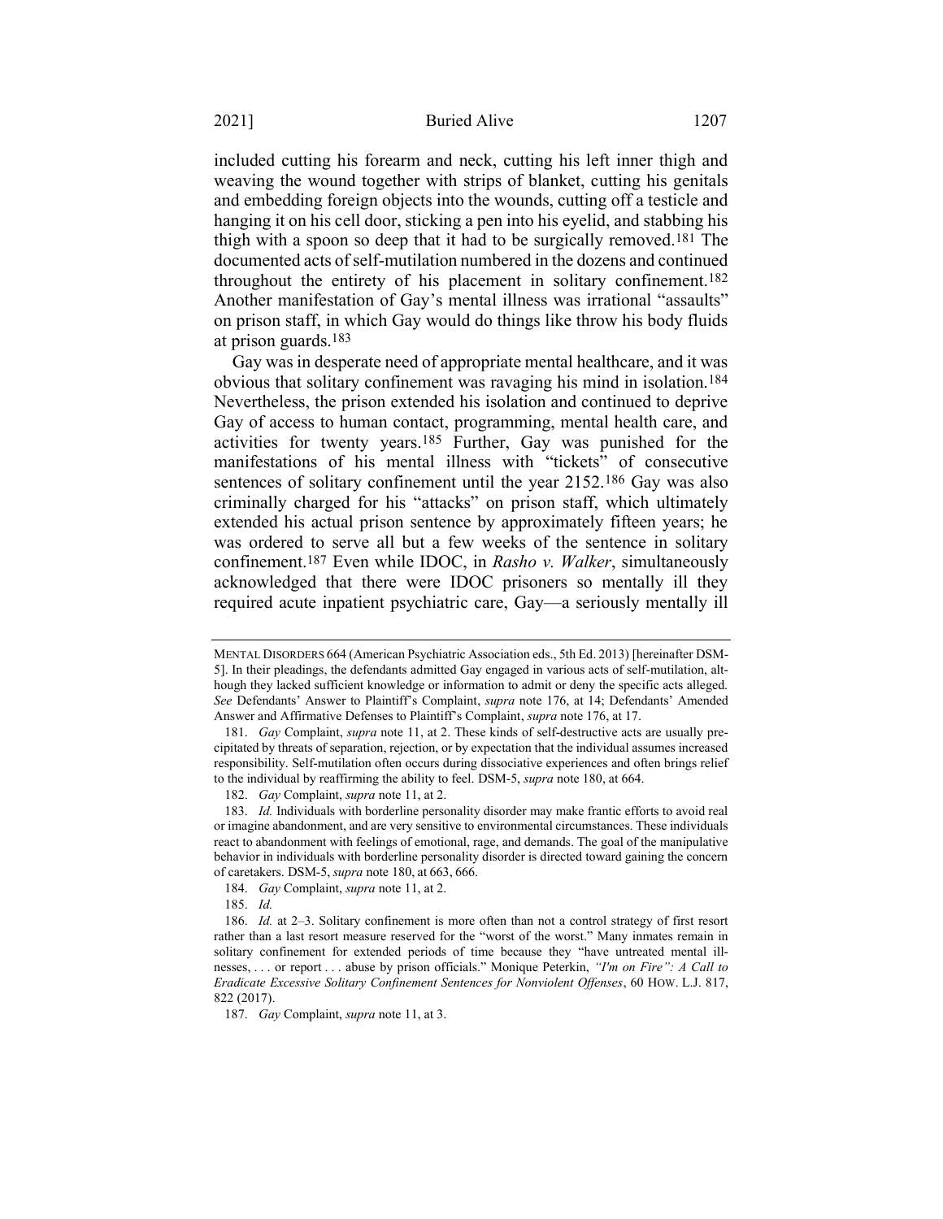included cutting his forearm and neck, cutting his left inner thigh and weaving the wound together with strips of blanket, cutting his genitals and embedding foreign objects into the wounds, cutting off a testicle and hanging it on his cell door, sticking a pen into his eyelid, and stabbing his thigh with a spoon so deep that it had to be surgically removed.[181] The documented acts of self-mutilation numbered in the dozens and continued throughout the entirety of his placement in solitary confinement.[182] Another manifestation of Gay's mental illness was irrational "assaults" on prison staff, in which Gay would do things like throw his body fluids at prison guards.[183]

Gay was in desperate need of appropriate mental healthcare, and it was obvious that solitary confinement was ravaging his mind in isolation.[184] Nevertheless, the prison extended his isolation and continued to deprive Gay of access to human contact, programming, mental health care, and activities for twenty years.[185] Further, Gay was punished for the manifestations of his mental illness with "tickets" of consecutive sentences of solitary confinement until the year 2152.[186] Gay was also criminally charged for his "attacks" on prison staff, which ultimately extended his actual prison sentence by approximately fifteen years; he was ordered to serve all but a few weeks of the sentence in solitary confinement.[187] Even while IDOC, in *Rasho v. Walker*, simultaneously acknowledged that there were IDOC prisoners so mentally ill they required acute inpatient psychiatric care, Gay—a seriously mentally ill

---

MENTAL DISORDERS 664 (American Psychiatric Association eds., 5th Ed. 2013) [hereinafter DSM-5]. In their pleadings, the defendants admitted Gay engaged in various acts of self-mutilation, although they lacked sufficient knowledge or information to admit or deny the specific acts alleged. *See* Defendants' Answer to Plaintiff's Complaint, *supra* note 176, at 14; Defendants' Amended Answer and Affirmative Defenses to Plaintiff's Complaint, *supra* note 176, at 17.

181. *Gay* Complaint, *supra* note 11, at 2. These kinds of self-destructive acts are usually precipitated by threats of separation, rejection, or by expectation that the individual assumes increased responsibility. Self-mutilation often occurs during dissociative experiences and often brings relief to the individual by reaffirming the ability to feel. DSM-5, *supra* note 180, at 664.

182. *Gay* Complaint, *supra* note 11, at 2.

183. *Id.* Individuals with borderline personality disorder may make frantic efforts to avoid real or imagine abandonment, and are very sensitive to environmental circumstances. These individuals react to abandonment with feelings of emotional, rage, and demands. The goal of the manipulative behavior in individuals with borderline personality disorder is directed toward gaining the concern of caretakers. DSM-5, *supra* note 180, at 663, 666.

184. *Gay* Complaint, *supra* note 11, at 2.

185. *Id.*

186. *Id.* at 2–3. Solitary confinement is more often than not a control strategy of first resort rather than a last resort measure reserved for the "worst of the worst." Many inmates remain in solitary confinement for extended periods of time because they "have untreated mental illnesses, . . . or report . . . abuse by prison officials." Monique Peterkin, *"I'm on Fire": A Call to Eradicate Excessive Solitary Confinement Sentences for Nonviolent Offenses*, 60 HOW. L.J. 817, 822 (2017).

187. *Gay* Complaint, *supra* note 11, at 3.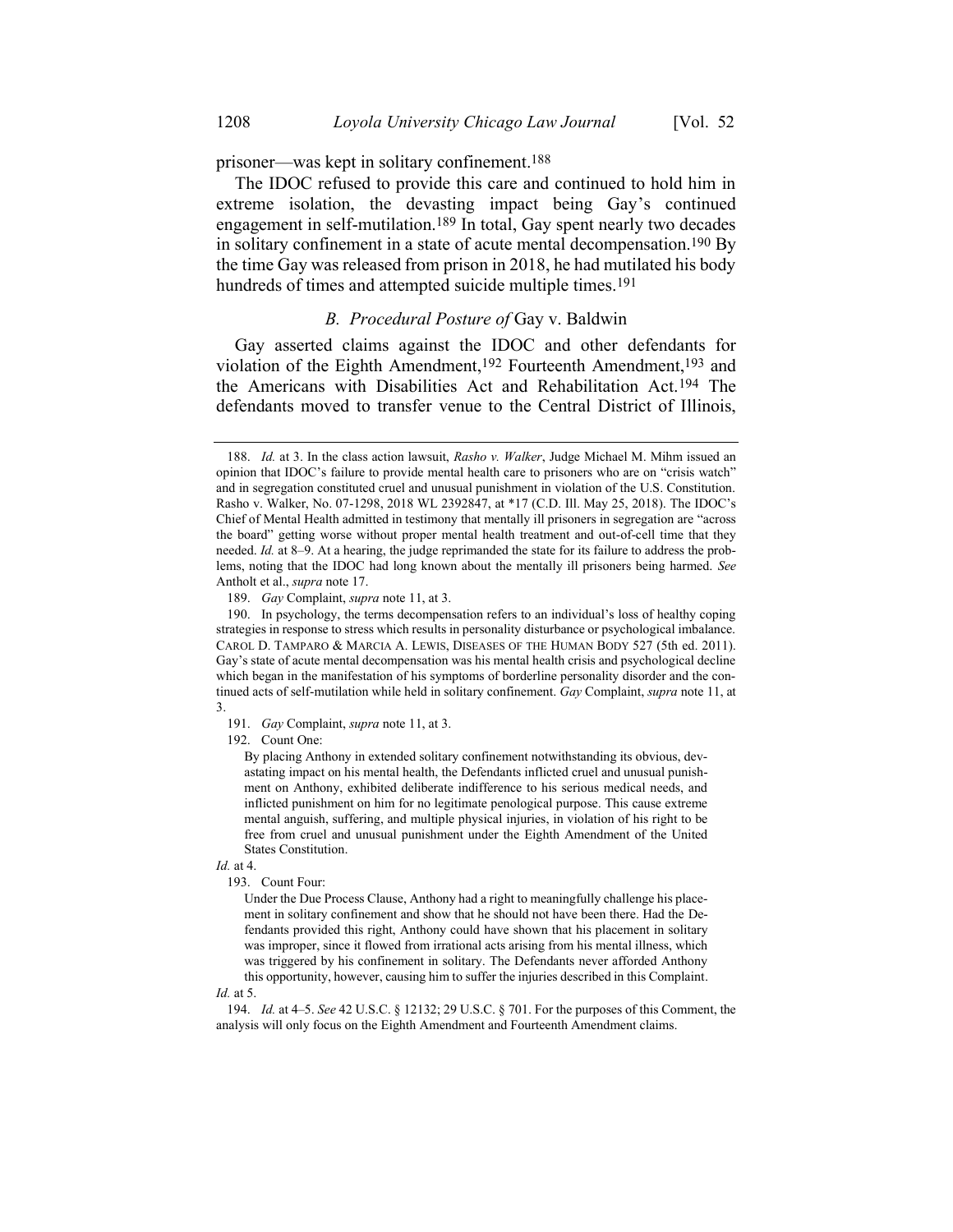prisoner—was kept in solitary confinement.[188]

The IDOC refused to provide this care and continued to hold him in extreme isolation, the devasting impact being Gay's continued engagement in self-mutilation.[189] In total, Gay spent nearly two decades in solitary confinement in a state of acute mental decompensation.[190] By the time Gay was released from prison in 2018, he had mutilated his body hundreds of times and attempted suicide multiple times.[191]

### B. Procedural Posture of *Gay* v. Baldwin

Gay asserted claims against the IDOC and other defendants for violation of the Eighth Amendment,[192] Fourteenth Amendment,[193] and the Americans with Disabilities Act and Rehabilitation Act.[194] The defendants moved to transfer venue to the Central District of Illinois,

---

188. *Id.* at 3. In the class action lawsuit, *Rasho v. Walker*, Judge Michael M. Mihm issued an opinion that IDOC's failure to provide mental health care to prisoners who are on "crisis watch" and in segregation constituted cruel and unusual punishment in violation of the U.S. Constitution. Rasho v. Walker, No. 07-1298, 2018 WL 2392847, at *17 (C.D. Ill. May 25, 2018). The IDOC's Chief of Mental Health admitted in testimony that mentally ill prisoners in segregation are "across the board" getting worse without proper mental health treatment and out-of-cell time that they needed. *Id.* at 8–9. At a hearing, the judge reprimanded the state for its failure to address the problems, noting that the IDOC had long known about the mentally ill prisoners being harmed. *See* Antholt et al., *supra* note 17.

189. *Gay* Complaint, *supra* note 11, at 3.

190. In psychology, the terms decompensation refers to an individual's loss of healthy coping strategies in response to stress which results in personality disturbance or psychological imbalance. CAROL D. TAMPARO & MARCIA A. LEWIS, DISEASES OF THE HUMAN BODY 527 (5th ed. 2011). Gay's state of acute mental decompensation was his mental health crisis and psychological decline which began in the manifestation of his symptoms of borderline personality disorder and the continued acts of self-mutilation while held in solitary confinement. *Gay* Complaint, *supra* note 11, at 3.

191. *Gay* Complaint, *supra* note 11, at 3.

192. Count One:

> By placing Anthony in extended solitary confinement notwithstanding its obvious, devastating impact on his mental health, the Defendants inflicted cruel and unusual punishment on Anthony, exhibited deliberate indifference to his serious medical needs, and inflicted punishment on him for no legitimate penological purpose. This cause extreme mental anguish, suffering, and multiple physical injuries, in violation of his right to be free from cruel and unusual punishment under the Eighth Amendment of the United States Constitution.

*Id.* at 4.

193. Count Four:

> Under the Due Process Clause, Anthony had a right to meaningfully challenge his placement in solitary confinement and show that he should not have been there. Had the Defendants provided this right, Anthony could have shown that his placement in solitary was improper, since it flowed from irrational acts arising from his mental illness, which was triggered by his confinement in solitary. The Defendants never afforded Anthony this opportunity, however, causing him to suffer the injuries described in this Complaint.

*Id.* at 5.

194. *Id.* at 4–5. *See* 42 U.S.C. § 12132; 29 U.S.C. § 701. For the purposes of this Comment, the analysis will only focus on the Eighth Amendment and Fourteenth Amendment claims.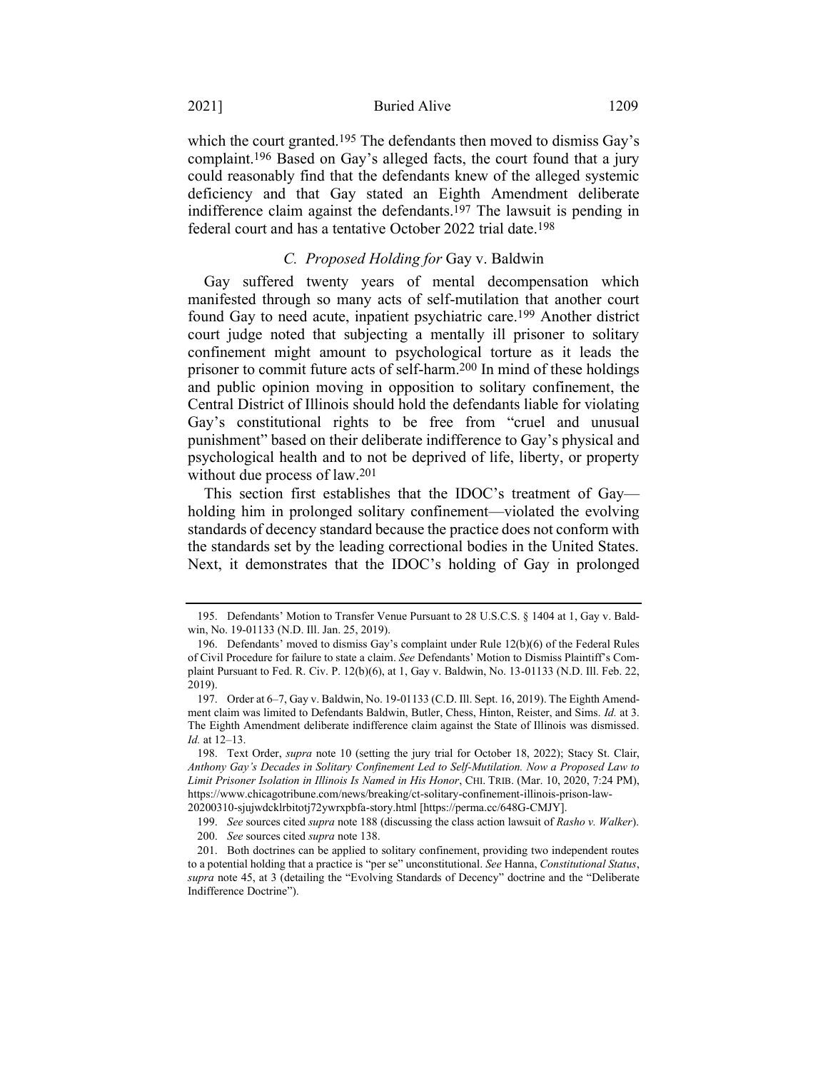which the court granted.[195] The defendants then moved to dismiss Gay's complaint.[196] Based on Gay's alleged facts, the court found that a jury could reasonably find that the defendants knew of the alleged systemic deficiency and that Gay stated an Eighth Amendment deliberate indifference claim against the defendants.[197] The lawsuit is pending in federal court and has a tentative October 2022 trial date.[198]

### *C. Proposed Holding for* Gay v. Baldwin

Gay suffered twenty years of mental decompensation which manifested through so many acts of self-mutilation that another court found Gay to need acute, inpatient psychiatric care.[199] Another district court judge noted that subjecting a mentally ill prisoner to solitary confinement might amount to psychological torture as it leads the prisoner to commit future acts of self-harm.[200] In mind of these holdings and public opinion moving in opposition to solitary confinement, the Central District of Illinois should hold the defendants liable for violating Gay's constitutional rights to be free from "cruel and unusual punishment" based on their deliberate indifference to Gay's physical and psychological health and to not be deprived of life, liberty, or property without due process of law.[201]

This section first establishes that the IDOC's treatment of Gay—holding him in prolonged solitary confinement—violated the evolving standards of decency standard because the practice does not conform with the standards set by the leading correctional bodies in the United States. Next, it demonstrates that the IDOC's holding of Gay in prolonged

---

195. Defendants' Motion to Transfer Venue Pursuant to 28 U.S.C.S. § 1404 at 1, Gay v. Baldwin, No. 19-01133 (N.D. Ill. Jan. 25, 2019).

196. Defendants' moved to dismiss Gay's complaint under Rule 12(b)(6) of the Federal Rules of Civil Procedure for failure to state a claim. *See* Defendants' Motion to Dismiss Plaintiff's Complaint Pursuant to Fed. R. Civ. P. 12(b)(6), at 1, Gay v. Baldwin, No. 13-01133 (N.D. Ill. Feb. 22, 2019).

197. Order at 6–7, Gay v. Baldwin, No. 19-01133 (C.D. Ill. Sept. 16, 2019). The Eighth Amendment claim was limited to Defendants Baldwin, Butler, Chess, Hinton, Reister, and Sims. *Id.* at 3. The Eighth Amendment deliberate indifference claim against the State of Illinois was dismissed. *Id.* at 12–13.

198. Text Order, *supra* note 10 (setting the jury trial for October 18, 2022); Stacy St. Clair, *Anthony Gay's Decades in Solitary Confinement Led to Self-Mutilation. Now a Proposed Law to Limit Prisoner Isolation in Illinois Is Named in His Honor*, CHI. TRIB. (Mar. 10, 2020, 7:24 PM), https://www.chicagotribune.com/news/breaking/ct-solitary-confinement-illinois-prison-law-20200310-sjujwdcklrbitotj72ywrxpbfa-story.html [https://perma.cc/648G-CMJY].

199. *See* sources cited *supra* note 188 (discussing the class action lawsuit of *Rasho v. Walker*).

200. *See* sources cited *supra* note 138.

201. Both doctrines can be applied to solitary confinement, providing two independent routes to a potential holding that a practice is "per se" unconstitutional. *See* Hanna, *Constitutional Status*, *supra* note 45, at 3 (detailing the "Evolving Standards of Decency" doctrine and the "Deliberate Indifference Doctrine").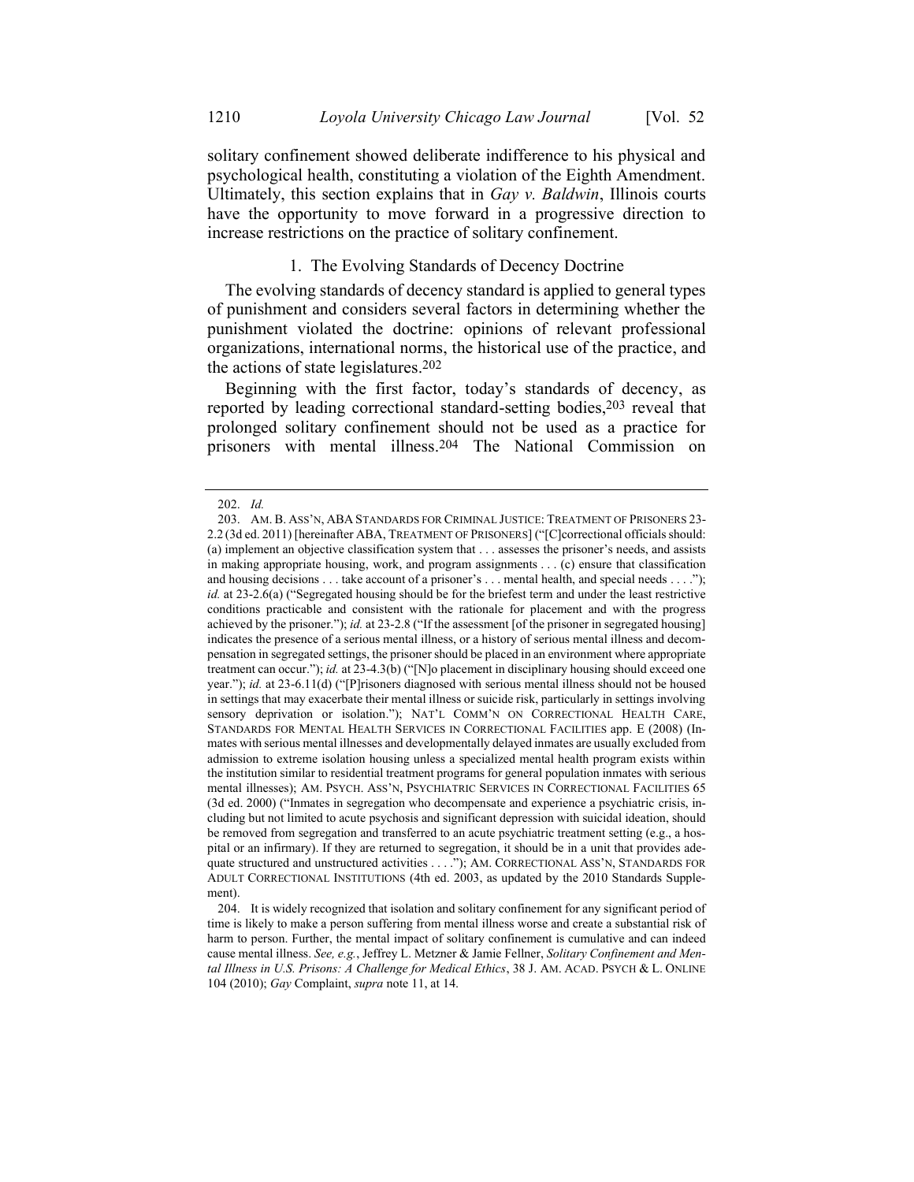solitary confinement showed deliberate indifference to his physical and psychological health, constituting a violation of the Eighth Amendment. Ultimately, this section explains that in *Gay v. Baldwin*, Illinois courts have the opportunity to move forward in a progressive direction to increase restrictions on the practice of solitary confinement.

### 1. The Evolving Standards of Decency Doctrine

The evolving standards of decency standard is applied to general types of punishment and considers several factors in determining whether the punishment violated the doctrine: opinions of relevant professional organizations, international norms, the historical use of the practice, and the actions of state legislatures.[202]

Beginning with the first factor, today's standards of decency, as reported by leading correctional standard-setting bodies,[203] reveal that prolonged solitary confinement should not be used as a practice for prisoners with mental illness.[204] The National Commission on

---

202. *Id.*

203. AM. B. ASS'N, ABA STANDARDS FOR CRIMINAL JUSTICE: TREATMENT OF PRISONERS 23-2.2 (3d ed. 2011) [hereinafter ABA, TREATMENT OF PRISONERS] ("[C]correctional officials should: (a) implement an objective classification system that . . . assesses the prisoner's needs, and assists in making appropriate housing, work, and program assignments . . . (c) ensure that classification and housing decisions . . . take account of a prisoner's . . . mental health, and special needs . . . ."); *id.* at 23-2.6(a) ("Segregated housing should be for the briefest term and under the least restrictive conditions practicable and consistent with the rationale for placement and with the progress achieved by the prisoner."); *id.* at 23-2.8 ("If the assessment [of the prisoner in segregated housing] indicates the presence of a serious mental illness, or a history of serious mental illness and decompensation in segregated settings, the prisoner should be placed in an environment where appropriate treatment can occur."); *id.* at 23-4.3(b) ("[N]o placement in disciplinary housing should exceed one year."); *id.* at 23-6.11(d) ("[P]risoners diagnosed with serious mental illness should not be housed in settings that may exacerbate their mental illness or suicide risk, particularly in settings involving sensory deprivation or isolation."); NAT'L COMM'N ON CORRECTIONAL HEALTH CARE, STANDARDS FOR MENTAL HEALTH SERVICES IN CORRECTIONAL FACILITIES app. E (2008) (Inmates with serious mental illnesses and developmentally delayed inmates are usually excluded from admission to extreme isolation housing unless a specialized mental health program exists within the institution similar to residential treatment programs for general population inmates with serious mental illnesses); AM. PSYCH. ASS'N, PSYCHIATRIC SERVICES IN CORRECTIONAL FACILITIES 65 (3d ed. 2000) ("Inmates in segregation who decompensate and experience a psychiatric crisis, including but not limited to acute psychosis and significant depression with suicidal ideation, should be removed from segregation and transferred to an acute psychiatric treatment setting (e.g., a hospital or an infirmary). If they are returned to segregation, it should be in a unit that provides adequate structured and unstructured activities . . . ."); AM. CORRECTIONAL ASS'N, STANDARDS FOR ADULT CORRECTIONAL INSTITUTIONS (4th ed. 2003, as updated by the 2010 Standards Supplement).

204. It is widely recognized that isolation and solitary confinement for any significant period of time is likely to make a person suffering from mental illness worse and create a substantial risk of harm to person. Further, the mental impact of solitary confinement is cumulative and can indeed cause mental illness. *See, e.g.*, Jeffrey L. Metzner & Jamie Fellner, *Solitary Confinement and Mental Illness in U.S. Prisons: A Challenge for Medical Ethics*, 38 J. AM. ACAD. PSYCH & L. ONLINE 104 (2010); *Gay* Complaint, *supra* note 11, at 14.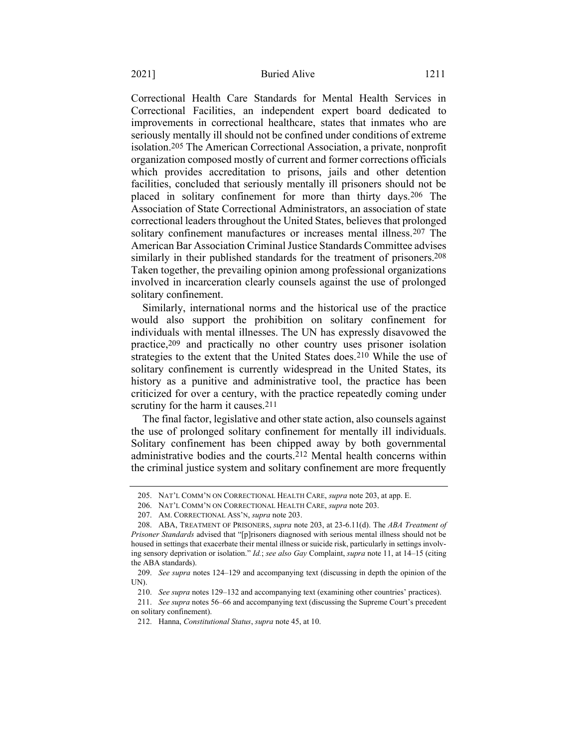Correctional Health Care Standards for Mental Health Services in Correctional Facilities, an independent expert board dedicated to improvements in correctional healthcare, states that inmates who are seriously mentally ill should not be confined under conditions of extreme isolation.[205] The American Correctional Association, a private, nonprofit organization composed mostly of current and former corrections officials which provides accreditation to prisons, jails and other detention facilities, concluded that seriously mentally ill prisoners should not be placed in solitary confinement for more than thirty days.[206] The Association of State Correctional Administrators, an association of state correctional leaders throughout the United States, believes that prolonged solitary confinement manufactures or increases mental illness.[207] The American Bar Association Criminal Justice Standards Committee advises similarly in their published standards for the treatment of prisoners.[208] Taken together, the prevailing opinion among professional organizations involved in incarceration clearly counsels against the use of prolonged solitary confinement.

Similarly, international norms and the historical use of the practice would also support the prohibition on solitary confinement for individuals with mental illnesses. The UN has expressly disavowed the practice,[209] and practically no other country uses prisoner isolation strategies to the extent that the United States does.[210] While the use of solitary confinement is currently widespread in the United States, its history as a punitive and administrative tool, the practice has been criticized for over a century, with the practice repeatedly coming under scrutiny for the harm it causes.[211]

The final factor, legislative and other state action, also counsels against the use of prolonged solitary confinement for mentally ill individuals. Solitary confinement has been chipped away by both governmental administrative bodies and the courts.[212] Mental health concerns within the criminal justice system and solitary confinement are more frequently

205. NAT'L COMM'N ON CORRECTIONAL HEALTH CARE, *supra* note 203, at app. E.

206. NAT'L COMM'N ON CORRECTIONAL HEALTH CARE, *supra* note 203.

207. AM. CORRECTIONAL ASS'N, *supra* note 203.

208. ABA, TREATMENT OF PRISONERS, *supra* note 203, at 23-6.11(d). The *ABA Treatment of Prisoner Standards* advised that "[p]risoners diagnosed with serious mental illness should not be housed in settings that exacerbate their mental illness or suicide risk, particularly in settings involving sensory deprivation or isolation." *Id.*; *see also Gay* Complaint, *supra* note 11, at 14–15 (citing the ABA standards).

209. *See supra* notes 124–129 and accompanying text (discussing in depth the opinion of the UN).

210. *See supra* notes 129–132 and accompanying text (examining other countries' practices).

211. *See supra* notes 56–66 and accompanying text (discussing the Supreme Court's precedent on solitary confinement).

212. Hanna, *Constitutional Status*, *supra* note 45, at 10.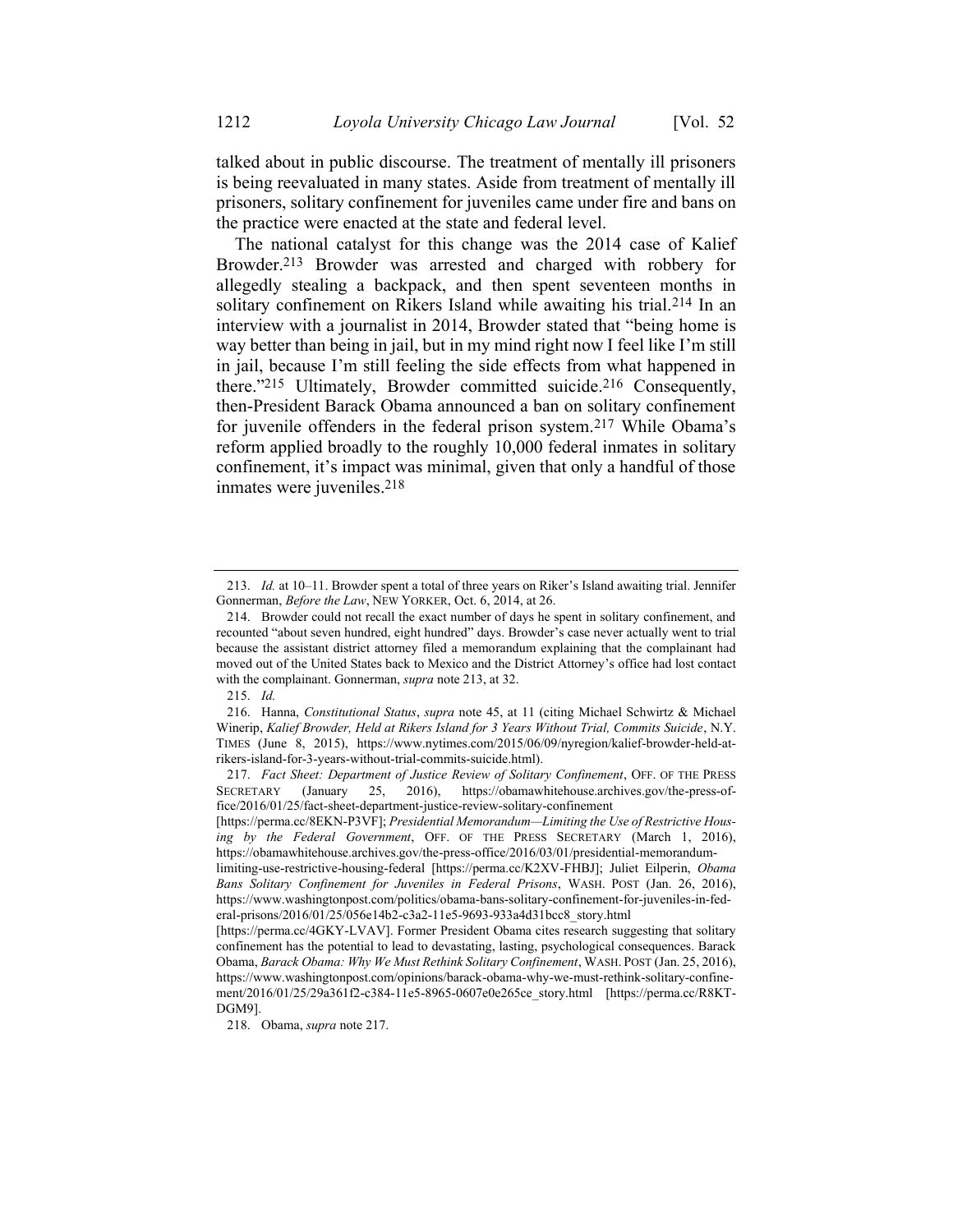talked about in public discourse. The treatment of mentally ill prisoners is being reevaluated in many states. Aside from treatment of mentally ill prisoners, solitary confinement for juveniles came under fire and bans on the practice were enacted at the state and federal level.

The national catalyst for this change was the 2014 case of Kalief Browder.[213] Browder was arrested and charged with robbery for allegedly stealing a backpack, and then spent seventeen months in solitary confinement on Rikers Island while awaiting his trial.[214] In an interview with a journalist in 2014, Browder stated that "being home is way better than being in jail, but in my mind right now I feel like I'm still in jail, because I'm still feeling the side effects from what happened in there."[215] Ultimately, Browder committed suicide.[216] Consequently, then-President Barack Obama announced a ban on solitary confinement for juvenile offenders in the federal prison system.[217] While Obama's reform applied broadly to the roughly 10,000 federal inmates in solitary confinement, it's impact was minimal, given that only a handful of those inmates were juveniles.[218]

---

213. *Id.* at 10–11. Browder spent a total of three years on Riker's Island awaiting trial. Jennifer Gonnerman, *Before the Law*, NEW YORKER, Oct. 6, 2014, at 26.

214. Browder could not recall the exact number of days he spent in solitary confinement, and recounted "about seven hundred, eight hundred" days. Browder's case never actually went to trial because the assistant district attorney filed a memorandum explaining that the complainant had moved out of the United States back to Mexico and the District Attorney's office had lost contact with the complainant. Gonnerman, *supra* note 213, at 32.

215. *Id.*

216. Hanna, *Constitutional Status*, *supra* note 45, at 11 (citing Michael Schwirtz & Michael Winerip, *Kalief Browder, Held at Rikers Island for 3 Years Without Trial, Commits Suicide*, N.Y. TIMES (June 8, 2015), https://www.nytimes.com/2015/06/09/nyregion/kalief-browder-held-at-rikers-island-for-3-years-without-trial-commits-suicide.html).

217. *Fact Sheet: Department of Justice Review of Solitary Confinement*, OFF. OF THE PRESS SECRETARY (January 25, 2016), https://obamawhitehouse.archives.gov/the-press-office/2016/01/25/fact-sheet-department-justice-review-solitary-confinement [https://perma.cc/8EKN-P3VF]; *Presidential Memorandum—Limiting the Use of Restrictive Housing by the Federal Government*, OFF. OF THE PRESS SECRETARY (March 1, 2016), https://obamawhitehouse.archives.gov/the-press-office/2016/03/01/presidential-memorandum-limiting-use-restrictive-housing-federal [https://perma.cc/K2XV-FHBJ]; Juliet Eilperin, *Obama Bans Solitary Confinement for Juveniles in Federal Prisons*, WASH. POST (Jan. 26, 2016), https://www.washingtonpost.com/politics/obama-bans-solitary-confinement-for-juveniles-in-federal-prisons/2016/01/25/056e14b2-c3a2-11e5-9693-933a4d31bcc8_story.html [https://perma.cc/4GKY-LVAV]. Former President Obama cites research suggesting that solitary confinement has the potential to lead to devastating, lasting, psychological consequences. Barack Obama, *Barack Obama: Why We Must Rethink Solitary Confinement*, WASH. POST (Jan. 25, 2016), https://www.washingtonpost.com/opinions/barack-obama-why-we-must-rethink-solitary-confinement/2016/01/25/29a361f2-c384-11e5-8965-0607e0e265ce_story.html [https://perma.cc/R8KT-DGM9].

218. Obama, *supra* note 217.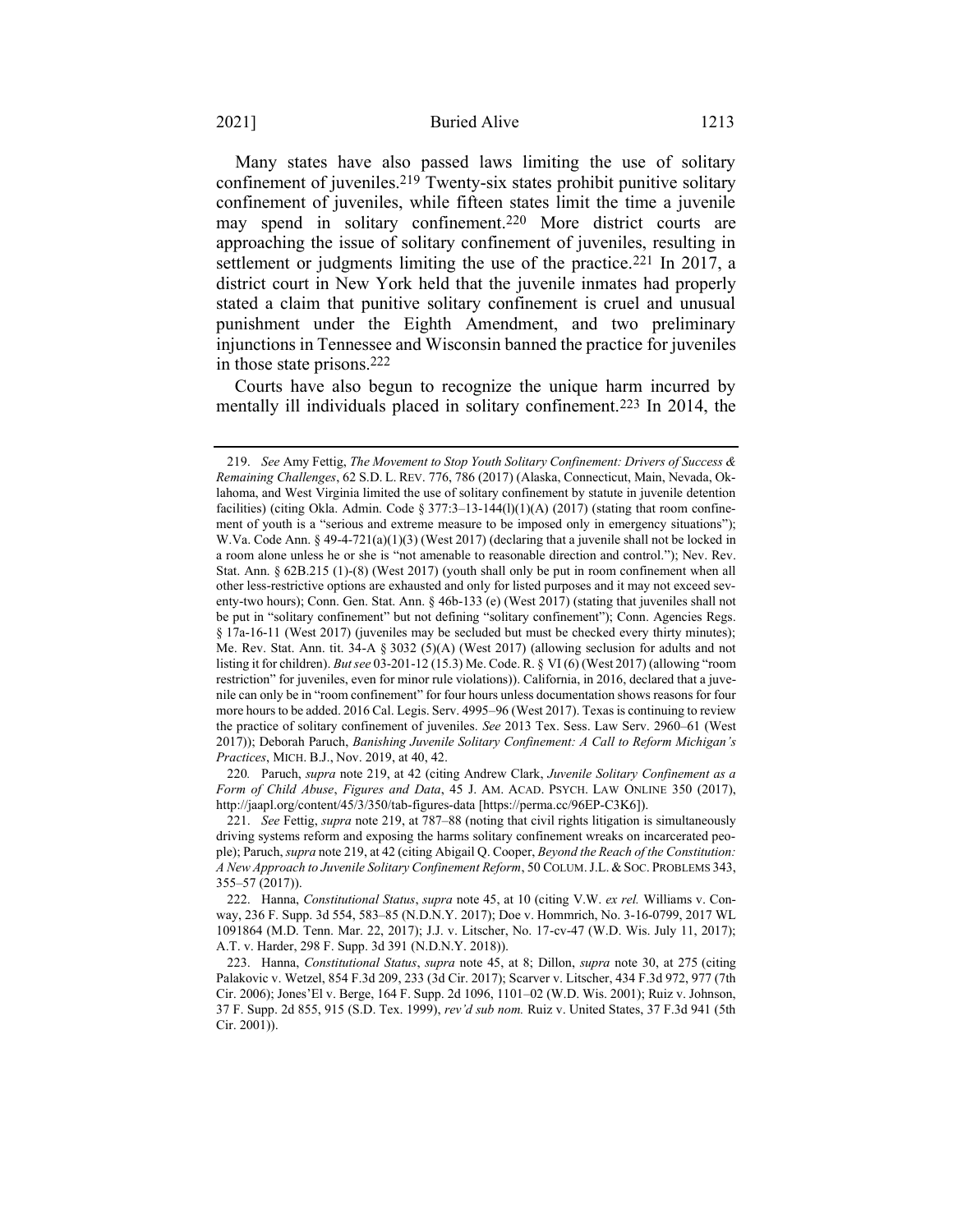Many states have also passed laws limiting the use of solitary confinement of juveniles.[219] Twenty-six states prohibit punitive solitary confinement of juveniles, while fifteen states limit the time a juvenile may spend in solitary confinement.[220] More district courts are approaching the issue of solitary confinement of juveniles, resulting in settlement or judgments limiting the use of the practice.[221] In 2017, a district court in New York held that the juvenile inmates had properly stated a claim that punitive solitary confinement is cruel and unusual punishment under the Eighth Amendment, and two preliminary injunctions in Tennessee and Wisconsin banned the practice for juveniles in those state prisons.[222]

Courts have also begun to recognize the unique harm incurred by mentally ill individuals placed in solitary confinement.[223] In 2014, the

---

219. *See* Amy Fettig, *The Movement to Stop Youth Solitary Confinement: Drivers of Success & Remaining Challenges*, 62 S.D. L. REV. 776, 786 (2017) (Alaska, Connecticut, Main, Nevada, Oklahoma, and West Virginia limited the use of solitary confinement by statute in juvenile detention facilities) (citing Okla. Admin. Code § 377:3–13-144(l)(1)(A) (2017) (stating that room confinement of youth is a "serious and extreme measure to be imposed only in emergency situations"); W.Va. Code Ann. § 49-4-721(a)(1)(3) (West 2017) (declaring that a juvenile shall not be locked in a room alone unless he or she is "not amenable to reasonable direction and control."); Nev. Rev. Stat. Ann. § 62B.215 (1)-(8) (West 2017) (youth shall only be put in room confinement when all other less-restrictive options are exhausted and only for listed purposes and it may not exceed seventy-two hours); Conn. Gen. Stat. Ann. § 46b-133 (e) (West 2017) (stating that juveniles shall not be put in "solitary confinement" but not defining "solitary confinement"); Conn. Agencies Regs. § 17a-16-11 (West 2017) (juveniles may be secluded but must be checked every thirty minutes); Me. Rev. Stat. Ann. tit. 34-A § 3032 (5)(A) (West 2017) (allowing seclusion for adults and not listing it for children). *But see* 03-201-12 (15.3) Me. Code. R. § VI (6) (West 2017) (allowing "room restriction" for juveniles, even for minor rule violations)). California, in 2016, declared that a juvenile can only be in "room confinement" for four hours unless documentation shows reasons for four more hours to be added. 2016 Cal. Legis. Serv. 4995–96 (West 2017). Texas is continuing to review the practice of solitary confinement of juveniles. *See* 2013 Tex. Sess. Law Serv. 2960–61 (West 2017)); Deborah Paruch, *Banishing Juvenile Solitary Confinement: A Call to Reform Michigan's Practices*, MICH. B.J., Nov. 2019, at 40, 42.

220. Paruch, *supra* note 219, at 42 (citing Andrew Clark, *Juvenile Solitary Confinement as a Form of Child Abuse*, *Figures and Data*, 45 J. AM. ACAD. PSYCH. LAW ONLINE 350 (2017), http://jaapl.org/content/45/3/350/tab-figures-data [https://perma.cc/96EP-C3K6]).

221. *See* Fettig, *supra* note 219, at 787–88 (noting that civil rights litigation is simultaneously driving systems reform and exposing the harms solitary confinement wreaks on incarcerated people); Paruch, *supra* note 219, at 42 (citing Abigail Q. Cooper, *Beyond the Reach of the Constitution: A New Approach to Juvenile Solitary Confinement Reform*, 50 COLUM. J.L. & SOC. PROBLEMS 343, 355–57 (2017)).

222. Hanna, *Constitutional Status*, *supra* note 45, at 10 (citing V.W. *ex rel.* Williams v. Conway, 236 F. Supp. 3d 554, 583–85 (N.D.N.Y. 2017); Doe v. Hommrich, No. 3-16-0799, 2017 WL 1091864 (M.D. Tenn. Mar. 22, 2017); J.J. v. Litscher, No. 17-cv-47 (W.D. Wis. July 11, 2017); A.T. v. Harder, 298 F. Supp. 3d 391 (N.D.N.Y. 2018)).

223. Hanna, *Constitutional Status*, *supra* note 45, at 8; Dillon, *supra* note 30, at 275 (citing Palakovic v. Wetzel, 854 F.3d 209, 233 (3d Cir. 2017); Scarver v. Litscher, 434 F.3d 972, 977 (7th Cir. 2006); Jones'El v. Berge, 164 F. Supp. 2d 1096, 1101–02 (W.D. Wis. 2001); Ruiz v. Johnson, 37 F. Supp. 2d 855, 915 (S.D. Tex. 1999), *rev'd sub nom.* Ruiz v. United States, 37 F.3d 941 (5th Cir. 2001)).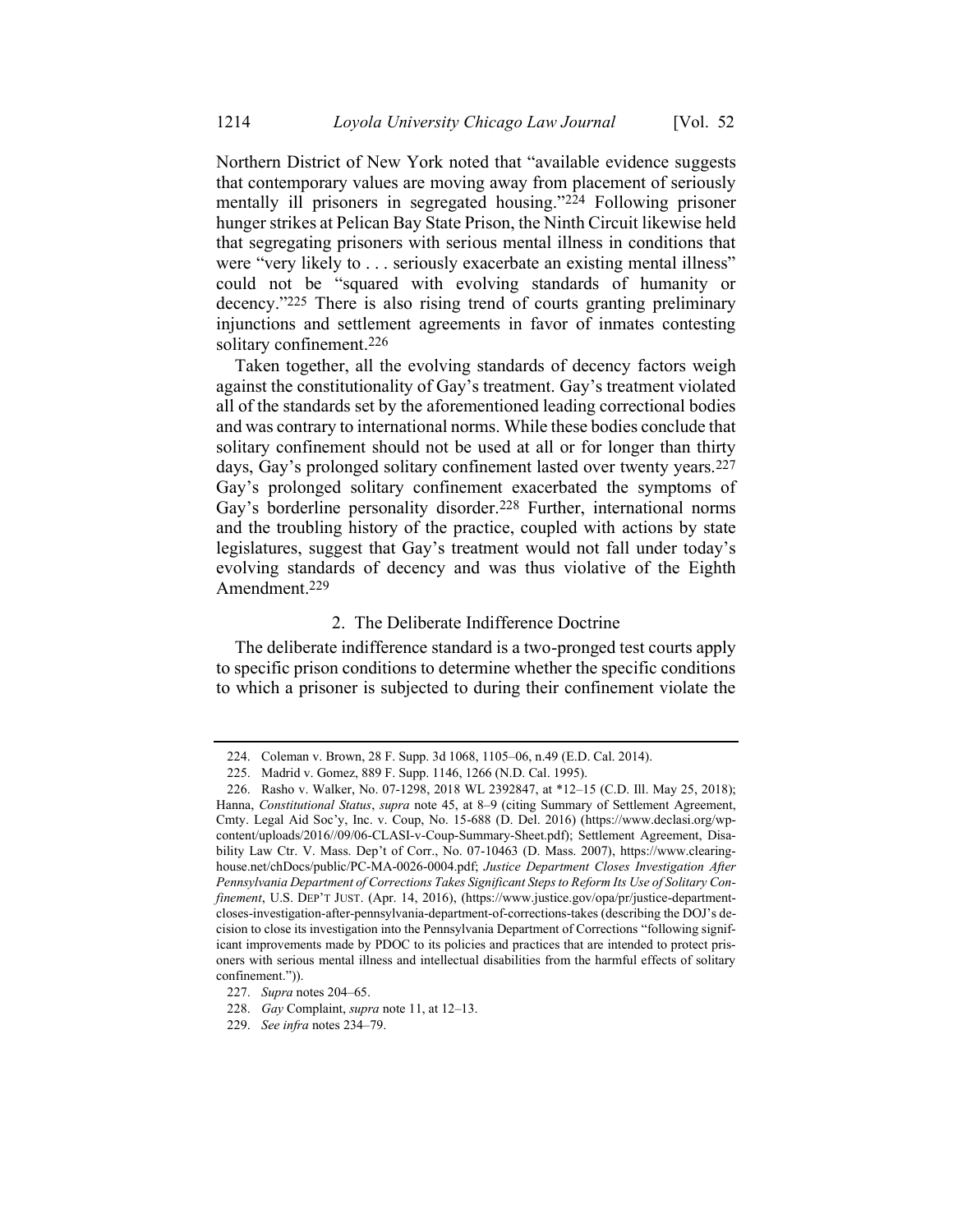Northern District of New York noted that "available evidence suggests that contemporary values are moving away from placement of seriously mentally ill prisoners in segregated housing."[224] Following prisoner hunger strikes at Pelican Bay State Prison, the Ninth Circuit likewise held that segregating prisoners with serious mental illness in conditions that were "very likely to . . . seriously exacerbate an existing mental illness" could not be "squared with evolving standards of humanity or decency."[225] There is also rising trend of courts granting preliminary injunctions and settlement agreements in favor of inmates contesting solitary confinement.[226]

Taken together, all the evolving standards of decency factors weigh against the constitutionality of Gay's treatment. Gay's treatment violated all of the standards set by the aforementioned leading correctional bodies and was contrary to international norms. While these bodies conclude that solitary confinement should not be used at all or for longer than thirty days, Gay's prolonged solitary confinement lasted over twenty years.[227] Gay's prolonged solitary confinement exacerbated the symptoms of Gay's borderline personality disorder.[228] Further, international norms and the troubling history of the practice, coupled with actions by state legislatures, suggest that Gay's treatment would not fall under today's evolving standards of decency and was thus violative of the Eighth Amendment.[229]

### 2. The Deliberate Indifference Doctrine

The deliberate indifference standard is a two-pronged test courts apply to specific prison conditions to determine whether the specific conditions to which a prisoner is subjected to during their confinement violate the

---

224. Coleman v. Brown, 28 F. Supp. 3d 1068, 1105–06, n.49 (E.D. Cal. 2014).

225. Madrid v. Gomez, 889 F. Supp. 1146, 1266 (N.D. Cal. 1995).

226. Rasho v. Walker, No. 07-1298, 2018 WL 2392847, at *12–15 (C.D. Ill. May 25, 2018); Hanna, *Constitutional Status*, *supra* note 45, at 8–9 (citing Summary of Settlement Agreement, Cmty. Legal Aid Soc'y, Inc. v. Coup, No. 15-688 (D. Del. 2016) (https://www.declasi.org/wp-content/uploads/2016//09/06-CLASI-v-Coup-Summary-Sheet.pdf); Settlement Agreement, Disability Law Ctr. V. Mass. Dep't of Corr., No. 07-10463 (D. Mass. 2007), https://www.clearinghouse.net/chDocs/public/PC-MA-0026-0004.pdf; *Justice Department Closes Investigation After Pennsylvania Department of Corrections Takes Significant Steps to Reform Its Use of Solitary Confinement*, U.S. DEP'T JUST. (Apr. 14, 2016), (https://www.justice.gov/opa/pr/justice-department-closes-investigation-after-pennsylvania-department-of-corrections-takes (describing the DOJ's decision to close its investigation into the Pennsylvania Department of Corrections "following significant improvements made by PDOC to its policies and practices that are intended to protect prisoners with serious mental illness and intellectual disabilities from the harmful effects of solitary confinement.")).

227. *Supra* notes 204–65.

228. *Gay* Complaint, *supra* note 11, at 12–13.

229. *See infra* notes 234–79.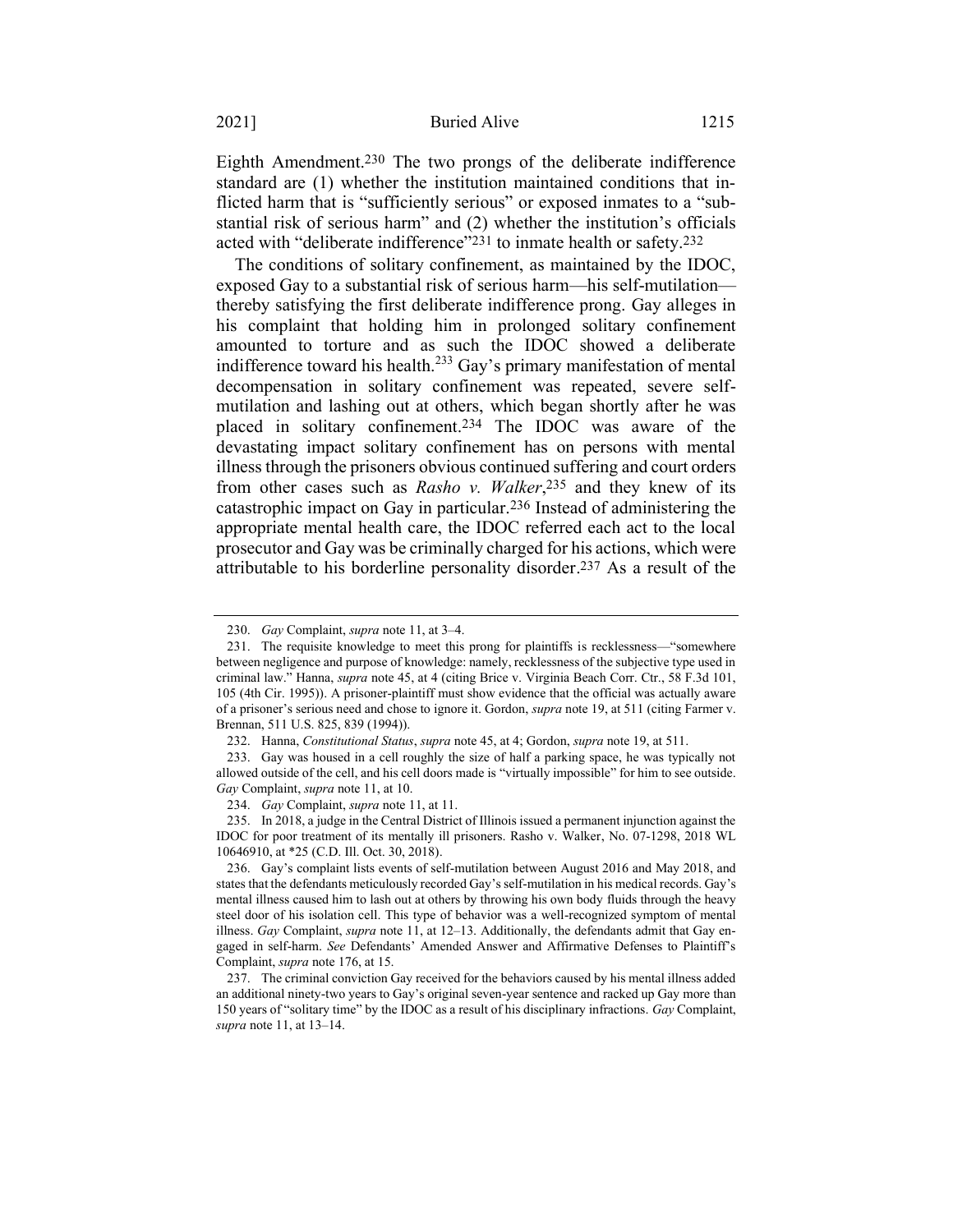Eighth Amendment.[230] The two prongs of the deliberate indifference standard are (1) whether the institution maintained conditions that inflicted harm that is "sufficiently serious" or exposed inmates to a "substantial risk of serious harm" and (2) whether the institution's officials acted with "deliberate indifference"[231] to inmate health or safety.[232]

The conditions of solitary confinement, as maintained by the IDOC, exposed Gay to a substantial risk of serious harm—his self-mutilation—thereby satisfying the first deliberate indifference prong. Gay alleges in his complaint that holding him in prolonged solitary confinement amounted to torture and as such the IDOC showed a deliberate indifference toward his health.[233] Gay's primary manifestation of mental decompensation in solitary confinement was repeated, severe self-mutilation and lashing out at others, which began shortly after he was placed in solitary confinement.[234] The IDOC was aware of the devastating impact solitary confinement has on persons with mental illness through the prisoners obvious continued suffering and court orders from other cases such as *Rasho v. Walker*,[235] and they knew of its catastrophic impact on Gay in particular.[236] Instead of administering the appropriate mental health care, the IDOC referred each act to the local prosecutor and Gay was be criminally charged for his actions, which were attributable to his borderline personality disorder.[237] As a result of the

---

230. *Gay* Complaint, *supra* note 11, at 3–4.

231. The requisite knowledge to meet this prong for plaintiffs is recklessness—"somewhere between negligence and purpose of knowledge: namely, recklessness of the subjective type used in criminal law." Hanna, *supra* note 45, at 4 (citing Brice v. Virginia Beach Corr. Ctr., 58 F.3d 101, 105 (4th Cir. 1995)). A prisoner-plaintiff must show evidence that the official was actually aware of a prisoner's serious need and chose to ignore it. Gordon, *supra* note 19, at 511 (citing Farmer v. Brennan, 511 U.S. 825, 839 (1994)).

232. Hanna, *Constitutional Status*, *supra* note 45, at 4; Gordon, *supra* note 19, at 511.

233. Gay was housed in a cell roughly the size of half a parking space, he was typically not allowed outside of the cell, and his cell doors made is "virtually impossible" for him to see outside. *Gay* Complaint, *supra* note 11, at 10.

234. *Gay* Complaint, *supra* note 11, at 11.

235. In 2018, a judge in the Central District of Illinois issued a permanent injunction against the IDOC for poor treatment of its mentally ill prisoners. Rasho v. Walker, No. 07-1298, 2018 WL 10646910, at \*25 (C.D. Ill. Oct. 30, 2018).

236. Gay's complaint lists events of self-mutilation between August 2016 and May 2018, and states that the defendants meticulously recorded Gay's self-mutilation in his medical records. Gay's mental illness caused him to lash out at others by throwing his own body fluids through the heavy steel door of his isolation cell. This type of behavior was a well-recognized symptom of mental illness. *Gay* Complaint, *supra* note 11, at 12–13. Additionally, the defendants admit that Gay engaged in self-harm. *See* Defendants' Amended Answer and Affirmative Defenses to Plaintiff's Complaint, *supra* note 176, at 15.

237. The criminal conviction Gay received for the behaviors caused by his mental illness added an additional ninety-two years to Gay's original seven-year sentence and racked up Gay more than 150 years of "solitary time" by the IDOC as a result of his disciplinary infractions. *Gay* Complaint, *supra* note 11, at 13–14.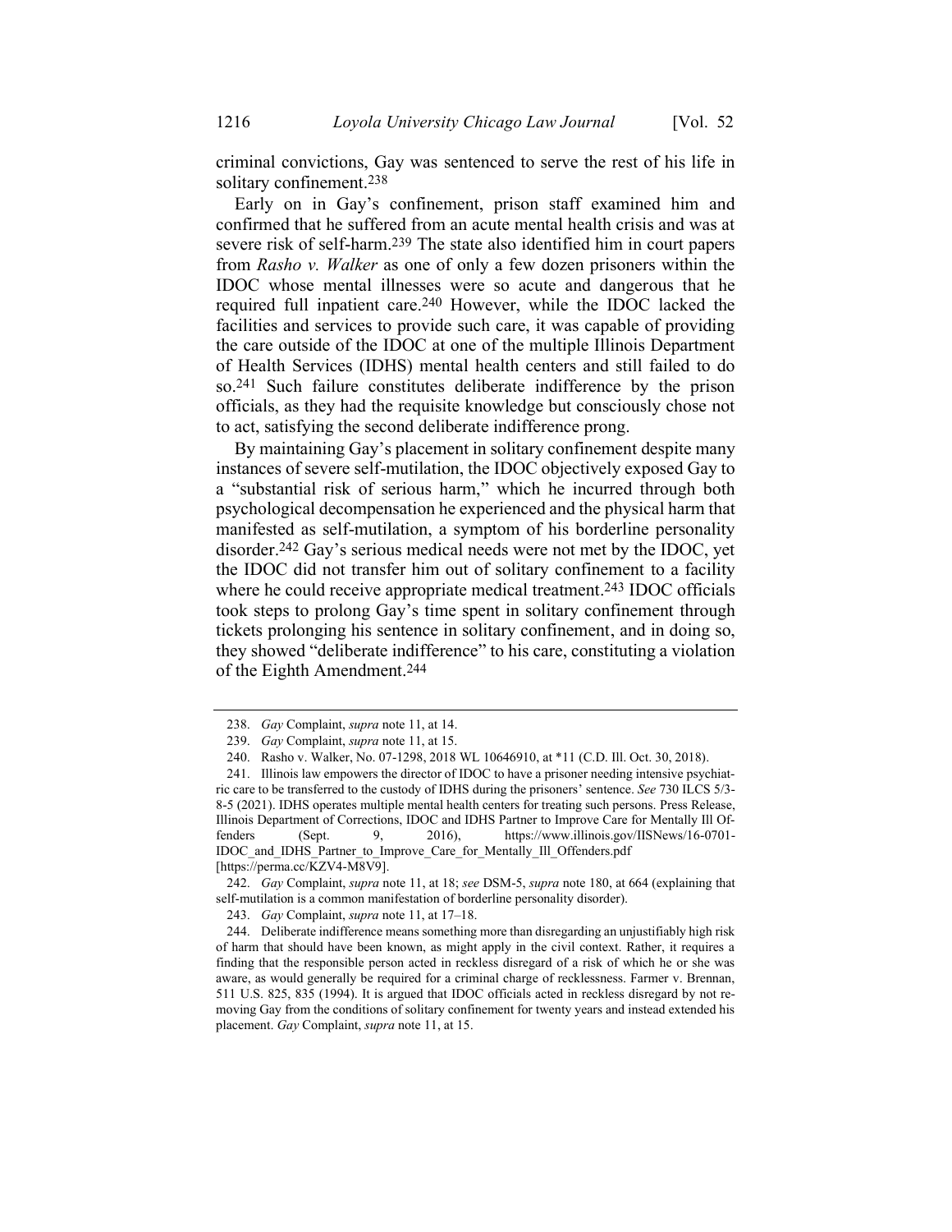criminal convictions, Gay was sentenced to serve the rest of his life in solitary confinement.[238]

Early on in Gay's confinement, prison staff examined him and confirmed that he suffered from an acute mental health crisis and was at severe risk of self-harm.[239] The state also identified him in court papers from *Rasho v. Walker* as one of only a few dozen prisoners within the IDOC whose mental illnesses were so acute and dangerous that he required full inpatient care.[240] However, while the IDOC lacked the facilities and services to provide such care, it was capable of providing the care outside of the IDOC at one of the multiple Illinois Department of Health Services (IDHS) mental health centers and still failed to do so.[241] Such failure constitutes deliberate indifference by the prison officials, as they had the requisite knowledge but consciously chose not to act, satisfying the second deliberate indifference prong.

By maintaining Gay's placement in solitary confinement despite many instances of severe self-mutilation, the IDOC objectively exposed Gay to a "substantial risk of serious harm," which he incurred through both psychological decompensation he experienced and the physical harm that manifested as self-mutilation, a symptom of his borderline personality disorder.[242] Gay's serious medical needs were not met by the IDOC, yet the IDOC did not transfer him out of solitary confinement to a facility where he could receive appropriate medical treatment.[243] IDOC officials took steps to prolong Gay's time spent in solitary confinement through tickets prolonging his sentence in solitary confinement, and in doing so, they showed "deliberate indifference" to his care, constituting a violation of the Eighth Amendment.[244]

---

238. *Gay* Complaint, *supra* note 11, at 14.

239. *Gay* Complaint, *supra* note 11, at 15.

240. Rasho v. Walker, No. 07-1298, 2018 WL 10646910, at *11 (C.D. Ill. Oct. 30, 2018).

241. Illinois law empowers the director of IDOC to have a prisoner needing intensive psychiatric care to be transferred to the custody of IDHS during the prisoners' sentence. *See* 730 ILCS 5/3-8-5 (2021). IDHS operates multiple mental health centers for treating such persons. Press Release, Illinois Department of Corrections, IDOC and IDHS Partner to Improve Care for Mentally Ill Offenders (Sept. 9, 2016), https://www.illinois.gov/IISNews/16-0701-IDOC_and_IDHS_Partner_to_Improve_Care_for_Mentally_Ill_Offenders.pdf [https://perma.cc/KZV4-M8V9].

242. *Gay* Complaint, *supra* note 11, at 18; *see* DSM-5, *supra* note 180, at 664 (explaining that self-mutilation is a common manifestation of borderline personality disorder).

243. *Gay* Complaint, *supra* note 11, at 17–18.

244. Deliberate indifference means something more than disregarding an unjustifiably high risk of harm that should have been known, as might apply in the civil context. Rather, it requires a finding that the responsible person acted in reckless disregard of a risk of which he or she was aware, as would generally be required for a criminal charge of recklessness. Farmer v. Brennan, 511 U.S. 825, 835 (1994). It is argued that IDOC officials acted in reckless disregard by not removing Gay from the conditions of solitary confinement for twenty years and instead extended his placement. *Gay* Complaint, *supra* note 11, at 15.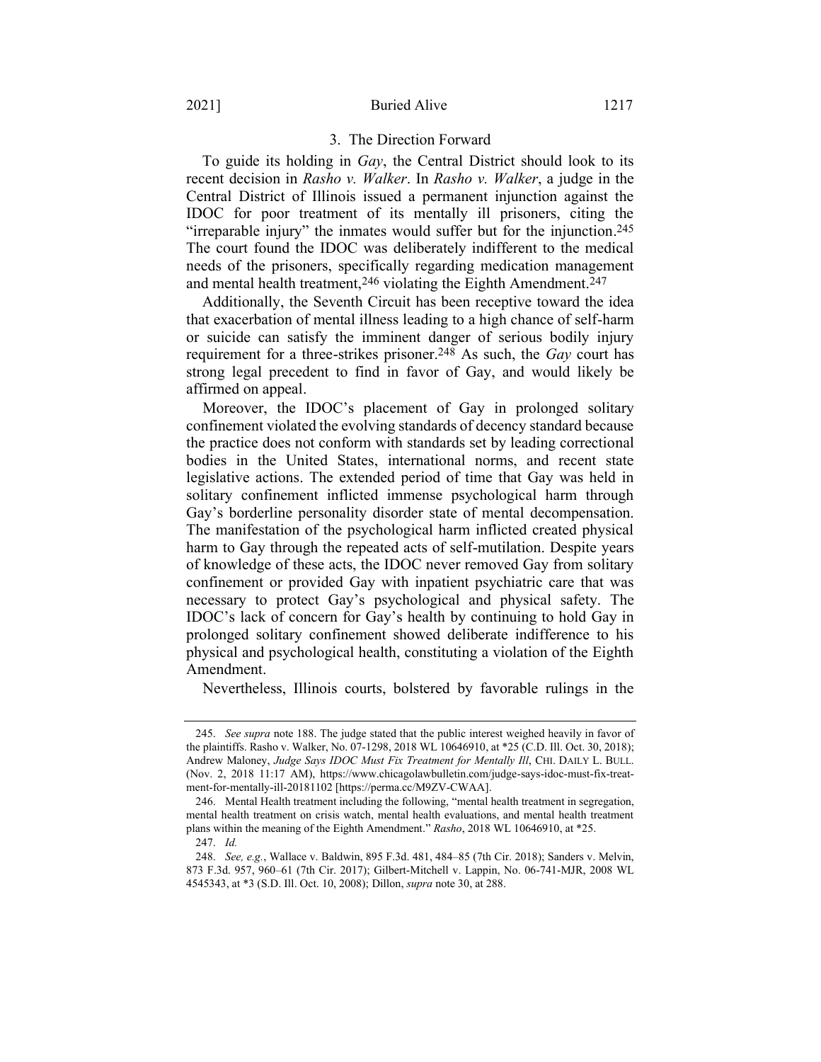### 3. The Direction Forward

To guide its holding in *Gay*, the Central District should look to its recent decision in *Rasho v. Walker*. In *Rasho v. Walker*, a judge in the Central District of Illinois issued a permanent injunction against the IDOC for poor treatment of its mentally ill prisoners, citing the "irreparable injury" the inmates would suffer but for the injunction.[245] The court found the IDOC was deliberately indifferent to the medical needs of the prisoners, specifically regarding medication management and mental health treatment,[246] violating the Eighth Amendment.[247]

Additionally, the Seventh Circuit has been receptive toward the idea that exacerbation of mental illness leading to a high chance of self-harm or suicide can satisfy the imminent danger of serious bodily injury requirement for a three-strikes prisoner.[248] As such, the *Gay* court has strong legal precedent to find in favor of Gay, and would likely be affirmed on appeal.

Moreover, the IDOC's placement of Gay in prolonged solitary confinement violated the evolving standards of decency standard because the practice does not conform with standards set by leading correctional bodies in the United States, international norms, and recent state legislative actions. The extended period of time that Gay was held in solitary confinement inflicted immense psychological harm through Gay's borderline personality disorder state of mental decompensation. The manifestation of the psychological harm inflicted created physical harm to Gay through the repeated acts of self-mutilation. Despite years of knowledge of these acts, the IDOC never removed Gay from solitary confinement or provided Gay with inpatient psychiatric care that was necessary to protect Gay's psychological and physical safety. The IDOC's lack of concern for Gay's health by continuing to hold Gay in prolonged solitary confinement showed deliberate indifference to his physical and psychological health, constituting a violation of the Eighth Amendment.

Nevertheless, Illinois courts, bolstered by favorable rulings in the

---

245. *See supra* note 188. The judge stated that the public interest weighed heavily in favor of the plaintiffs. Rasho v. Walker, No. 07-1298, 2018 WL 10646910, at *25 (C.D. Ill. Oct. 30, 2018); Andrew Maloney, *Judge Says IDOC Must Fix Treatment for Mentally Ill*, CHI. DAILY L. BULL. (Nov. 2, 2018 11:17 AM), https://www.chicagolawbulletin.com/judge-says-idoc-must-fix-treatment-for-mentally-ill-20181102 [https://perma.cc/M9ZV-CWAA].

246. Mental Health treatment including the following, "mental health treatment in segregation, mental health treatment on crisis watch, mental health evaluations, and mental health treatment plans within the meaning of the Eighth Amendment." *Rasho*, 2018 WL 10646910, at *25.

247. *Id.*

248. *See, e.g.*, Wallace v. Baldwin, 895 F.3d. 481, 484–85 (7th Cir. 2018); Sanders v. Melvin, 873 F.3d. 957, 960–61 (7th Cir. 2017); Gilbert-Mitchell v. Lappin, No. 06-741-MJR, 2008 WL 4545343, at *3 (S.D. Ill. Oct. 10, 2008); Dillon, *supra* note 30, at 288.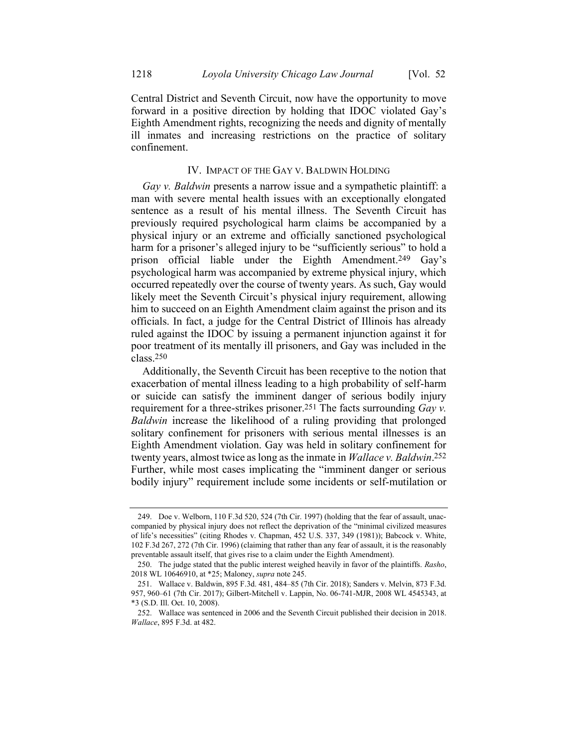Central District and Seventh Circuit, now have the opportunity to move forward in a positive direction by holding that IDOC violated Gay's Eighth Amendment rights, recognizing the needs and dignity of mentally ill inmates and increasing restrictions on the practice of solitary confinement.

## IV. IMPACT OF THE GAY V. BALDWIN HOLDING

*Gay v. Baldwin* presents a narrow issue and a sympathetic plaintiff: a man with severe mental health issues with an exceptionally elongated sentence as a result of his mental illness. The Seventh Circuit has previously required psychological harm claims be accompanied by a physical injury or an extreme and officially sanctioned psychological harm for a prisoner's alleged injury to be "sufficiently serious" to hold a prison official liable under the Eighth Amendment.[249] Gay's psychological harm was accompanied by extreme physical injury, which occurred repeatedly over the course of twenty years. As such, Gay would likely meet the Seventh Circuit's physical injury requirement, allowing him to succeed on an Eighth Amendment claim against the prison and its officials. In fact, a judge for the Central District of Illinois has already ruled against the IDOC by issuing a permanent injunction against it for poor treatment of its mentally ill prisoners, and Gay was included in the class.[250]

Additionally, the Seventh Circuit has been receptive to the notion that exacerbation of mental illness leading to a high probability of self-harm or suicide can satisfy the imminent danger of serious bodily injury requirement for a three-strikes prisoner.[251] The facts surrounding *Gay v. Baldwin* increase the likelihood of a ruling providing that prolonged solitary confinement for prisoners with serious mental illnesses is an Eighth Amendment violation. Gay was held in solitary confinement for twenty years, almost twice as long as the inmate in *Wallace v. Baldwin*.[252] Further, while most cases implicating the "imminent danger or serious bodily injury" requirement include some incidents or self-mutilation or

---

249. Doe v. Welborn, 110 F.3d 520, 524 (7th Cir. 1997) (holding that the fear of assault, unaccompanied by physical injury does not reflect the deprivation of the "minimal civilized measures of life's necessities" (citing Rhodes v. Chapman, 452 U.S. 337, 349 (1981)); Babcock v. White, 102 F.3d 267, 272 (7th Cir. 1996) (claiming that rather than any fear of assault, it is the reasonably preventable assault itself, that gives rise to a claim under the Eighth Amendment).

250. The judge stated that the public interest weighed heavily in favor of the plaintiffs. *Rasho*, 2018 WL 10646910, at *25; Maloney, *supra* note 245.

251. Wallace v. Baldwin, 895 F.3d. 481, 484–85 (7th Cir. 2018); Sanders v. Melvin, 873 F.3d. 957, 960–61 (7th Cir. 2017); Gilbert-Mitchell v. Lappin, No. 06-741-MJR, 2008 WL 4545343, at *3 (S.D. Ill. Oct. 10, 2008).

252. Wallace was sentenced in 2006 and the Seventh Circuit published their decision in 2018. *Wallace*, 895 F.3d. at 482.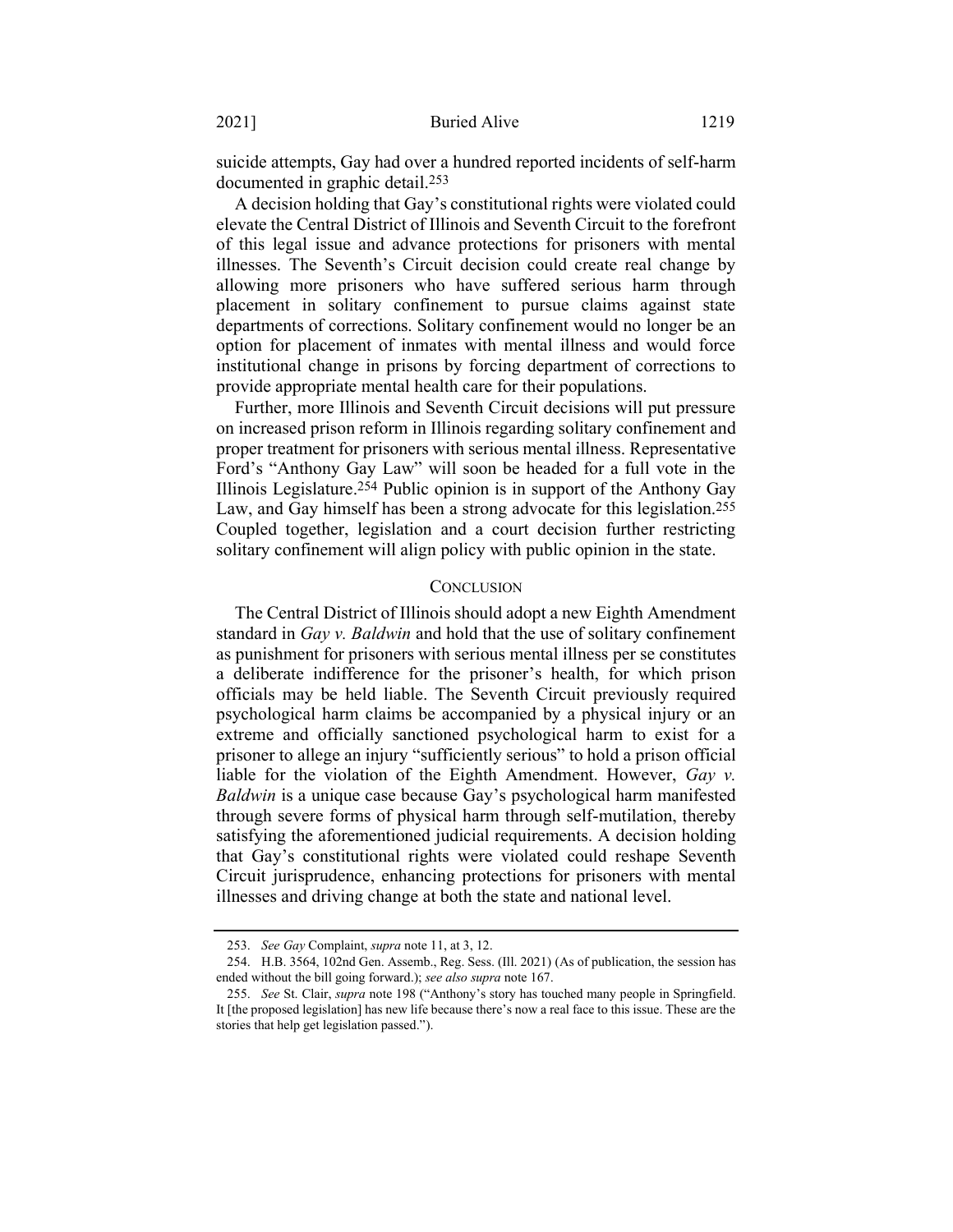suicide attempts, Gay had over a hundred reported incidents of self-harm documented in graphic detail.[253]

A decision holding that Gay's constitutional rights were violated could elevate the Central District of Illinois and Seventh Circuit to the forefront of this legal issue and advance protections for prisoners with mental illnesses. The Seventh's Circuit decision could create real change by allowing more prisoners who have suffered serious harm through placement in solitary confinement to pursue claims against state departments of corrections. Solitary confinement would no longer be an option for placement of inmates with mental illness and would force institutional change in prisons by forcing department of corrections to provide appropriate mental health care for their populations.

Further, more Illinois and Seventh Circuit decisions will put pressure on increased prison reform in Illinois regarding solitary confinement and proper treatment for prisoners with serious mental illness. Representative Ford's "Anthony Gay Law" will soon be headed for a full vote in the Illinois Legislature.[254] Public opinion is in support of the Anthony Gay Law, and Gay himself has been a strong advocate for this legislation.[255] Coupled together, legislation and a court decision further restricting solitary confinement will align policy with public opinion in the state.

## CONCLUSION

The Central District of Illinois should adopt a new Eighth Amendment standard in *Gay v. Baldwin* and hold that the use of solitary confinement as punishment for prisoners with serious mental illness per se constitutes a deliberate indifference for the prisoner's health, for which prison officials may be held liable. The Seventh Circuit previously required psychological harm claims be accompanied by a physical injury or an extreme and officially sanctioned psychological harm to exist for a prisoner to allege an injury "sufficiently serious" to hold a prison official liable for the violation of the Eighth Amendment. However, *Gay v. Baldwin* is a unique case because Gay's psychological harm manifested through severe forms of physical harm through self-mutilation, thereby satisfying the aforementioned judicial requirements. A decision holding that Gay's constitutional rights were violated could reshape Seventh Circuit jurisprudence, enhancing protections for prisoners with mental illnesses and driving change at both the state and national level.

---

253. *See Gay* Complaint, *supra* note 11, at 3, 12.

254. H.B. 3564, 102nd Gen. Assemb., Reg. Sess. (Ill. 2021) (As of publication, the session has ended without the bill going forward.); *see also supra* note 167.

255. *See* St. Clair, *supra* note 198 ("Anthony's story has touched many people in Springfield. It [the proposed legislation] has new life because there's now a real face to this issue. These are the stories that help get legislation passed.").